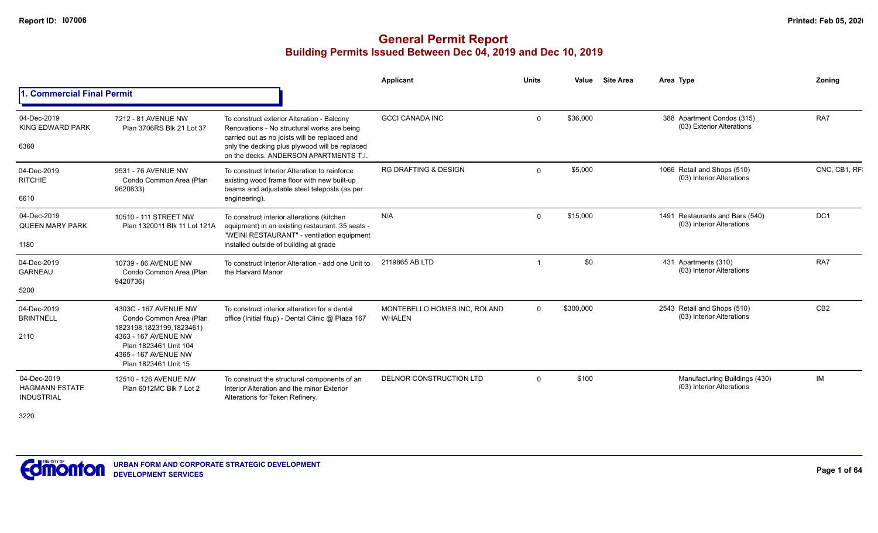**Report ID: I07006**

# General Permit Report
## Building Permits Issued Between Dec 04, 2019 and Dec 10, 2019

### 1. Commercial Final Permit

| | | | Applicant | Units | Value | Site Area | Area Type | Zoning |
|---|---|---|---|---|---|---|---|---|
| 04-Dec-2019 KING EDWARD PARK 6360 | 7212 - 81 AVENUE NW Plan 3706RS Blk 21 Lot 37 | To construct exterior Alteration - Balcony Renovations - No structural works are being carried out as no joists will be replaced and only the decking plus plywood will be replaced on the decks. ANDERSON APARTMENTS T.I. | GCCI CANADA INC | 0 | $36,000 | | 388 Apartment Condos (315) (03) Exterior Alterations | RA7 |
| 04-Dec-2019 RITCHIE 6610 | 9531 - 76 AVENUE NW Condo Common Area (Plan 9620833) | To construct Interior Alteration to reinforce existing wood frame floor with new built-up beams and adjustable steel teleposts (as per engineering). | RG DRAFTING & DESIGN | 0 | $5,000 | | 1066 Retail and Shops (510) (03) Interior Alterations | CNC, CB1, RF |
| 04-Dec-2019 QUEEN MARY PARK 1180 | 10510 - 111 STREET NW Plan 1320011 Blk 11 Lot 121A | To construct interior alterations (kitchen equipment) in an existing restaurant. 35 seats - "WEINI RESTAURANT" - ventilation equipment installed outside of building at grade | N/A | 0 | $15,000 | | 1491 Restaurants and Bars (540) (03) Interior Alterations | DC1 |
| 04-Dec-2019 GARNEAU 5200 | 10739 - 86 AVENUE NW Condo Common Area (Plan 9420736) | To construct Interior Alteration - add one Unit to the Harvard Manor | 2119865 AB LTD | 1 | $0 | | 431 Apartments (310) (03) Interior Alterations | RA7 |
| 04-Dec-2019 BRINTNELL 2110 | 4303C - 167 AVENUE NW Condo Common Area (Plan 1823198,1823199,1823461) 4363 - 167 AVENUE NW Plan 1823461 Unit 104 4365 - 167 AVENUE NW Plan 1823461 Unit 15 | To construct interior alteration for a dental office (Initial fitup) - Dental Clinic @ Plaza 167 | MONTEBELLO HOMES INC, ROLAND WHALEN | 0 | $300,000 | | 2543 Retail and Shops (510) (03) Interior Alterations | CB2 |
| 04-Dec-2019 HAGMANN ESTATE INDUSTRIAL 3220 | 12510 - 126 AVENUE NW Plan 6012MC Blk 7 Lot 2 | To construct the structural components of an Interior Alteration and the minor Exterior Alterations for Token Refinery. | DELNOR CONSTRUCTION LTD | 0 | $100 | | Manufacturing Buildings (430) (03) Interior Alterations | IM |

URBAN FORM AND CORPORATE STRATEGIC DEVELOPMENT
DEVELOPMENT SERVICES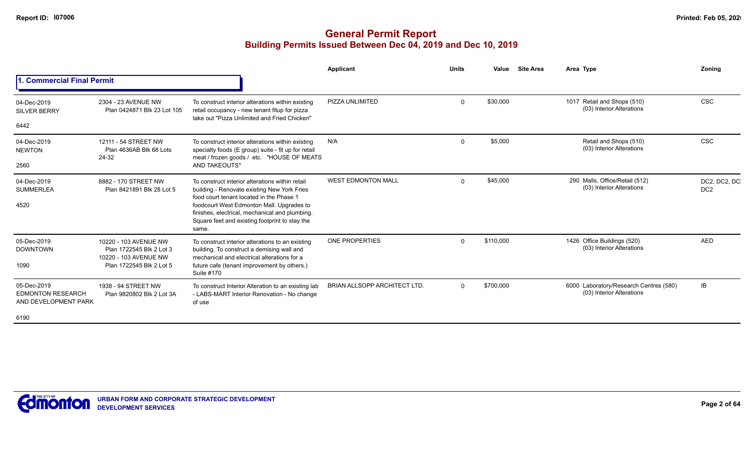# General Permit Report

## Building Permits Issued Between Dec 04, 2019 and Dec 10, 2019

### 1. Commercial Final Permit

| Date / Neighbourhood | Address / Legal | Description | Applicant | Units | Value | Site Area | Area Type | Zoning |
|---|---|---|---|---|---|---|---|---|
| 04-Dec-2019 SILVER BERRY 6442 | 2304 - 23 AVENUE NW Plan 0424871 Blk 23 Lot 105 | To construct interior alterations within existing retail occupancy - new tenant fitup for pizza take out "Pizza Unlimited and Fried Chicken" | PIZZA UNLIMITED | 0 | $30,000 | | 1017 Retail and Shops (510) (03) Interior Alterations | CSC |
| 04-Dec-2019 NEWTON 2560 | 12111 - 54 STREET NW Plan 4636AB Blk 68 Lots 24-32 | To construct interior alterations within existing specialty foods (E group) suite - fit up for retail meat / frozen goods / etc. "HOUSE OF MEATS AND TAKEOUTS" | N/A | 0 | $5,000 | | Retail and Shops (510) (03) Interior Alterations | CSC |
| 04-Dec-2019 SUMMERLEA 4520 | 8882 - 170 STREET NW Plan 8421891 Blk 28 Lot 5 | To construct interior alterations within retail building - Renovate existing New York Fries food court tenant located in the Phase 1 foodcourt West Edmonton Mall. Upgrades to finishes, electrical, mechanical and plumbing. Square feet and existing footprint to stay the same. | WEST EDMONTON MALL | 0 | $45,000 | | 290 Malls, Office/Retail (512) (03) Interior Alterations | DC2, DC2, DC2 DC2 |
| 05-Dec-2019 DOWNTOWN 1090 | 10220 - 103 AVENUE NW Plan 1722545 Blk 2 Lot 3 10220 - 103 AVENUE NW Plan 1722545 Blk 2 Lot 5 | To construct interior alterations to an existing building. To construct a demising wall and mechanical and electrical alterations for a future cafe (tenant improvement by others.) Suite #170 | ONE PROPERTIES | 0 | $110,000 | | 1426 Office Buildings (520) (03) Interior Alterations | AED |
| 05-Dec-2019 EDMONTON RESEARCH AND DEVELOPMENT PARK 6190 | 1938 - 94 STREET NW Plan 9820802 Blk 2 Lot 3A | To construct Interior Alteration to an existing lab - LABS-MART Interior Renovation - No change of use | BRIAN ALLSOPP ARCHITECT LTD. | 0 | $700,000 | | 6000 Laboratory/Research Centres (580) (03) Interior Alterations | IB |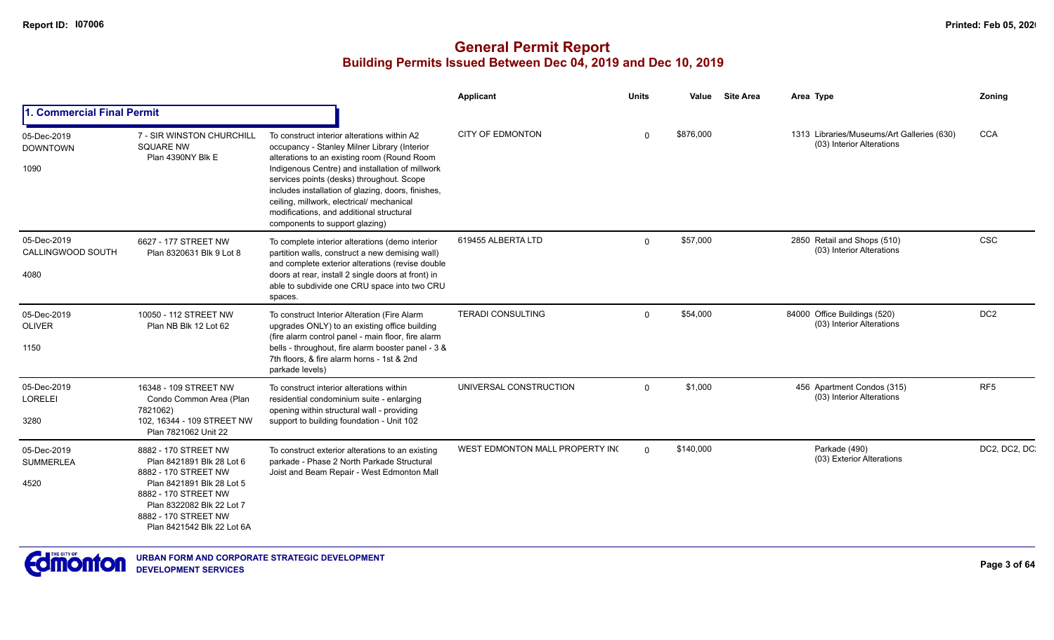# General Permit Report

## Building Permits Issued Between Dec 04, 2019 and Dec 10, 2019

| | | | Applicant | Units | Value | Site Area | Area Type | Zoning |
|---|---|---|---|---|---|---|---|---|
| **1. Commercial Final Permit** | | | | | | | | |
| 05-Dec-2019 DOWNTOWN 1090 | 7 - SIR WINSTON CHURCHILL SQUARE NW Plan 4390NY Blk E | To construct interior alterations within A2 occupancy - Stanley Milner Library (Interior alterations to an existing room (Round Room Indigenous Centre) and installation of millwork services points (desks) throughout. Scope includes installation of glazing, doors, finishes, ceiling, millwork, electrical/ mechanical modifications, and additional structural components to support glazing) | CITY OF EDMONTON | 0 | $876,000 | | 1313 Libraries/Museums/Art Galleries (630) (03) Interior Alterations | CCA |
| 05-Dec-2019 CALLINGWOOD SOUTH 4080 | 6627 - 177 STREET NW Plan 8320631 Blk 9 Lot 8 | To complete interior alterations (demo interior partition walls, construct a new demising wall) and complete exterior alterations (revise double doors at rear, install 2 single doors at front) in able to subdivide one CRU space into two CRU spaces. | 619455 ALBERTA LTD | 0 | $57,000 | | 2850 Retail and Shops (510) (03) Interior Alterations | CSC |
| 05-Dec-2019 OLIVER 1150 | 10050 - 112 STREET NW Plan NB Blk 12 Lot 62 | To construct Interior Alteration (Fire Alarm upgrades ONLY) to an existing office building (fire alarm control panel - main floor, fire alarm bells - throughout, fire alarm booster panel - 3 & 7th floors, & fire alarm horns - 1st & 2nd parkade levels) | TERADI CONSULTING | 0 | $54,000 | | 84000 Office Buildings (520) (03) Interior Alterations | DC2 |
| 05-Dec-2019 LORELEI 3280 | 16348 - 109 STREET NW Condo Common Area (Plan 7821062) 102, 16344 - 109 STREET NW Plan 7821062 Unit 22 | To construct interior alterations within residential condominium suite - enlarging opening within structural wall - providing support to building foundation - Unit 102 | UNIVERSAL CONSTRUCTION | 0 | $1,000 | | 456 Apartment Condos (315) (03) Interior Alterations | RF5 |
| 05-Dec-2019 SUMMERLEA 4520 | 8882 - 170 STREET NW Plan 8421891 Blk 28 Lot 6 8882 - 170 STREET NW Plan 8421891 Blk 28 Lot 5 8882 - 170 STREET NW Plan 8322082 Blk 22 Lot 7 8882 - 170 STREET NW Plan 8421542 Blk 22 Lot 6A | To construct exterior alterations to an existing parkade - Phase 2 North Parkade Structural Joist and Beam Repair - West Edmonton Mall | WEST EDMONTON MALL PROPERTY INC | 0 | $140,000 | | Parkade (490) (03) Exterior Alterations | DC2, DC2, DC |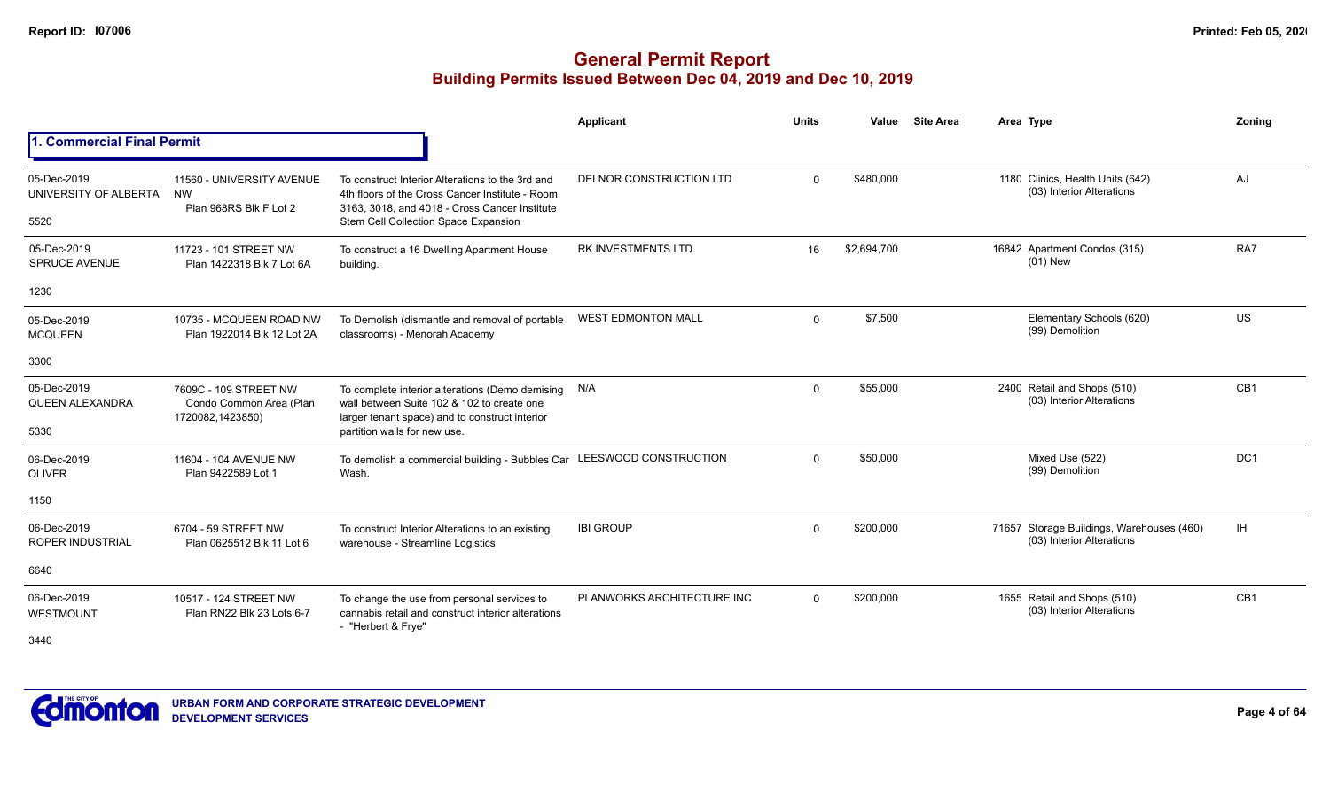# General Permit Report
## Building Permits Issued Between Dec 04, 2019 and Dec 10, 2019

### 1. Commercial Final Permit

| Date / Neighbourhood | Address / Legal | Description | Applicant | Units | Value | Site Area | Area Type | Zoning |
|---|---|---|---|---|---|---|---|---|
| 05-Dec-2019 UNIVERSITY OF ALBERTA 5520 | 11560 - UNIVERSITY AVENUE NW Plan 968RS Blk F Lot 2 | To construct Interior Alterations to the 3rd and 4th floors of the Cross Cancer Institute - Room 3163, 3018, and 4018 - Cross Cancer Institute Stem Cell Collection Space Expansion | DELNOR CONSTRUCTION LTD | 0 | $480,000 | | 1180 Clinics, Health Units (642) (03) Interior Alterations | AJ |
| 05-Dec-2019 SPRUCE AVENUE 1230 | 11723 - 101 STREET NW Plan 1422318 Blk 7 Lot 6A | To construct a 16 Dwelling Apartment House building. | RK INVESTMENTS LTD. | 16 | $2,694,700 | | 16842 Apartment Condos (315) (01) New | RA7 |
| 05-Dec-2019 MCQUEEN 3300 | 10735 - MCQUEEN ROAD NW Plan 1922014 Blk 12 Lot 2A | To Demolish (dismantle and removal of portable classrooms) - Menorah Academy | WEST EDMONTON MALL | 0 | $7,500 | | Elementary Schools (620) (99) Demolition | US |
| 05-Dec-2019 QUEEN ALEXANDRA 5330 | 7609C - 109 STREET NW Condo Common Area (Plan 1720082,1423850) | To complete interior alterations (Demo demising wall between Suite 102 & 102 to create one larger tenant space) and to construct interior partition walls for new use. | N/A | 0 | $55,000 | | 2400 Retail and Shops (510) (03) Interior Alterations | CB1 |
| 06-Dec-2019 OLIVER 1150 | 11604 - 104 AVENUE NW Plan 9422589 Lot 1 | To demolish a commercial building - Bubbles Car Wash. | LEESWOOD CONSTRUCTION | 0 | $50,000 | | Mixed Use (522) (99) Demolition | DC1 |
| 06-Dec-2019 ROPER INDUSTRIAL 6640 | 6704 - 59 STREET NW Plan 0625512 Blk 11 Lot 6 | To construct Interior Alterations to an existing warehouse - Streamline Logistics | IBI GROUP | 0 | $200,000 | | 71657 Storage Buildings, Warehouses (460) (03) Interior Alterations | IH |
| 06-Dec-2019 WESTMOUNT 3440 | 10517 - 124 STREET NW Plan RN22 Blk 23 Lots 6-7 | To change the use from personal services to cannabis retail and construct interior alterations - "Herbert & Frye" | PLANWORKS ARCHITECTURE INC | 0 | $200,000 | | 1655 Retail and Shops (510) (03) Interior Alterations | CB1 |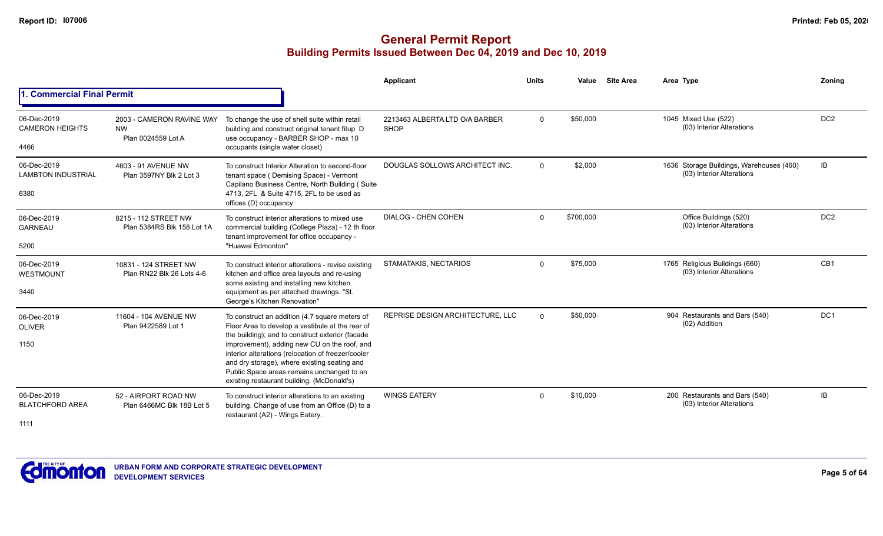# General Permit Report

## Building Permits Issued Between Dec 04, 2019 and Dec 10, 2019

### 1. Commercial Final Permit

| Date / Neighbourhood | Address / Legal | Description | Applicant | Units | Value | Site Area | Area Type | Zoning |
|---|---|---|---|---|---|---|---|---|
| 06-Dec-2019 CAMERON HEIGHTS 4466 | 2003 - CAMERON RAVINE WAY NW Plan 0024559 Lot A | To change the use of shell suite within retail building and construct original tenant fitup D use occupancy - BARBER SHOP - max 10 occupants (single water closet) | 2213463 ALBERTA LTD O/A BARBER SHOP | 0 | $50,000 | | 1045 Mixed Use (522) (03) Interior Alterations | DC2 |
| 06-Dec-2019 LAMBTON INDUSTRIAL 6380 | 4603 - 91 AVENUE NW Plan 3597NY Blk 2 Lot 3 | To construct Interior Alteration to second-floor tenant space ( Demising Space) - Vermont Capilano Business Centre, North Building ( Suite 4713, 2FL & Suite 4715, 2FL to be used as offices (D) occupancy | DOUGLAS SOLLOWS ARCHITECT INC. | 0 | $2,000 | | 1636 Storage Buildings, Warehouses (460) (03) Interior Alterations | IB |
| 06-Dec-2019 GARNEAU 5200 | 8215 - 112 STREET NW Plan 5384RS Blk 158 Lot 1A | To construct interior alterations to mixed use commercial building (College Plaza) - 12 th floor tenant improvement for office occupancy - "Huawei Edmonton" | DIALOG - CHEN COHEN | 0 | $700,000 | | Office Buildings (520) (03) Interior Alterations | DC2 |
| 06-Dec-2019 WESTMOUNT 3440 | 10831 - 124 STREET NW Plan RN22 Blk 26 Lots 4-6 | To construct interior alterations - revise existing kitchen and office area layouts and re-using some existing and installing new kitchen equipment as per attached drawings. "St. George's Kitchen Renovation" | STAMATAKIS, NECTARIOS | 0 | $75,000 | | 1765 Religious Buildings (660) (03) Interior Alterations | CB1 |
| 06-Dec-2019 OLIVER 1150 | 11604 - 104 AVENUE NW Plan 9422589 Lot 1 | To construct an addition (4.7 square meters of Floor Area to develop a vestibule at the rear of the building); and to construct exterior (facade improvement), adding new CU on the roof, and interior alterations (relocation of freezer/cooler and dry storage), where existing seating and Public Space areas remains unchanged to an existing restaurant building. (McDonald's) | REPRISE DESIGN ARCHITECTURE, LLC | 0 | $50,000 | | 904 Restaurants and Bars (540) (02) Addition | DC1 |
| 06-Dec-2019 BLATCHFORD AREA 1111 | 52 - AIRPORT ROAD NW Plan 6466MC Blk 18B Lot 5 | To construct interior alterations to an existing building. Change of use from an Office (D) to a restaurant (A2) - Wings Eatery. | WINGS EATERY | 0 | $10,000 | | 200 Restaurants and Bars (540) (03) Interior Alterations | IB |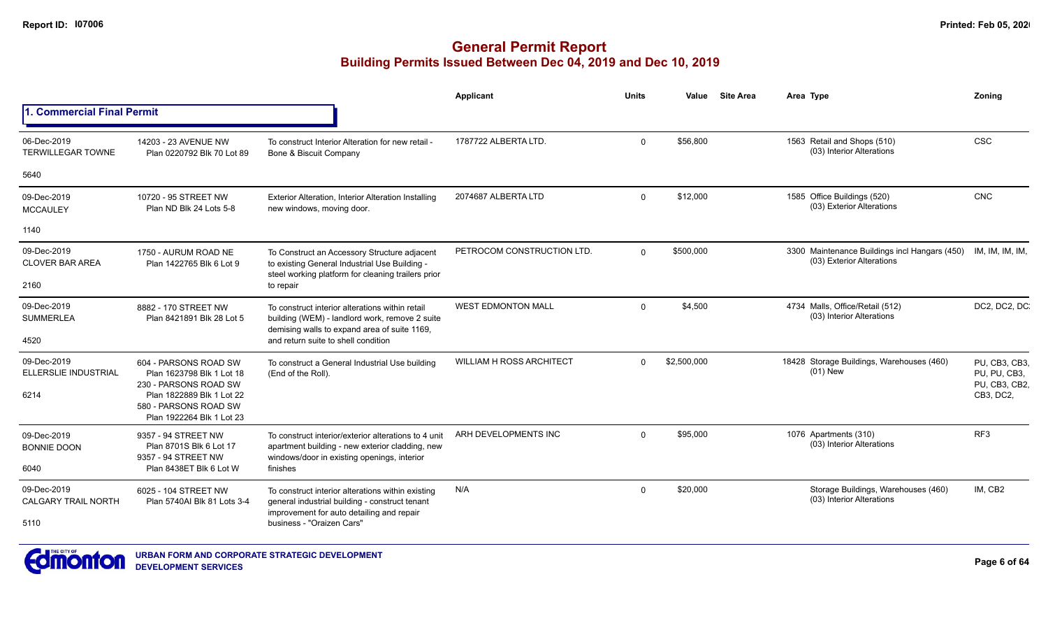# General Permit Report

## Building Permits Issued Between Dec 04, 2019 and Dec 10, 2019

### 1. Commercial Final Permit

| Date / Neighbourhood | Address / Legal | Description | Applicant | Units | Value | Site Area | Area Type | Zoning |
|---|---|---|---|---|---|---|---|---|
| 06-Dec-2019<br>TERWILLEGAR TOWNE<br>5640 | 14203 - 23 AVENUE NW<br>Plan 0220792 Blk 70 Lot 89 | To construct Interior Alteration for new retail - Bone & Biscuit Company | 1787722 ALBERTA LTD. | 0 | $56,800 | | 1563 Retail and Shops (510)<br>(03) Interior Alterations | CSC |
| 09-Dec-2019<br>MCCAULEY<br>1140 | 10720 - 95 STREET NW<br>Plan ND Blk 24 Lots 5-8 | Exterior Alteration, Interior Alteration Installing new windows, moving door. | 2074687 ALBERTA LTD | 0 | $12,000 | | 1585 Office Buildings (520)<br>(03) Exterior Alterations | CNC |
| 09-Dec-2019<br>CLOVER BAR AREA<br>2160 | 1750 - AURUM ROAD NE<br>Plan 1422765 Blk 6 Lot 9 | To Construct an Accessory Structure adjacent to existing General Industrial Use Building - steel working platform for cleaning trailers prior to repair | PETROCOM CONSTRUCTION LTD. | 0 | $500,000 | | 3300 Maintenance Buildings incl Hangars (450)<br>(03) Exterior Alterations | IM, IM, IM, IM, |
| 09-Dec-2019<br>SUMMERLEA<br>4520 | 8882 - 170 STREET NW<br>Plan 8421891 Blk 28 Lot 5 | To construct interior alterations within retail building (WEM) - landlord work, remove 2 suite demising walls to expand area of suite 1169, and return suite to shell condition | WEST EDMONTON MALL | 0 | $4,500 | | 4734 Malls, Office/Retail (512)<br>(03) Interior Alterations | DC2, DC2, DC |
| 09-Dec-2019<br>ELLERSLIE INDUSTRIAL<br>6214 | 604 - PARSONS ROAD SW<br>Plan 1623798 Blk 1 Lot 18<br>230 - PARSONS ROAD SW<br>Plan 1822889 Blk 1 Lot 22<br>580 - PARSONS ROAD SW<br>Plan 1922264 Blk 1 Lot 23 | To construct a General Industrial Use building (End of the Roll). | WILLIAM H ROSS ARCHITECT | 0 | $2,500,000 | | 18428 Storage Buildings, Warehouses (460)<br>(01) New | PU, CB3, CB3, PU, PU, CB3, PU, CB3, CB2, CB3, DC2, |
| 09-Dec-2019<br>BONNIE DOON<br>6040 | 9357 - 94 STREET NW<br>Plan 8701S Blk 6 Lot 17<br>9357 - 94 STREET NW<br>Plan 8438ET Blk 6 Lot W | To construct interior/exterior alterations to 4 unit apartment building - new exterior cladding, new windows/door in existing openings, interior finishes | ARH DEVELOPMENTS INC | 0 | $95,000 | | 1076 Apartments (310)<br>(03) Interior Alterations | RF3 |
| 09-Dec-2019<br>CALGARY TRAIL NORTH<br>5110 | 6025 - 104 STREET NW<br>Plan 5740AI Blk 81 Lots 3-4 | To construct interior alterations within existing general industrial building - construct tenant improvement for auto detailing and repair business - "Oraizen Cars" | N/A | 0 | $20,000 | | Storage Buildings, Warehouses (460)<br>(03) Interior Alterations | IM, CB2 |

URBAN FORM AND CORPORATE STRATEGIC DEVELOPMENT
DEVELOPMENT SERVICES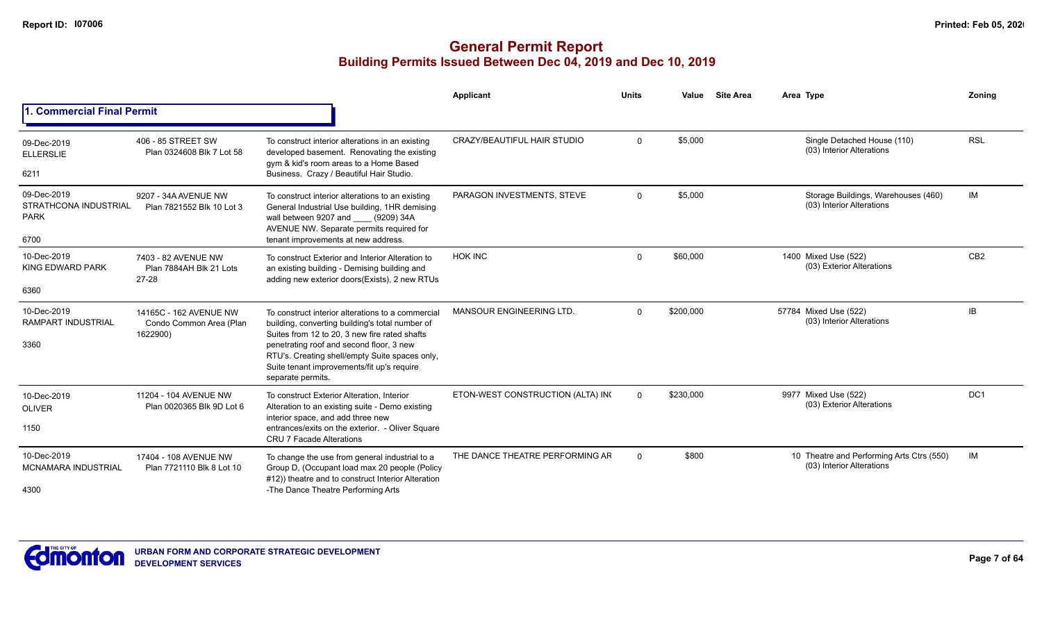## General Permit Report
### Building Permits Issued Between Dec 04, 2019 and Dec 10, 2019

### 1. Commercial Final Permit

| Date / Neighbourhood | Address / Legal | Description | Applicant | Units | Value | Site Area | Area | Type | Zoning |
|---|---|---|---|---|---|---|---|---|---|
| 09-Dec-2019 ELLERSLIE 6211 | 406 - 85 STREET SW Plan 0324608 Blk 7 Lot 58 | To construct interior alterations in an existing developed basement. Renovating the existing gym & kid's room areas to a Home Based Business. Crazy / Beautiful Hair Studio. | CRAZY/BEAUTIFUL HAIR STUDIO | 0 | $5,000 | | | Single Detached House (110) (03) Interior Alterations | RSL |
| 09-Dec-2019 STRATHCONA INDUSTRIAL PARK 6700 | 9207 - 34A AVENUE NW Plan 7821552 Blk 10 Lot 3 | To construct interior alterations to an existing General Industrial Use building, 1HR demising wall between 9207 and ____ (9209) 34A AVENUE NW. Separate permits required for tenant improvements at new address. | PARAGON INVESTMENTS, STEVE | 0 | $5,000 | | | Storage Buildings, Warehouses (460) (03) Interior Alterations | IM |
| 10-Dec-2019 KING EDWARD PARK 6360 | 7403 - 82 AVENUE NW Plan 7884AH Blk 21 Lots 27-28 | To construct Exterior and Interior Alteration to an existing building - Demising building and adding new exterior doors(Exists), 2 new RTUs | HOK INC | 0 | $60,000 | | 1400 | Mixed Use (522) (03) Exterior Alterations | CB2 |
| 10-Dec-2019 RAMPART INDUSTRIAL 3360 | 14165C - 162 AVENUE NW Condo Common Area (Plan 1622900) | To construct interior alterations to a commercial building, converting building's total number of Suites from 12 to 20, 3 new fire rated shafts penetrating roof and second floor, 3 new RTU's. Creating shell/empty Suite spaces only, Suite tenant improvements/fit up's require separate permits. | MANSOUR ENGINEERING LTD. | 0 | $200,000 | | 57784 | Mixed Use (522) (03) Interior Alterations | IB |
| 10-Dec-2019 OLIVER 1150 | 11204 - 104 AVENUE NW Plan 0020365 Blk 9D Lot 6 | To construct Exterior Alteration, Interior Alteration to an existing suite - Demo existing interior space, and add three new entrances/exits on the exterior. - Oliver Square CRU 7 Facade Alterations | ETON-WEST CONSTRUCTION (ALTA) IN( | 0 | $230,000 | | 9977 | Mixed Use (522) (03) Exterior Alterations | DC1 |
| 10-Dec-2019 MCNAMARA INDUSTRIAL 4300 | 17404 - 108 AVENUE NW Plan 7721110 Blk 8 Lot 10 | To change the use from general industrial to a Group D, (Occupant load max 20 people (Policy #12)) theatre and to construct Interior Alteration -The Dance Theatre Performing Arts | THE DANCE THEATRE PERFORMING AR | 0 | $800 | | 10 | Theatre and Performing Arts Ctrs (550) (03) Interior Alterations | IM |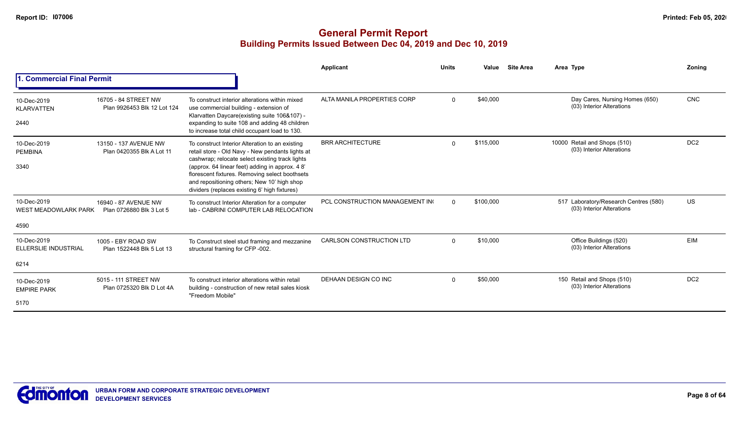# General Permit Report
## Building Permits Issued Between Dec 04, 2019 and Dec 10, 2019

### 1. Commercial Final Permit

| Date / Neighbourhood | Address / Legal | Description | Applicant | Units | Value | Site Area | Area | Type | Zoning |
|---|---|---|---|---|---|---|---|---|---|
| 10-Dec-2019 KLARVATTEN 2440 | 16705 - 84 STREET NW Plan 9926453 Blk 12 Lot 124 | To construct interior alterations within mixed use commercial building - extension of Klarvatten Daycare(existing suite 106&107) - expanding to suite 108 and adding 48 children to increase total child occupant load to 130. | ALTA MANILA PROPERTIES CORP | 0 | $40,000 | | | Day Cares, Nursing Homes (650) (03) Interior Alterations | CNC |
| 10-Dec-2019 PEMBINA 3340 | 13150 - 137 AVENUE NW Plan 0420355 Blk A Lot 11 | To construct Interior Alteration to an existing retail store - Old Navy - New pendants lights at cashwrap; relocate select existing track lights (approx. 64 linear feet) adding in approx. 4 8' florescent fixtures. Removing select boothsets and repositioning others; New 10' high shop dividers (replaces existing 6' high fixtures) | BRR ARCHITECTURE | 0 | $115,000 | | 10000 | Retail and Shops (510) (03) Interior Alterations | DC2 |
| 10-Dec-2019 WEST MEADOWLARK PARK 4590 | 16940 - 87 AVENUE NW Plan 0726880 Blk 3 Lot 5 | To construct Interior Alteration for a computer lab - CABRINI COMPUTER LAB RELOCATION | PCL CONSTRUCTION MANAGEMENT IN( | 0 | $100,000 | | 517 | Laboratory/Research Centres (580) (03) Interior Alterations | US |
| 10-Dec-2019 ELLERSLIE INDUSTRIAL 6214 | 1005 - EBY ROAD SW Plan 1522448 Blk 5 Lot 13 | To Construct steel stud framing and mezzanine structural framing for CFP -002. | CARLSON CONSTRUCTION LTD | 0 | $10,000 | | | Office Buildings (520) (03) Interior Alterations | EIM |
| 10-Dec-2019 EMPIRE PARK 5170 | 5015 - 111 STREET NW Plan 0725320 Blk D Lot 4A | To construct interior alterations within retail building - construction of new retail sales kiosk "Freedom Mobile" | DEHAAN DESIGN CO INC | 0 | $50,000 | | 150 | Retail and Shops (510) (03) Interior Alterations | DC2 |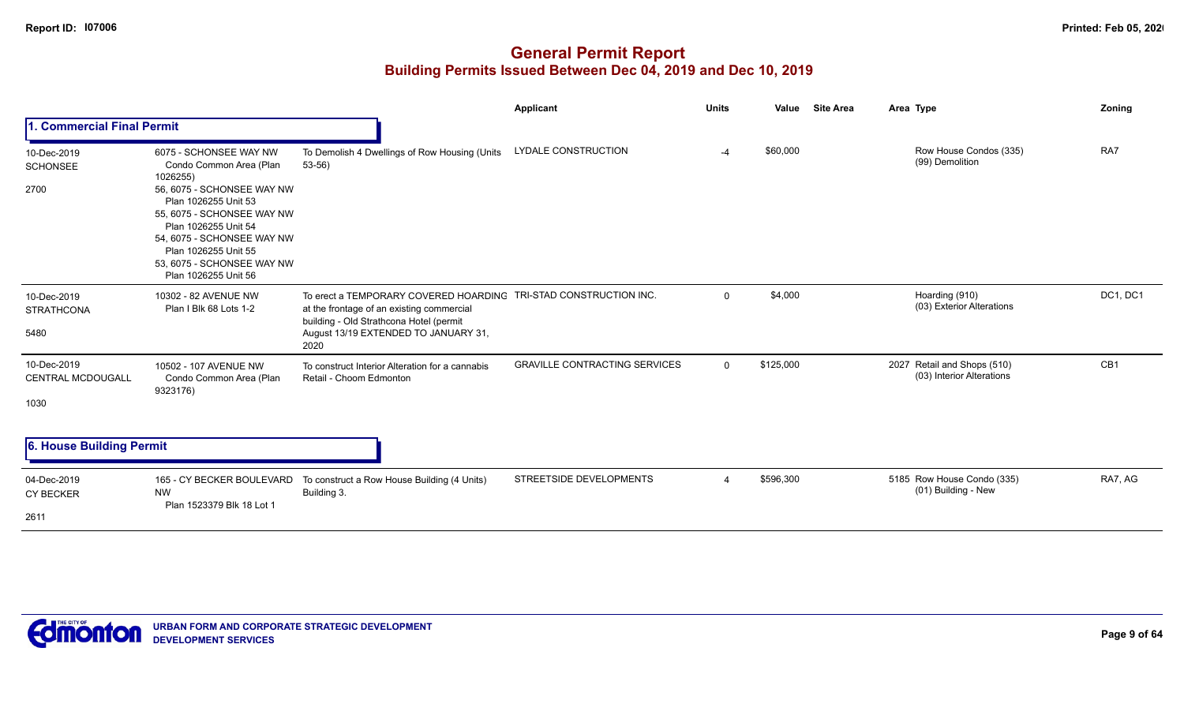# General Permit Report
## Building Permits Issued Between Dec 04, 2019 and Dec 10, 2019

| | | | Applicant | Units | Value | Site Area | Area | Type | Zoning |
|---|---|---|---|---|---|---|---|---|---|
| **1. Commercial Final Permit** | | | | | | | | | |
| 10-Dec-2019<br>SCHONSEE<br>2700 | 6075 - SCHONSEE WAY NW<br>Condo Common Area (Plan 1026255)<br>56, 6075 - SCHONSEE WAY NW<br>Plan 1026255 Unit 53<br>55, 6075 - SCHONSEE WAY NW<br>Plan 1026255 Unit 54<br>54, 6075 - SCHONSEE WAY NW<br>Plan 1026255 Unit 55<br>53, 6075 - SCHONSEE WAY NW<br>Plan 1026255 Unit 56 | To Demolish 4 Dwellings of Row Housing (Units 53-56) | LYDALE CONSTRUCTION | -4 | $60,000 | | | Row House Condos (335)<br>(99) Demolition | RA7 |
| 10-Dec-2019<br>STRATHCONA<br>5480 | 10302 - 82 AVENUE NW<br>Plan I Blk 68 Lots 1-2 | To erect a TEMPORARY COVERED HOARDING at the frontage of an existing commercial building - Old Strathcona Hotel (permit August 13/19 EXTENDED TO JANUARY 31, 2020 | TRI-STAD CONSTRUCTION INC. | 0 | $4,000 | | | Hoarding (910)<br>(03) Exterior Alterations | DC1, DC1 |
| 10-Dec-2019<br>CENTRAL MCDOUGALL<br>1030 | 10502 - 107 AVENUE NW<br>Condo Common Area (Plan 9323176) | To construct Interior Alteration for a cannabis Retail - Choom Edmonton | GRAVILLE CONTRACTING SERVICES | 0 | $125,000 | | 2027 | Retail and Shops (510)<br>(03) Interior Alterations | CB1 |
| **6. House Building Permit** | | | | | | | | | |
| 04-Dec-2019<br>CY BECKER<br>2611 | 165 - CY BECKER BOULEVARD NW<br>Plan 1523379 Blk 18 Lot 1 | To construct a Row House Building (4 Units) Building 3. | STREETSIDE DEVELOPMENTS | 4 | $596,300 | | 5185 | Row House Condo (335)<br>(01) Building - New | RA7, AG |

URBAN FORM AND CORPORATE STRATEGIC DEVELOPMENT
DEVELOPMENT SERVICES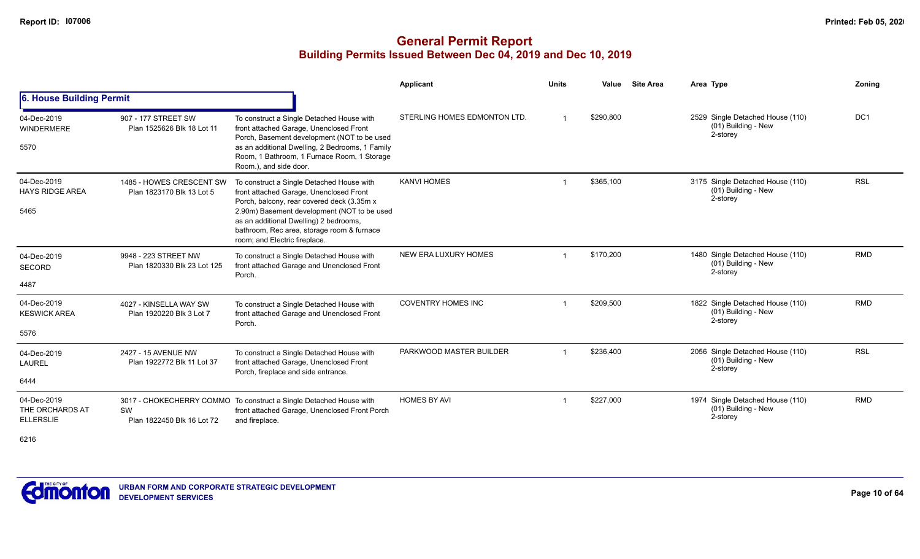# General Permit Report
## Building Permits Issued Between Dec 04, 2019 and Dec 10, 2019

### 6. House Building Permit

| Date / Neighbourhood | Address / Legal | Description | Applicant | Units | Value | Site Area | Area Type | Zoning |
|---|---|---|---|---|---|---|---|---|
| 04-Dec-2019 WINDERMERE 5570 | 907 - 177 STREET SW Plan 1525626 Blk 18 Lot 11 | To construct a Single Detached House with front attached Garage, Unenclosed Front Porch, Basement development (NOT to be used as an additional Dwelling, 2 Bedrooms, 1 Family Room, 1 Bathroom, 1 Furnace Room, 1 Storage Room.), and side door. | STERLING HOMES EDMONTON LTD. | 1 | $290,800 | | 2529 Single Detached House (110) (01) Building - New 2-storey | DC1 |
| 04-Dec-2019 HAYS RIDGE AREA 5465 | 1485 - HOWES CRESCENT SW Plan 1823170 Blk 13 Lot 5 | To construct a Single Detached House with front attached Garage, Unenclosed Front Porch, balcony, rear covered deck (3.35m x 2.90m) Basement development (NOT to be used as an additional Dwelling) 2 bedrooms, bathroom, Rec area, storage room & furnace room; and Electric fireplace. | KANVI HOMES | 1 | $365,100 | | 3175 Single Detached House (110) (01) Building - New 2-storey | RSL |
| 04-Dec-2019 SECORD 4487 | 9948 - 223 STREET NW Plan 1820330 Blk 23 Lot 125 | To construct a Single Detached House with front attached Garage and Unenclosed Front Porch. | NEW ERA LUXURY HOMES | 1 | $170,200 | | 1480 Single Detached House (110) (01) Building - New 2-storey | RMD |
| 04-Dec-2019 KESWICK AREA 5576 | 4027 - KINSELLA WAY SW Plan 1920220 Blk 3 Lot 7 | To construct a Single Detached House with front attached Garage and Unenclosed Front Porch. | COVENTRY HOMES INC | 1 | $209,500 | | 1822 Single Detached House (110) (01) Building - New 2-storey | RMD |
| 04-Dec-2019 LAUREL 6444 | 2427 - 15 AVENUE NW Plan 1922772 Blk 11 Lot 37 | To construct a Single Detached House with front attached Garage, Unenclosed Front Porch, fireplace and side entrance. | PARKWOOD MASTER BUILDER | 1 | $236,400 | | 2056 Single Detached House (110) (01) Building - New 2-storey | RSL |
| 04-Dec-2019 THE ORCHARDS AT ELLERSLIE 6216 | 3017 - CHOKECHERRY COMMO SW Plan 1822450 Blk 16 Lot 72 | To construct a Single Detached House with front attached Garage, Unenclosed Front Porch and fireplace. | HOMES BY AVI | 1 | $227,000 | | 1974 Single Detached House (110) (01) Building - New 2-storey | RMD |

URBAN FORM AND CORPORATE STRATEGIC DEVELOPMENT
DEVELOPMENT SERVICES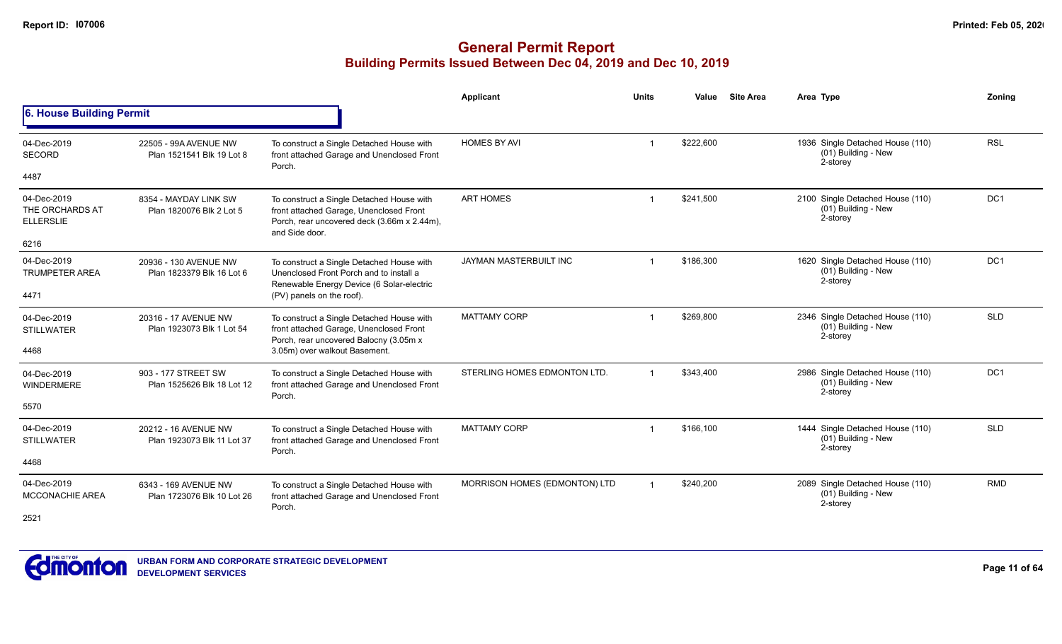# General Permit Report

## Building Permits Issued Between Dec 04, 2019 and Dec 10, 2019

### 6. House Building Permit

| Date / Neighbourhood | Address / Legal | Description | Applicant | Units | Value | Site Area | Area | Type | Zoning |
|---|---|---|---|---|---|---|---|---|---|
| 04-Dec-2019 SECORD 4487 | 22505 - 99A AVENUE NW Plan 1521541 Blk 19 Lot 8 | To construct a Single Detached House with front attached Garage and Unenclosed Front Porch. | HOMES BY AVI | 1 | $222,600 | | 1936 | Single Detached House (110) (01) Building - New 2-storey | RSL |
| 04-Dec-2019 THE ORCHARDS AT ELLERSLIE 6216 | 8354 - MAYDAY LINK SW Plan 1820076 Blk 2 Lot 5 | To construct a Single Detached House with front attached Garage, Unenclosed Front Porch, rear uncovered deck (3.66m x 2.44m), and Side door. | ART HOMES | 1 | $241,500 | | 2100 | Single Detached House (110) (01) Building - New 2-storey | DC1 |
| 04-Dec-2019 TRUMPETER AREA 4471 | 20936 - 130 AVENUE NW Plan 1823379 Blk 16 Lot 6 | To construct a Single Detached House with Unenclosed Front Porch and to install a Renewable Energy Device (6 Solar-electric (PV) panels on the roof). | JAYMAN MASTERBUILT INC | 1 | $186,300 | | 1620 | Single Detached House (110) (01) Building - New 2-storey | DC1 |
| 04-Dec-2019 STILLWATER 4468 | 20316 - 17 AVENUE NW Plan 1923073 Blk 1 Lot 54 | To construct a Single Detached House with front attached Garage, Unenclosed Front Porch, rear uncovered Balocny (3.05m x 3.05m) over walkout Basement. | MATTAMY CORP | 1 | $269,800 | | 2346 | Single Detached House (110) (01) Building - New 2-storey | SLD |
| 04-Dec-2019 WINDERMERE 5570 | 903 - 177 STREET SW Plan 1525626 Blk 18 Lot 12 | To construct a Single Detached House with front attached Garage and Unenclosed Front Porch. | STERLING HOMES EDMONTON LTD. | 1 | $343,400 | | 2986 | Single Detached House (110) (01) Building - New 2-storey | DC1 |
| 04-Dec-2019 STILLWATER 4468 | 20212 - 16 AVENUE NW Plan 1923073 Blk 11 Lot 37 | To construct a Single Detached House with front attached Garage and Unenclosed Front Porch. | MATTAMY CORP | 1 | $166,100 | | 1444 | Single Detached House (110) (01) Building - New 2-storey | SLD |
| 04-Dec-2019 MCCONACHIE AREA 2521 | 6343 - 169 AVENUE NW Plan 1723076 Blk 10 Lot 26 | To construct a Single Detached House with front attached Garage and Unenclosed Front Porch. | MORRISON HOMES (EDMONTON) LTD | 1 | $240,200 | | 2089 | Single Detached House (110) (01) Building - New 2-storey | RMD |

URBAN FORM AND CORPORATE STRATEGIC DEVELOPMENT
DEVELOPMENT SERVICES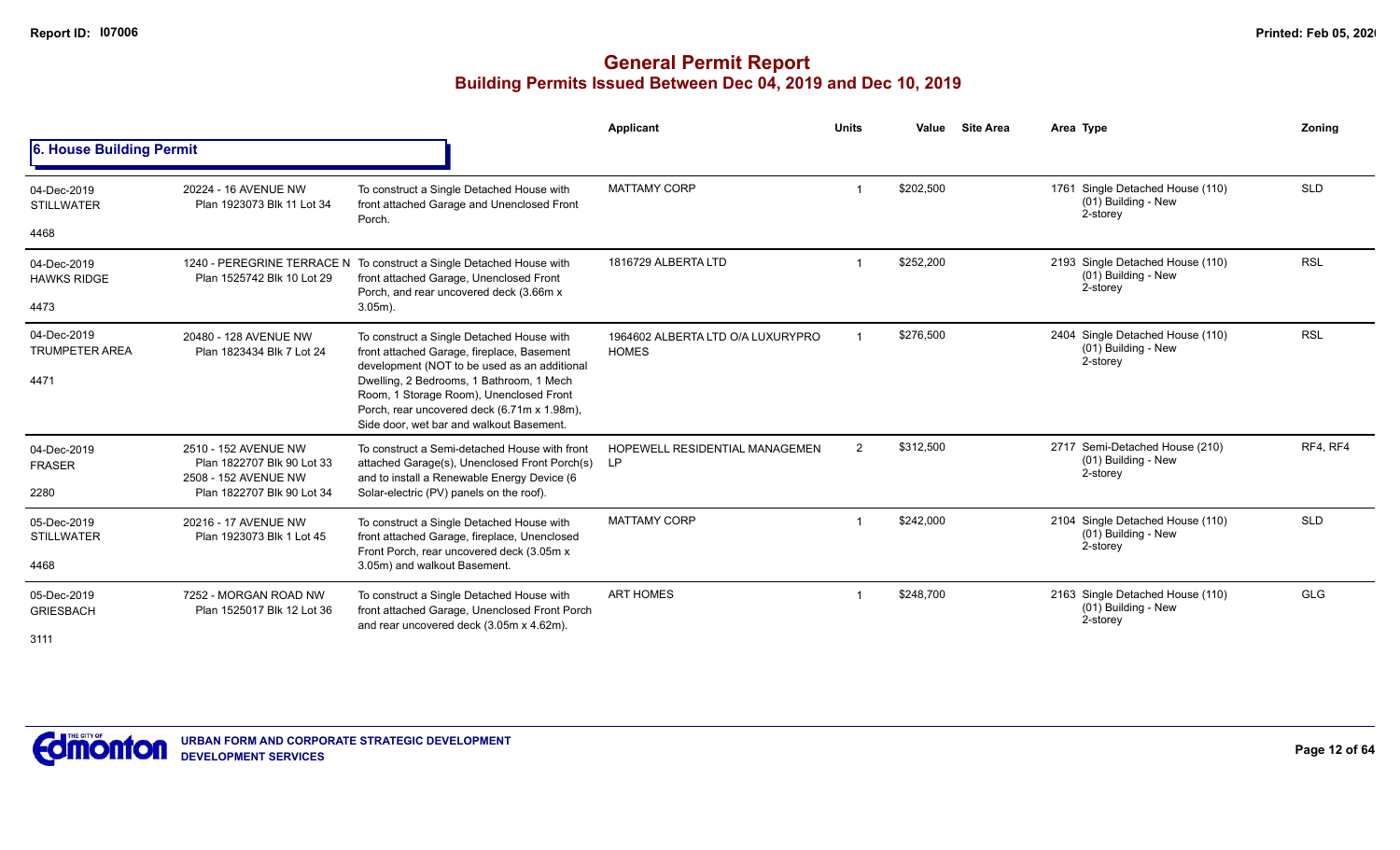# General Permit Report

## Building Permits Issued Between Dec 04, 2019 and Dec 10, 2019

### 6. House Building Permit

| Date / Neighbourhood | Address / Legal | Description | Applicant | Units | Value | Site Area | Area | Type | Zoning |
|---|---|---|---|---|---|---|---|---|---|
| 04-Dec-2019 STILLWATER 4468 | 20224 - 16 AVENUE NW Plan 1923073 Blk 11 Lot 34 | To construct a Single Detached House with front attached Garage and Unenclosed Front Porch. | MATTAMY CORP | 1 | $202,500 | | 1761 | Single Detached House (110) (01) Building - New 2-storey | SLD |
| 04-Dec-2019 HAWKS RIDGE 4473 | 1240 - PEREGRINE TERRACE N Plan 1525742 Blk 10 Lot 29 | To construct a Single Detached House with front attached Garage, Unenclosed Front Porch, and rear uncovered deck (3.66m x 3.05m). | 1816729 ALBERTA LTD | 1 | $252,200 | | 2193 | Single Detached House (110) (01) Building - New 2-storey | RSL |
| 04-Dec-2019 TRUMPETER AREA 4471 | 20480 - 128 AVENUE NW Plan 1823434 Blk 7 Lot 24 | To construct a Single Detached House with front attached Garage, fireplace, Basement development (NOT to be used as an additional Dwelling, 2 Bedrooms, 1 Bathroom, 1 Mech Room, 1 Storage Room), Unenclosed Front Porch, rear uncovered deck (6.71m x 1.98m), Side door, wet bar and walkout Basement. | 1964602 ALBERTA LTD O/A LUXURYPRO HOMES | 1 | $276,500 | | 2404 | Single Detached House (110) (01) Building - New 2-storey | RSL |
| 04-Dec-2019 FRASER 2280 | 2510 - 152 AVENUE NW Plan 1822707 Blk 90 Lot 33 2508 - 152 AVENUE NW Plan 1822707 Blk 90 Lot 34 | To construct a Semi-detached House with front attached Garage(s), Unenclosed Front Porch(s) and to install a Renewable Energy Device (6 Solar-electric (PV) panels on the roof). | HOPEWELL RESIDENTIAL MANAGEMEN LP | 2 | $312,500 | | 2717 | Semi-Detached House (210) (01) Building - New 2-storey | RF4, RF4 |
| 05-Dec-2019 STILLWATER 4468 | 20216 - 17 AVENUE NW Plan 1923073 Blk 1 Lot 45 | To construct a Single Detached House with front attached Garage, fireplace, Unenclosed Front Porch, rear uncovered deck (3.05m x 3.05m) and walkout Basement. | MATTAMY CORP | 1 | $242,000 | | 2104 | Single Detached House (110) (01) Building - New 2-storey | SLD |
| 05-Dec-2019 GRIESBACH 3111 | 7252 - MORGAN ROAD NW Plan 1525017 Blk 12 Lot 36 | To construct a Single Detached House with front attached Garage, Unenclosed Front Porch and rear uncovered deck (3.05m x 4.62m). | ART HOMES | 1 | $248,700 | | 2163 | Single Detached House (110) (01) Building - New 2-storey | GLG |

URBAN FORM AND CORPORATE STRATEGIC DEVELOPMENT
DEVELOPMENT SERVICES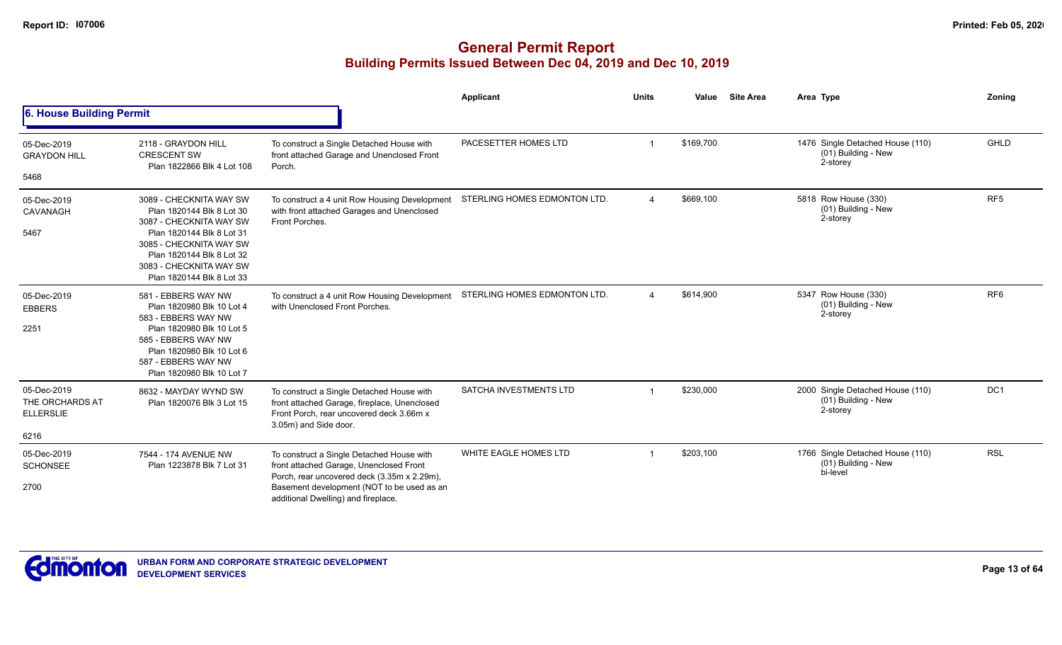# General Permit Report
## Building Permits Issued Between Dec 04, 2019 and Dec 10, 2019

### 6. House Building Permit

| | | | Applicant | Units | Value | Site Area | Area Type | Zoning |
|---|---|---|---|---|---|---|---|---|
| 05-Dec-2019 GRAYDON HILL 5468 | 2118 - GRAYDON HILL CRESCENT SW Plan 1822866 Blk 4 Lot 108 | To construct a Single Detached House with front attached Garage and Unenclosed Front Porch. | PACESETTER HOMES LTD | 1 | $169,700 | | 1476 Single Detached House (110) (01) Building - New 2-storey | GHLD |
| 05-Dec-2019 CAVANAGH 5467 | 3089 - CHECKNITA WAY SW Plan 1820144 Blk 8 Lot 30 3087 - CHECKNITA WAY SW Plan 1820144 Blk 8 Lot 31 3085 - CHECKNITA WAY SW Plan 1820144 Blk 8 Lot 32 3083 - CHECKNITA WAY SW Plan 1820144 Blk 8 Lot 33 | To construct a 4 unit Row Housing Development with front attached Garages and Unenclosed Front Porches. | STERLING HOMES EDMONTON LTD. | 4 | $669,100 | | 5818 Row House (330) (01) Building - New 2-storey | RF5 |
| 05-Dec-2019 EBBERS 2251 | 581 - EBBERS WAY NW Plan 1820980 Blk 10 Lot 4 583 - EBBERS WAY NW Plan 1820980 Blk 10 Lot 5 585 - EBBERS WAY NW Plan 1820980 Blk 10 Lot 6 587 - EBBERS WAY NW Plan 1820980 Blk 10 Lot 7 | To construct a 4 unit Row Housing Development with Unenclosed Front Porches. | STERLING HOMES EDMONTON LTD. | 4 | $614,900 | | 5347 Row House (330) (01) Building - New 2-storey | RF6 |
| 05-Dec-2019 THE ORCHARDS AT ELLERSLIE 6216 | 8632 - MAYDAY WYND SW Plan 1820076 Blk 3 Lot 15 | To construct a Single Detached House with front attached Garage, fireplace, Unenclosed Front Porch, rear uncovered deck 3.66m x 3.05m) and Side door. | SATCHA INVESTMENTS LTD | 1 | $230,000 | | 2000 Single Detached House (110) (01) Building - New 2-storey | DC1 |
| 05-Dec-2019 SCHONSEE 2700 | 7544 - 174 AVENUE NW Plan 1223878 Blk 7 Lot 31 | To construct a Single Detached House with front attached Garage, Unenclosed Front Porch, rear uncovered deck (3.35m x 2.29m), Basement development (NOT to be used as an additional Dwelling) and fireplace. | WHITE EAGLE HOMES LTD | 1 | $203,100 | | 1766 Single Detached House (110) (01) Building - New bi-level | RSL |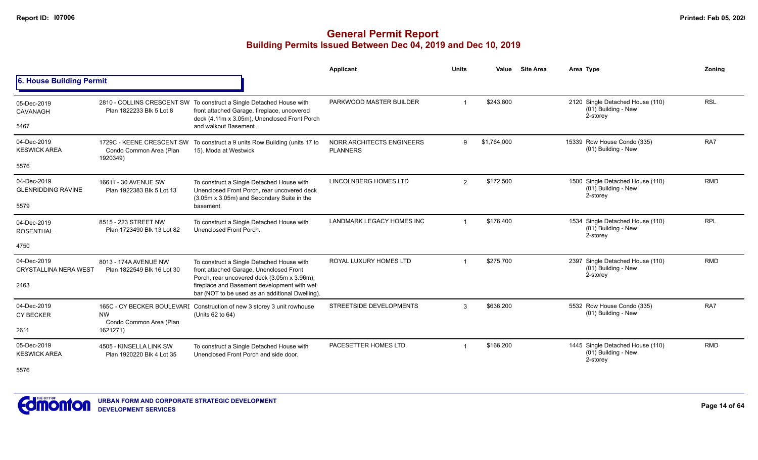# General Permit Report
## Building Permits Issued Between Dec 04, 2019 and Dec 10, 2019

### 6. House Building Permit

| Date / Neighbourhood / Ward | Address / Legal | Description | Applicant | Units | Value | Site Area | Area | Type | Zoning |
|---|---|---|---|---|---|---|---|---|---|
| 05-Dec-2019 CAVANAGH 5467 | 2810 - COLLINS CRESCENT SW Plan 1822233 Blk 5 Lot 8 | To construct a Single Detached House with front attached Garage, fireplace, uncovered deck (4.11m x 3.05m), Unenclosed Front Porch and walkout Basement. | PARKWOOD MASTER BUILDER | 1 | $243,800 | | 2120 | Single Detached House (110) (01) Building - New 2-storey | RSL |
| 04-Dec-2019 KESWICK AREA 5576 | 1729C - KEENE CRESCENT SW Condo Common Area (Plan 1920349) | To construct a 9 units Row Building (units 17 to 15). Moda at Westwick | NORR ARCHITECTS ENGINEERS PLANNERS | 9 | $1,764,000 | | 15339 | Row House Condo (335) (01) Building - New | RA7 |
| 04-Dec-2019 GLENRIDDING RAVINE 5579 | 16611 - 30 AVENUE SW Plan 1922383 Blk 5 Lot 13 | To construct a Single Detached House with Unenclosed Front Porch, rear uncovered deck (3.05m x 3.05m) and Secondary Suite in the basement. | LINCOLNBERG HOMES LTD | 2 | $172,500 | | 1500 | Single Detached House (110) (01) Building - New 2-storey | RMD |
| 04-Dec-2019 ROSENTHAL 4750 | 8515 - 223 STREET NW Plan 1723490 Blk 13 Lot 82 | To construct a Single Detached House with Unenclosed Front Porch. | LANDMARK LEGACY HOMES INC | 1 | $176,400 | | 1534 | Single Detached House (110) (01) Building - New 2-storey | RPL |
| 04-Dec-2019 CRYSTALLINA NERA WEST 2463 | 8013 - 174A AVENUE NW Plan 1822549 Blk 16 Lot 30 | To construct a Single Detached House with front attached Garage, Unenclosed Front Porch, rear uncovered deck (3.05m x 3.96m), fireplace and Basement development with wet bar (NOT to be used as an additional Dwelling). | ROYAL LUXURY HOMES LTD | 1 | $275,700 | | 2397 | Single Detached House (110) (01) Building - New 2-storey | RMD |
| 04-Dec-2019 CY BECKER 2611 | 165C - CY BECKER BOULEVARD NW Condo Common Area (Plan 1621271) | Construction of new 3 storey 3 unit rowhouse (Units 62 to 64) | STREETSIDE DEVELOPMENTS | 3 | $636,200 | | 5532 | Row House Condo (335) (01) Building - New | RA7 |
| 05-Dec-2019 KESWICK AREA 5576 | 4505 - KINSELLA LINK SW Plan 1920220 Blk 4 Lot 35 | To construct a Single Detached House with Unenclosed Front Porch and side door. | PACESETTER HOMES LTD. | 1 | $166,200 | | 1445 | Single Detached House (110) (01) Building - New 2-storey | RMD |

URBAN FORM AND CORPORATE STRATEGIC DEVELOPMENT
DEVELOPMENT SERVICES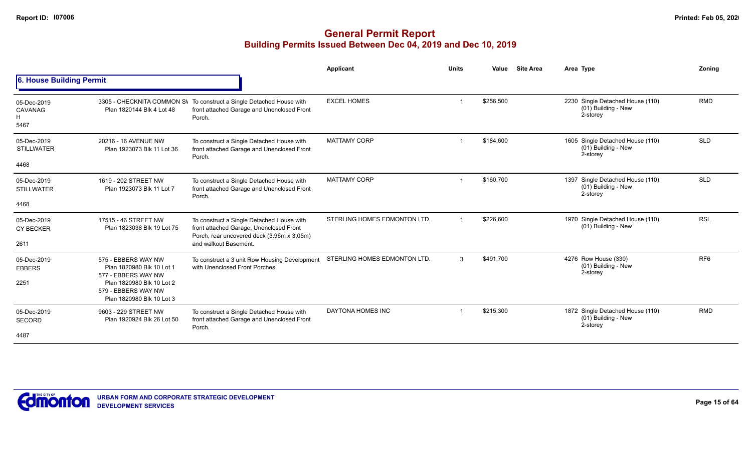# General Permit Report

## Building Permits Issued Between Dec 04, 2019 and Dec 10, 2019

### 6. House Building Permit

| | | | Applicant | Units | Value | Site Area | Area | Type | Zoning |
|---|---|---|---|---|---|---|---|---|---|
| 05-Dec-2019 CAVANAGH 5467 | 3305 - CHECKNITA COMMON SW Plan 1820144 Blk 4 Lot 48 | To construct a Single Detached House with front attached Garage and Unenclosed Front Porch. | EXCEL HOMES | 1 | $256,500 | | 2230 | Single Detached House (110) (01) Building - New 2-storey | RMD |
| 05-Dec-2019 STILLWATER 4468 | 20216 - 16 AVENUE NW Plan 1923073 Blk 11 Lot 36 | To construct a Single Detached House with front attached Garage and Unenclosed Front Porch. | MATTAMY CORP | 1 | $184,600 | | 1605 | Single Detached House (110) (01) Building - New 2-storey | SLD |
| 05-Dec-2019 STILLWATER 4468 | 1619 - 202 STREET NW Plan 1923073 Blk 11 Lot 7 | To construct a Single Detached House with front attached Garage and Unenclosed Front Porch. | MATTAMY CORP | 1 | $160,700 | | 1397 | Single Detached House (110) (01) Building - New 2-storey | SLD |
| 05-Dec-2019 CY BECKER 2611 | 17515 - 46 STREET NW Plan 1823038 Blk 19 Lot 75 | To construct a Single Detached House with front attached Garage, Unenclosed Front Porch, rear uncovered deck (3.96m x 3.05m) and walkout Basement. | STERLING HOMES EDMONTON LTD. | 1 | $226,600 | | 1970 | Single Detached House (110) (01) Building - New | RSL |
| 05-Dec-2019 EBBERS 2251 | 575 - EBBERS WAY NW Plan 1820980 Blk 10 Lot 1 577 - EBBERS WAY NW Plan 1820980 Blk 10 Lot 2 579 - EBBERS WAY NW Plan 1820980 Blk 10 Lot 3 | To construct a 3 unit Row Housing Development with Unenclosed Front Porches. | STERLING HOMES EDMONTON LTD. | 3 | $491,700 | | 4276 | Row House (330) (01) Building - New 2-storey | RF6 |
| 05-Dec-2019 SECORD 4487 | 9603 - 229 STREET NW Plan 1920924 Blk 26 Lot 50 | To construct a Single Detached House with front attached Garage and Unenclosed Front Porch. | DAYTONA HOMES INC | 1 | $215,300 | | 1872 | Single Detached House (110) (01) Building - New 2-storey | RMD |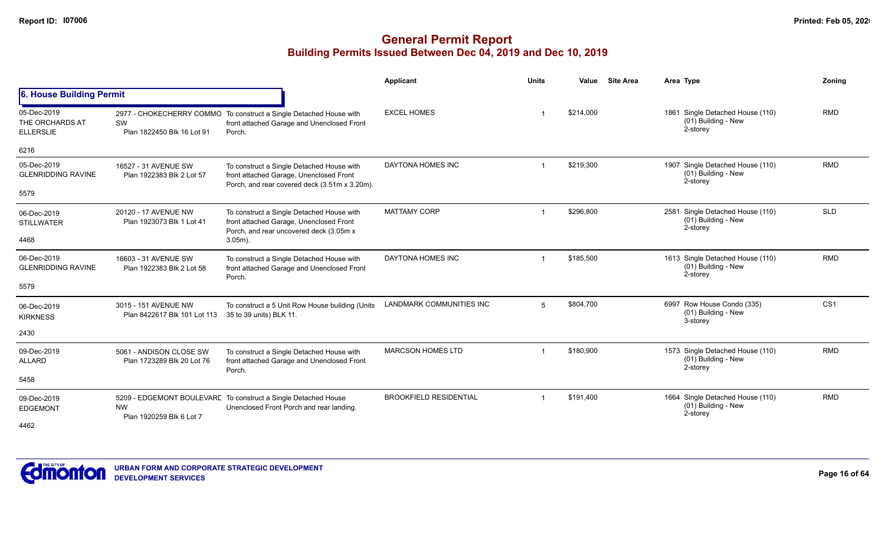# General Permit Report

## Building Permits Issued Between Dec 04, 2019 and Dec 10, 2019

### 6. House Building Permit

| Date / Neighbourhood | Address / Legal | Description | Applicant | Units | Value | Site Area | Area | Type | Zoning |
|---|---|---|---|---|---|---|---|---|---|
| 05-Dec-2019 THE ORCHARDS AT ELLERSLIE 6216 | 2977 - CHOKECHERRY COMMO SW Plan 1822450 Blk 16 Lot 91 | To construct a Single Detached House with front attached Garage and Unenclosed Front Porch. | EXCEL HOMES | 1 | $214,000 | | 1861 | Single Detached House (110) (01) Building - New 2-storey | RMD |
| 05-Dec-2019 GLENRIDDING RAVINE 5579 | 16527 - 31 AVENUE SW Plan 1922383 Blk 2 Lot 57 | To construct a Single Detached House with front attached Garage, Unenclosed Front Porch, and rear covered deck (3.51m x 3.20m). | DAYTONA HOMES INC | 1 | $219,300 | | 1907 | Single Detached House (110) (01) Building - New 2-storey | RMD |
| 06-Dec-2019 STILLWATER 4468 | 20120 - 17 AVENUE NW Plan 1923073 Blk 1 Lot 41 | To construct a Single Detached House with front attached Garage, Unenclosed Front Porch, and rear uncovered deck (3.05m x 3.05m). | MATTAMY CORP | 1 | $296,800 | | 2581 | Single Detached House (110) (01) Building - New 2-storey | SLD |
| 06-Dec-2019 GLENRIDDING RAVINE 5579 | 16603 - 31 AVENUE SW Plan 1922383 Blk 2 Lot 58 | To construct a Single Detached House with front attached Garage and Unenclosed Front Porch. | DAYTONA HOMES INC | 1 | $185,500 | | 1613 | Single Detached House (110) (01) Building - New 2-storey | RMD |
| 06-Dec-2019 KIRKNESS 2430 | 3015 - 151 AVENUE NW Plan 8422617 Blk 101 Lot 113 | To construct a 5 Unit Row House building (Units 35 to 39 units) BLK 11. | LANDMARK COMMUNITIES INC | 5 | $804,700 | | 6997 | Row House Condo (335) (01) Building - New 3-storey | CS1 |
| 09-Dec-2019 ALLARD 5458 | 5061 - ANDISON CLOSE SW Plan 1723289 Blk 20 Lot 76 | To construct a Single Detached House with front attached Garage and Unenclosed Front Porch. | MARCSON HOMES LTD | 1 | $180,900 | | 1573 | Single Detached House (110) (01) Building - New 2-storey | RMD |
| 09-Dec-2019 EDGEMONT 4462 | 5209 - EDGEMONT BOULEVARD NW Plan 1920259 Blk 6 Lot 7 | To construct a Single Detached House Unenclosed Front Porch and rear landing. | BROOKFIELD RESIDENTIAL | 1 | $191,400 | | 1664 | Single Detached House (110) (01) Building - New 2-storey | RMD |

URBAN FORM AND CORPORATE STRATEGIC DEVELOPMENT
DEVELOPMENT SERVICES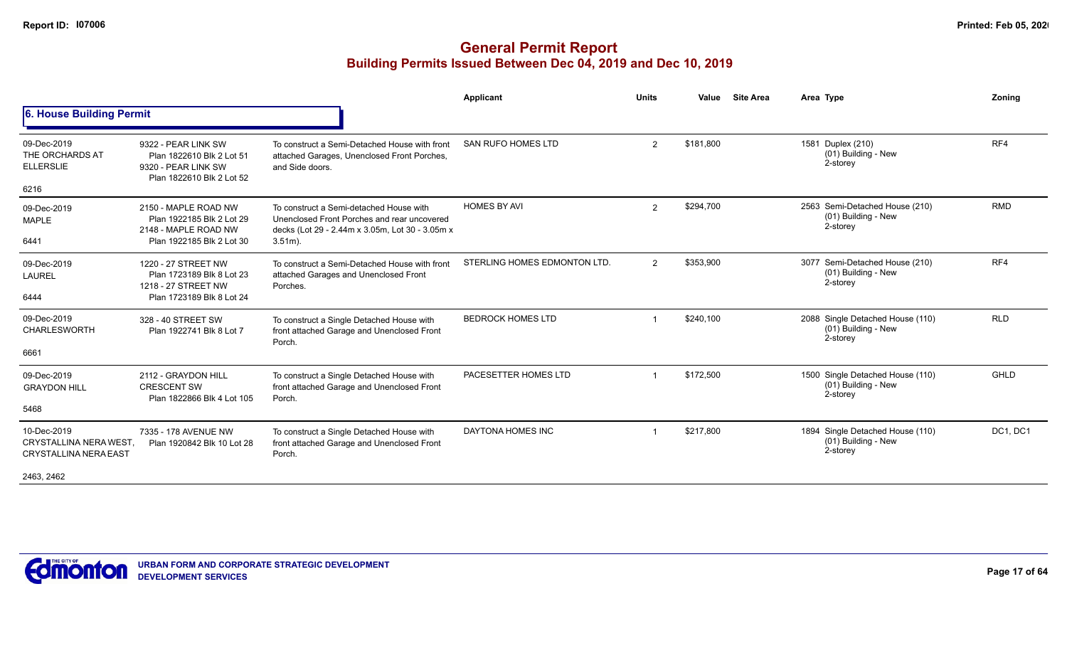# General Permit Report
## Building Permits Issued Between Dec 04, 2019 and Dec 10, 2019

### 6. House Building Permit

| Date / Neighbourhood | Address / Legal | Description | Applicant | Units | Value | Site Area | Area Type | Zoning |
|---|---|---|---|---|---|---|---|---|
| 09-Dec-2019 THE ORCHARDS AT ELLERSLIE 6216 | 9322 - PEAR LINK SW Plan 1822610 Blk 2 Lot 51 9320 - PEAR LINK SW Plan 1822610 Blk 2 Lot 52 | To construct a Semi-Detached House with front attached Garages, Unenclosed Front Porches, and Side doors. | SAN RUFO HOMES LTD | 2 | $181,800 | | 1581 Duplex (210) (01) Building - New 2-storey | RF4 |
| 09-Dec-2019 MAPLE 6441 | 2150 - MAPLE ROAD NW Plan 1922185 Blk 2 Lot 29 2148 - MAPLE ROAD NW Plan 1922185 Blk 2 Lot 30 | To construct a Semi-detached House with Unenclosed Front Porches and rear uncovered decks (Lot 29 - 2.44m x 3.05m, Lot 30 - 3.05m x 3.51m). | HOMES BY AVI | 2 | $294,700 | | 2563 Semi-Detached House (210) (01) Building - New 2-storey | RMD |
| 09-Dec-2019 LAUREL 6444 | 1220 - 27 STREET NW Plan 1723189 Blk 8 Lot 23 1218 - 27 STREET NW Plan 1723189 Blk 8 Lot 24 | To construct a Semi-Detached House with front attached Garages and Unenclosed Front Porches. | STERLING HOMES EDMONTON LTD. | 2 | $353,900 | | 3077 Semi-Detached House (210) (01) Building - New 2-storey | RF4 |
| 09-Dec-2019 CHARLESWORTH 6661 | 328 - 40 STREET SW Plan 1922741 Blk 8 Lot 7 | To construct a Single Detached House with front attached Garage and Unenclosed Front Porch. | BEDROCK HOMES LTD | 1 | $240,100 | | 2088 Single Detached House (110) (01) Building - New 2-storey | RLD |
| 09-Dec-2019 GRAYDON HILL 5468 | 2112 - GRAYDON HILL CRESCENT SW Plan 1822866 Blk 4 Lot 105 | To construct a Single Detached House with front attached Garage and Unenclosed Front Porch. | PACESETTER HOMES LTD | 1 | $172,500 | | 1500 Single Detached House (110) (01) Building - New 2-storey | GHLD |
| 10-Dec-2019 CRYSTALLINA NERA WEST, CRYSTALLINA NERA EAST 2463, 2462 | 7335 - 178 AVENUE NW Plan 1920842 Blk 10 Lot 28 | To construct a Single Detached House with front attached Garage and Unenclosed Front Porch. | DAYTONA HOMES INC | 1 | $217,800 | | 1894 Single Detached House (110) (01) Building - New 2-storey | DC1, DC1 |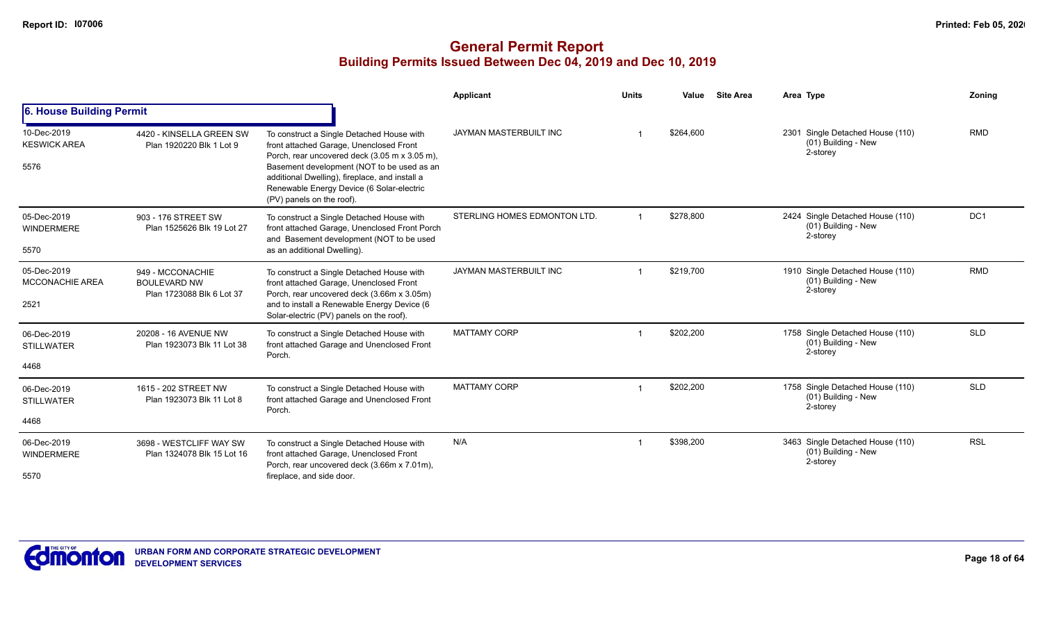# General Permit Report
## Building Permits Issued Between Dec 04, 2019 and Dec 10, 2019

### 6. House Building Permit

| Date / Neighbourhood | Address / Legal | Description | Applicant | Units | Value | Site Area | Area Type | Zoning |
|---|---|---|---|---|---|---|---|---|
| 10-Dec-2019 KESWICK AREA 5576 | 4420 - KINSELLA GREEN SW Plan 1920220 Blk 1 Lot 9 | To construct a Single Detached House with front attached Garage, Unenclosed Front Porch, rear uncovered deck (3.05 m x 3.05 m), Basement development (NOT to be used as an additional Dwelling), fireplace, and install a Renewable Energy Device (6 Solar-electric (PV) panels on the roof). | JAYMAN MASTERBUILT INC | 1 | $264,600 | | 2301 Single Detached House (110) (01) Building - New 2-storey | RMD |
| 05-Dec-2019 WINDERMERE 5570 | 903 - 176 STREET SW Plan 1525626 Blk 19 Lot 27 | To construct a Single Detached House with front attached Garage, Unenclosed Front Porch and Basement development (NOT to be used as an additional Dwelling). | STERLING HOMES EDMONTON LTD. | 1 | $278,800 | | 2424 Single Detached House (110) (01) Building - New 2-storey | DC1 |
| 05-Dec-2019 MCCONACHIE AREA 2521 | 949 - MCCONACHIE BOULEVARD NW Plan 1723088 Blk 6 Lot 37 | To construct a Single Detached House with front attached Garage, Unenclosed Front Porch, rear uncovered deck (3.66m x 3.05m) and to install a Renewable Energy Device (6 Solar-electric (PV) panels on the roof). | JAYMAN MASTERBUILT INC | 1 | $219,700 | | 1910 Single Detached House (110) (01) Building - New 2-storey | RMD |
| 06-Dec-2019 STILLWATER 4468 | 20208 - 16 AVENUE NW Plan 1923073 Blk 11 Lot 38 | To construct a Single Detached House with front attached Garage and Unenclosed Front Porch. | MATTAMY CORP | 1 | $202,200 | | 1758 Single Detached House (110) (01) Building - New 2-storey | SLD |
| 06-Dec-2019 STILLWATER 4468 | 1615 - 202 STREET NW Plan 1923073 Blk 11 Lot 8 | To construct a Single Detached House with front attached Garage and Unenclosed Front Porch. | MATTAMY CORP | 1 | $202,200 | | 1758 Single Detached House (110) (01) Building - New 2-storey | SLD |
| 06-Dec-2019 WINDERMERE 5570 | 3698 - WESTCLIFF WAY SW Plan 1324078 Blk 15 Lot 16 | To construct a Single Detached House with front attached Garage, Unenclosed Front Porch, rear uncovered deck (3.66m x 7.01m), fireplace, and side door. | N/A | 1 | $398,200 | | 3463 Single Detached House (110) (01) Building - New 2-storey | RSL |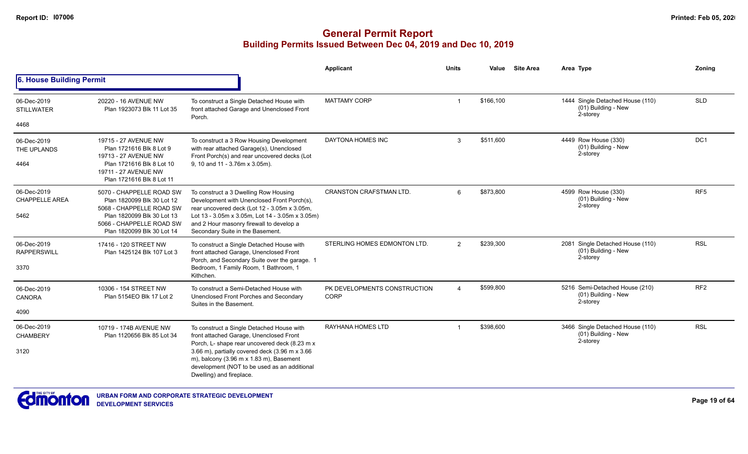# General Permit Report

## Building Permits Issued Between Dec 04, 2019 and Dec 10, 2019

### 6. House Building Permit

| Date / Neighbourhood / Area | Address / Legal | Description | Applicant | Units | Value | Site Area | Area Type | Zoning |
|---|---|---|---|---|---|---|---|---|
| 06-Dec-2019 STILLWATER 4468 | 20220 - 16 AVENUE NW Plan 1923073 Blk 11 Lot 35 | To construct a Single Detached House with front attached Garage and Unenclosed Front Porch. | MATTAMY CORP | 1 | $166,100 | | 1444 Single Detached House (110) (01) Building - New 2-storey | SLD |
| 06-Dec-2019 THE UPLANDS 4464 | 19715 - 27 AVENUE NW Plan 1721616 Blk 8 Lot 9 19713 - 27 AVENUE NW Plan 1721616 Blk 8 Lot 10 19711 - 27 AVENUE NW Plan 1721616 Blk 8 Lot 11 | To construct a 3 Row Housing Development with rear attached Garage(s), Unenclosed Front Porch(s) and rear uncovered decks (Lot 9, 10 and 11 - 3.76m x 3.05m). | DAYTONA HOMES INC | 3 | $511,600 | | 4449 Row House (330) (01) Building - New 2-storey | DC1 |
| 06-Dec-2019 CHAPPELLE AREA 5462 | 5070 - CHAPPELLE ROAD SW Plan 1820099 Blk 30 Lot 12 5068 - CHAPPELLE ROAD SW Plan 1820099 Blk 30 Lot 13 5066 - CHAPPELLE ROAD SW Plan 1820099 Blk 30 Lot 14 | To construct a 3 Dwelling Row Housing Development with Unenclosed Front Porch(s), rear uncovered deck (Lot 12 - 3.05m x 3.05m, Lot 13 - 3.05m x 3.05m, Lot 14 - 3.05m x 3.05m) and 2 Hour masonry firewall to develop a Secondary Suite in the Basement. | CRANSTON CRAFTSMAN LTD. | 6 | $873,800 | | 4599 Row House (330) (01) Building - New 2-storey | RF5 |
| 06-Dec-2019 RAPPERSWILL 3370 | 17416 - 120 STREET NW Plan 1425124 Blk 107 Lot 3 | To construct a Single Detached House with front attached Garage, Unenclosed Front Porch, and Secondary Suite over the garage. 1 Bedroom, 1 Family Room, 1 Bathroom, 1 Kithchen. | STERLING HOMES EDMONTON LTD. | 2 | $239,300 | | 2081 Single Detached House (110) (01) Building - New 2-storey | RSL |
| 06-Dec-2019 CANORA 4090 | 10306 - 154 STREET NW Plan 5154EO Blk 17 Lot 2 | To construct a Semi-Detached House with Unenclosed Front Porches and Secondary Suites in the Basement. | PK DEVELOPMENTS CONSTRUCTION CORP | 4 | $599,800 | | 5216 Semi-Detached House (210) (01) Building - New 2-storey | RF2 |
| 06-Dec-2019 CHAMBERY 3120 | 10719 - 174B AVENUE NW Plan 1120656 Blk 85 Lot 34 | To construct a Single Detached House with front attached Garage, Unenclosed Front Porch, L- shape rear uncovered deck (8.23 m x 3.66 m), partially covered deck (3.96 m x 3.66 m), balcony (3.96 m x 1.83 m), Basement development (NOT to be used as an additional Dwelling) and fireplace. | RAYHANA HOMES LTD | 1 | $398,600 | | 3466 Single Detached House (110) (01) Building - New 2-storey | RSL |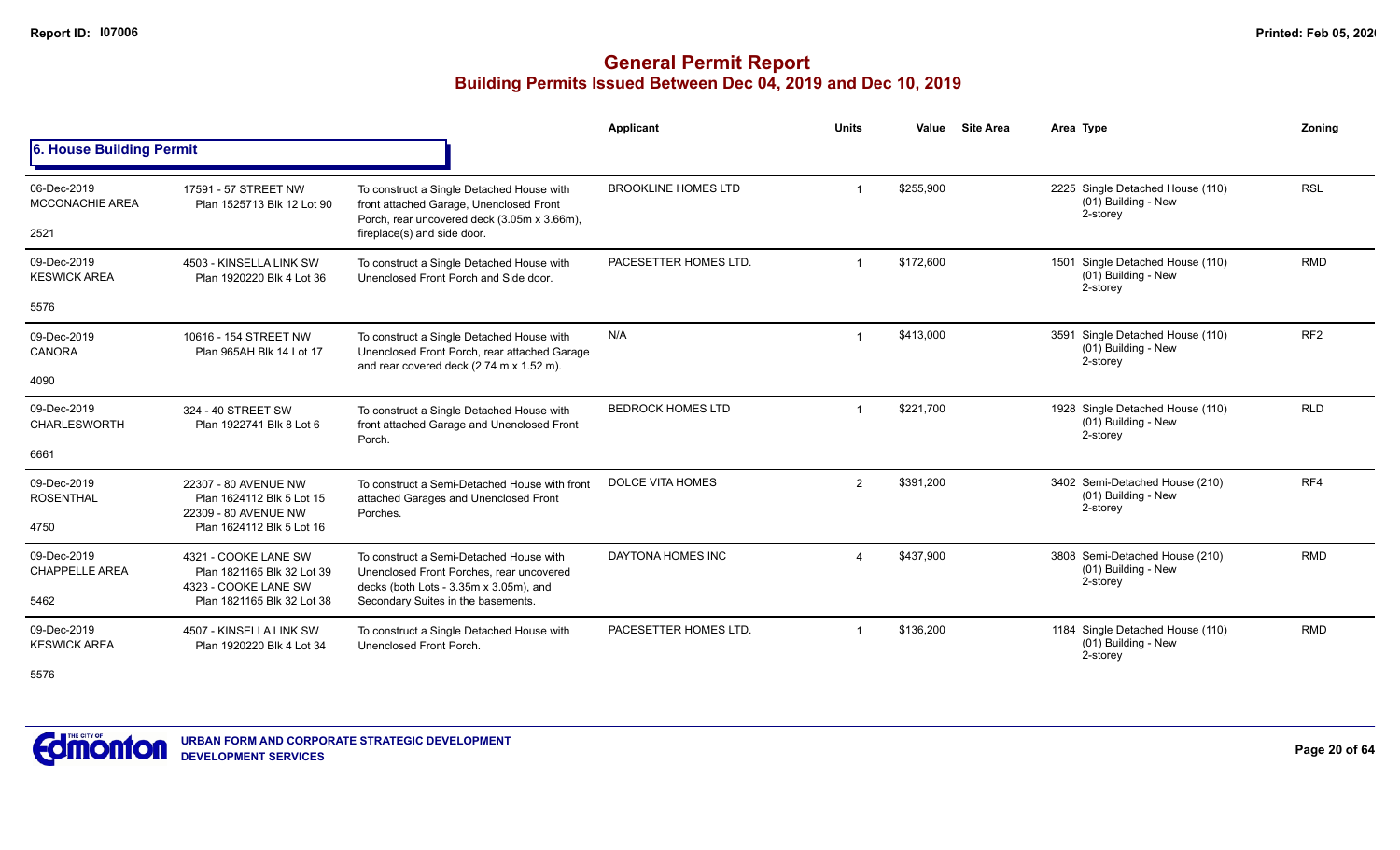# General Permit Report
## Building Permits Issued Between Dec 04, 2019 and Dec 10, 2019

### 6. House Building Permit

| Date / Neighbourhood | Address / Legal | Description | Applicant | Units | Value | Site Area | Area Type | Zoning |
|---|---|---|---|---|---|---|---|---|
| 06-Dec-2019 MCCONACHIE AREA 2521 | 17591 - 57 STREET NW Plan 1525713 Blk 12 Lot 90 | To construct a Single Detached House with front attached Garage, Unenclosed Front Porch, rear uncovered deck (3.05m x 3.66m), fireplace(s) and side door. | BROOKLINE HOMES LTD | 1 | $255,900 | | 2225 Single Detached House (110) (01) Building - New 2-storey | RSL |
| 09-Dec-2019 KESWICK AREA 5576 | 4503 - KINSELLA LINK SW Plan 1920220 Blk 4 Lot 36 | To construct a Single Detached House with Unenclosed Front Porch and Side door. | PACESETTER HOMES LTD. | 1 | $172,600 | | 1501 Single Detached House (110) (01) Building - New 2-storey | RMD |
| 09-Dec-2019 CANORA 4090 | 10616 - 154 STREET NW Plan 965AH Blk 14 Lot 17 | To construct a Single Detached House with Unenclosed Front Porch, rear attached Garage and rear covered deck (2.74 m x 1.52 m). | N/A | 1 | $413,000 | | 3591 Single Detached House (110) (01) Building - New 2-storey | RF2 |
| 09-Dec-2019 CHARLESWORTH 6661 | 324 - 40 STREET SW Plan 1922741 Blk 8 Lot 6 | To construct a Single Detached House with front attached Garage and Unenclosed Front Porch. | BEDROCK HOMES LTD | 1 | $221,700 | | 1928 Single Detached House (110) (01) Building - New 2-storey | RLD |
| 09-Dec-2019 ROSENTHAL 4750 | 22307 - 80 AVENUE NW Plan 1624112 Blk 5 Lot 15 22309 - 80 AVENUE NW Plan 1624112 Blk 5 Lot 16 | To construct a Semi-Detached House with front attached Garages and Unenclosed Front Porches. | DOLCE VITA HOMES | 2 | $391,200 | | 3402 Semi-Detached House (210) (01) Building - New 2-storey | RF4 |
| 09-Dec-2019 CHAPPELLE AREA 5462 | 4321 - COOKE LANE SW Plan 1821165 Blk 32 Lot 39 4323 - COOKE LANE SW Plan 1821165 Blk 32 Lot 38 | To construct a Semi-Detached House with Unenclosed Front Porches, rear uncovered decks (both Lots - 3.35m x 3.05m), and Secondary Suites in the basements. | DAYTONA HOMES INC | 4 | $437,900 | | 3808 Semi-Detached House (210) (01) Building - New 2-storey | RMD |
| 09-Dec-2019 KESWICK AREA 5576 | 4507 - KINSELLA LINK SW Plan 1920220 Blk 4 Lot 34 | To construct a Single Detached House with Unenclosed Front Porch. | PACESETTER HOMES LTD. | 1 | $136,200 | | 1184 Single Detached House (110) (01) Building - New 2-storey | RMD |

URBAN FORM AND CORPORATE STRATEGIC DEVELOPMENT
DEVELOPMENT SERVICES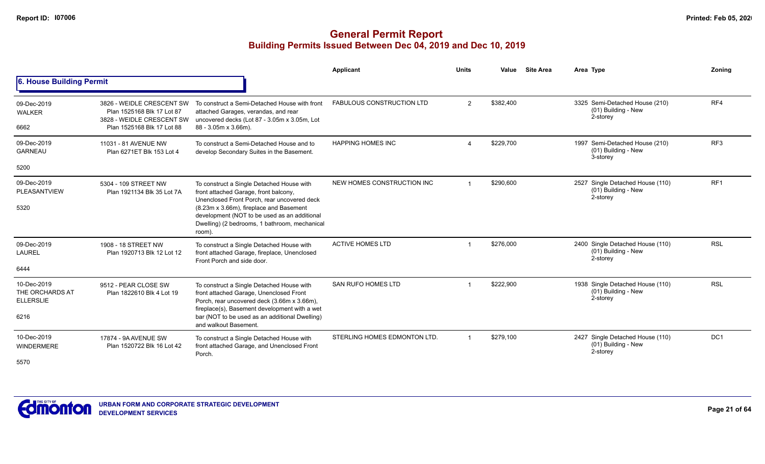# General Permit Report

## Building Permits Issued Between Dec 04, 2019 and Dec 10, 2019

### 6. House Building Permit

| Date / Neighbourhood | Address | Description | Applicant | Units | Value | Site Area | Area Type | Zoning |
|---|---|---|---|---|---|---|---|---|
| 09-Dec-2019 WALKER 6662 | 3826 - WEIDLE CRESCENT SW Plan 1525168 Blk 17 Lot 87 3828 - WEIDLE CRESCENT SW Plan 1525168 Blk 17 Lot 88 | To construct a Semi-Detached House with front attached Garages, verandas, and rear uncovered decks (Lot 87 - 3.05m x 3.05m, Lot 88 - 3.05m x 3.66m). | FABULOUS CONSTRUCTION LTD | 2 | $382,400 | | 3325 Semi-Detached House (210) (01) Building - New 2-storey | RF4 |
| 09-Dec-2019 GARNEAU 5200 | 11031 - 81 AVENUE NW Plan 6271ET Blk 153 Lot 4 | To construct a Semi-Detached House and to develop Secondary Suites in the Basement. | HAPPING HOMES INC | 4 | $229,700 | | 1997 Semi-Detached House (210) (01) Building - New 3-storey | RF3 |
| 09-Dec-2019 PLEASANTVIEW 5320 | 5304 - 109 STREET NW Plan 1921134 Blk 35 Lot 7A | To construct a Single Detached House with front attached Garage, front balcony, Unenclosed Front Porch, rear uncovered deck (8.23m x 3.66m), fireplace and Basement development (NOT to be used as an additional Dwelling) (2 bedrooms, 1 bathroom, mechanical room). | NEW HOMES CONSTRUCTION INC | 1 | $290,600 | | 2527 Single Detached House (110) (01) Building - New 2-storey | RF1 |
| 09-Dec-2019 LAUREL 6444 | 1908 - 18 STREET NW Plan 1920713 Blk 12 Lot 12 | To construct a Single Detached House with front attached Garage, fireplace, Unenclosed Front Porch and side door. | ACTIVE HOMES LTD | 1 | $276,000 | | 2400 Single Detached House (110) (01) Building - New 2-storey | RSL |
| 10-Dec-2019 THE ORCHARDS AT ELLERSLIE 6216 | 9512 - PEAR CLOSE SW Plan 1822610 Blk 4 Lot 19 | To construct a Single Detached House with front attached Garage, Unenclosed Front Porch, rear uncovered deck (3.66m x 3.66m), fireplace(s), Basement development with a wet bar (NOT to be used as an additional Dwelling) and walkout Basement. | SAN RUFO HOMES LTD | 1 | $222,900 | | 1938 Single Detached House (110) (01) Building - New 2-storey | RSL |
| 10-Dec-2019 WINDERMERE 5570 | 17874 - 9A AVENUE SW Plan 1520722 Blk 16 Lot 42 | To construct a Single Detached House with front attached Garage, and Unenclosed Front Porch. | STERLING HOMES EDMONTON LTD. | 1 | $279,100 | | 2427 Single Detached House (110) (01) Building - New 2-storey | DC1 |

URBAN FORM AND CORPORATE STRATEGIC DEVELOPMENT
DEVELOPMENT SERVICES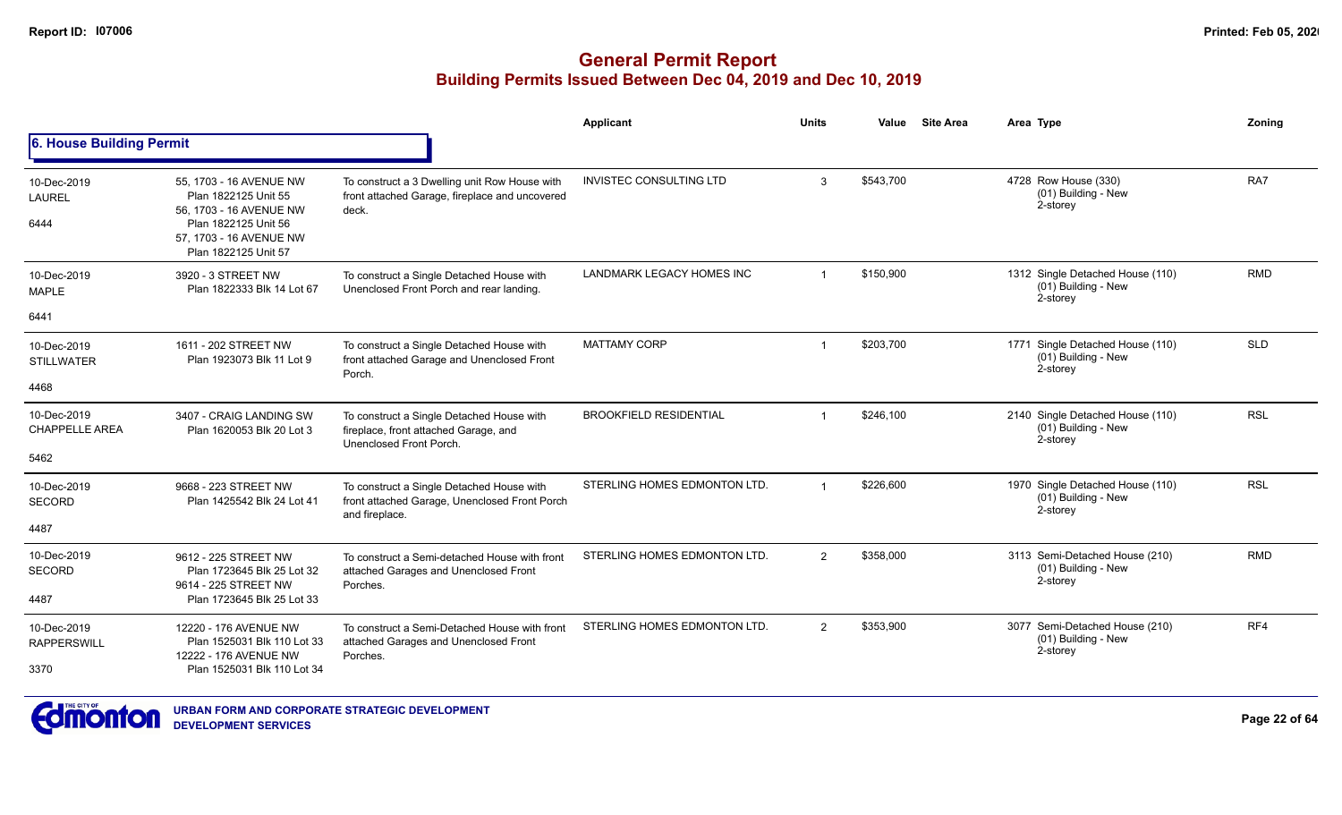# General Permit Report
## Building Permits Issued Between Dec 04, 2019 and Dec 10, 2019

### 6. House Building Permit

| | | | Applicant | Units | Value | Site Area | Area Type | Zoning |
|---|---|---|---|---|---|---|---|---|
| 10-Dec-2019 LAUREL 6444 | 55, 1703 - 16 AVENUE NW Plan 1822125 Unit 55 56, 1703 - 16 AVENUE NW Plan 1822125 Unit 56 57, 1703 - 16 AVENUE NW Plan 1822125 Unit 57 | To construct a 3 Dwelling unit Row House with front attached Garage, fireplace and uncovered deck. | INVISTEC CONSULTING LTD | 3 | $543,700 | | 4728 Row House (330) (01) Building - New 2-storey | RA7 |
| 10-Dec-2019 MAPLE 6441 | 3920 - 3 STREET NW Plan 1822333 Blk 14 Lot 67 | To construct a Single Detached House with Unenclosed Front Porch and rear landing. | LANDMARK LEGACY HOMES INC | 1 | $150,900 | | 1312 Single Detached House (110) (01) Building - New 2-storey | RMD |
| 10-Dec-2019 STILLWATER 4468 | 1611 - 202 STREET NW Plan 1923073 Blk 11 Lot 9 | To construct a Single Detached House with front attached Garage and Unenclosed Front Porch. | MATTAMY CORP | 1 | $203,700 | | 1771 Single Detached House (110) (01) Building - New 2-storey | SLD |
| 10-Dec-2019 CHAPPELLE AREA 5462 | 3407 - CRAIG LANDING SW Plan 1620053 Blk 20 Lot 3 | To construct a Single Detached House with fireplace, front attached Garage, and Unenclosed Front Porch. | BROOKFIELD RESIDENTIAL | 1 | $246,100 | | 2140 Single Detached House (110) (01) Building - New 2-storey | RSL |
| 10-Dec-2019 SECORD 4487 | 9668 - 223 STREET NW Plan 1425542 Blk 24 Lot 41 | To construct a Single Detached House with front attached Garage, Unenclosed Front Porch and fireplace. | STERLING HOMES EDMONTON LTD. | 1 | $226,600 | | 1970 Single Detached House (110) (01) Building - New 2-storey | RSL |
| 10-Dec-2019 SECORD 4487 | 9612 - 225 STREET NW Plan 1723645 Blk 25 Lot 32 9614 - 225 STREET NW Plan 1723645 Blk 25 Lot 33 | To construct a Semi-detached House with front attached Garages and Unenclosed Front Porches. | STERLING HOMES EDMONTON LTD. | 2 | $358,000 | | 3113 Semi-Detached House (210) (01) Building - New 2-storey | RMD |
| 10-Dec-2019 RAPPERSWILL 3370 | 12220 - 176 AVENUE NW Plan 1525031 Blk 110 Lot 33 12222 - 176 AVENUE NW Plan 1525031 Blk 110 Lot 34 | To construct a Semi-Detached House with front attached Garages and Unenclosed Front Porches. | STERLING HOMES EDMONTON LTD. | 2 | $353,900 | | 3077 Semi-Detached House (210) (01) Building - New 2-storey | RF4 |

URBAN FORM AND CORPORATE STRATEGIC DEVELOPMENT
DEVELOPMENT SERVICES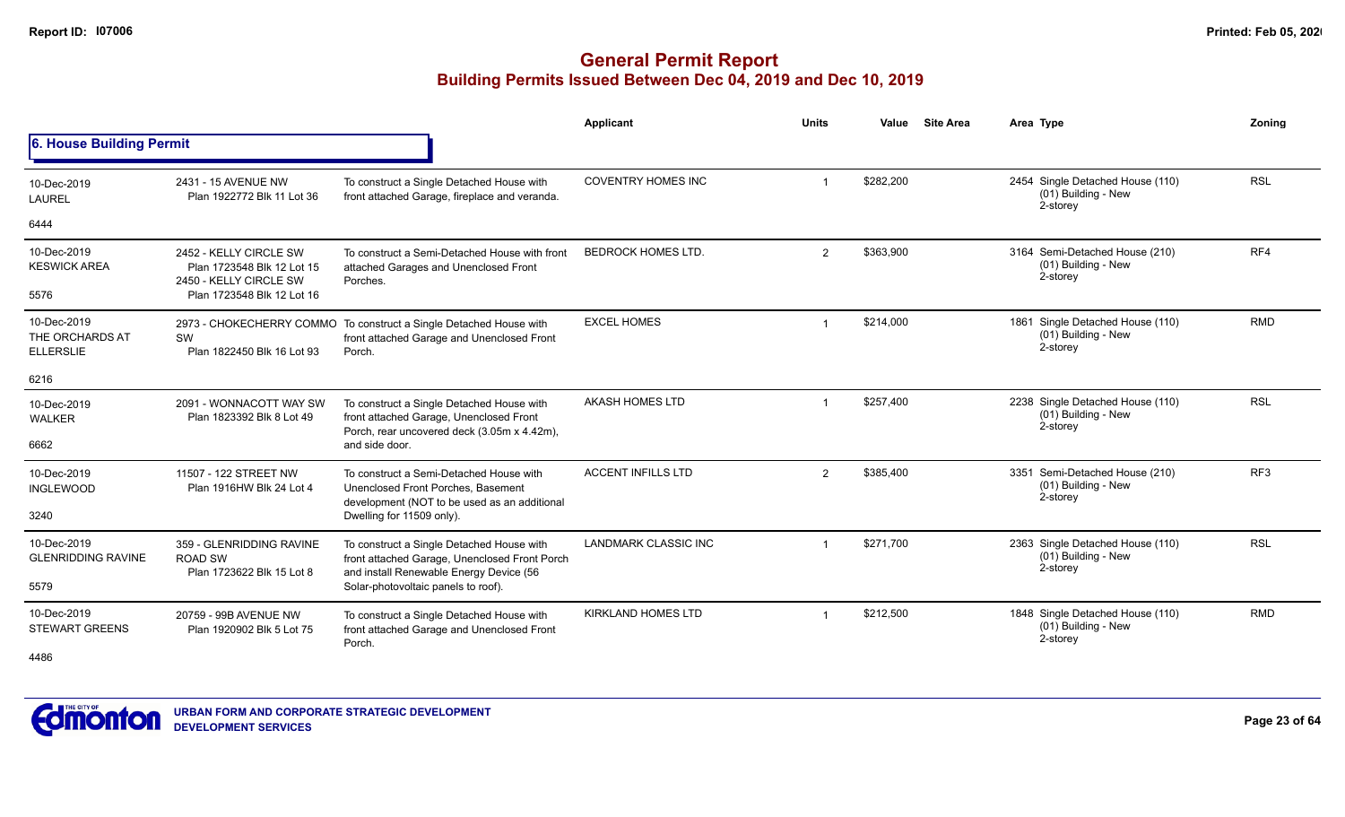# General Permit Report

## Building Permits Issued Between Dec 04, 2019 and Dec 10, 2019

### 6. House Building Permit

| Date / Neighbourhood | Address / Legal | Description | Applicant | Units | Value | Site Area | Area Type | Zoning |
|---|---|---|---|---|---|---|---|---|
| 10-Dec-2019 LAUREL 6444 | 2431 - 15 AVENUE NW Plan 1922772 Blk 11 Lot 36 | To construct a Single Detached House with front attached Garage, fireplace and veranda. | COVENTRY HOMES INC | 1 | $282,200 | | 2454 Single Detached House (110) (01) Building - New 2-storey | RSL |
| 10-Dec-2019 KESWICK AREA 5576 | 2452 - KELLY CIRCLE SW Plan 1723548 Blk 12 Lot 15 2450 - KELLY CIRCLE SW Plan 1723548 Blk 12 Lot 16 | To construct a Semi-Detached House with front attached Garages and Unenclosed Front Porches. | BEDROCK HOMES LTD. | 2 | $363,900 | | 3164 Semi-Detached House (210) (01) Building - New 2-storey | RF4 |
| 10-Dec-2019 THE ORCHARDS AT ELLERSLIE 6216 | 2973 - CHOKECHERRY COMMO SW Plan 1822450 Blk 16 Lot 93 | To construct a Single Detached House with front attached Garage and Unenclosed Front Porch. | EXCEL HOMES | 1 | $214,000 | | 1861 Single Detached House (110) (01) Building - New 2-storey | RMD |
| 10-Dec-2019 WALKER 6662 | 2091 - WONNACOTT WAY SW Plan 1823392 Blk 8 Lot 49 | To construct a Single Detached House with front attached Garage, Unenclosed Front Porch, rear uncovered deck (3.05m x 4.42m), and side door. | AKASH HOMES LTD | 1 | $257,400 | | 2238 Single Detached House (110) (01) Building - New 2-storey | RSL |
| 10-Dec-2019 INGLEWOOD 3240 | 11507 - 122 STREET NW Plan 1916HW Blk 24 Lot 4 | To construct a Semi-Detached House with Unenclosed Front Porches, Basement development (NOT to be used as an additional Dwelling for 11509 only). | ACCENT INFILLS LTD | 2 | $385,400 | | 3351 Semi-Detached House (210) (01) Building - New 2-storey | RF3 |
| 10-Dec-2019 GLENRIDDING RAVINE 5579 | 359 - GLENRIDDING RAVINE ROAD SW Plan 1723622 Blk 15 Lot 8 | To construct a Single Detached House with front attached Garage, Unenclosed Front Porch and install Renewable Energy Device (56 Solar-photovoltaic panels to roof). | LANDMARK CLASSIC INC | 1 | $271,700 | | 2363 Single Detached House (110) (01) Building - New 2-storey | RSL |
| 10-Dec-2019 STEWART GREENS 4486 | 20759 - 99B AVENUE NW Plan 1920902 Blk 5 Lot 75 | To construct a Single Detached House with front attached Garage and Unenclosed Front Porch. | KIRKLAND HOMES LTD | 1 | $212,500 | | 1848 Single Detached House (110) (01) Building - New 2-storey | RMD |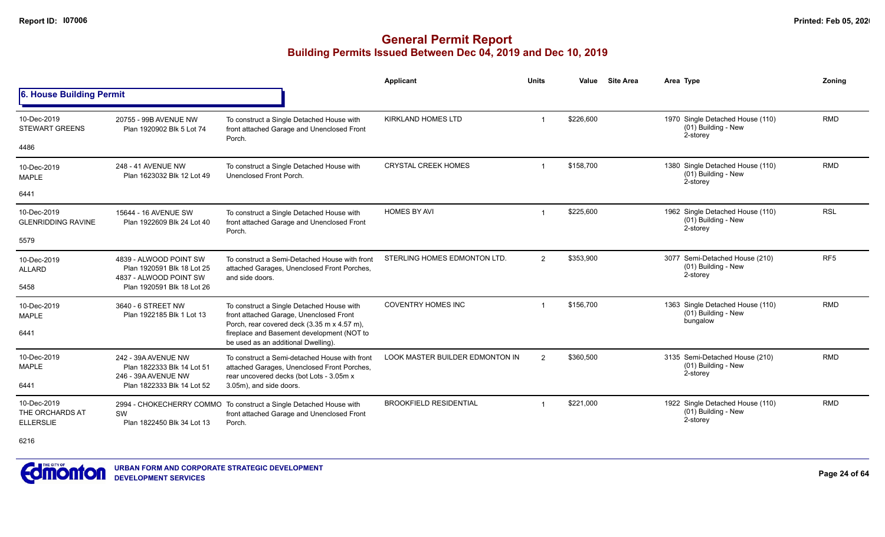# General Permit Report

## Building Permits Issued Between Dec 04, 2019 and Dec 10, 2019

### 6. House Building Permit

| Date / Neighbourhood | Address / Legal | Description | Applicant | Units | Value | Site Area | Area Type | Zoning |
|---|---|---|---|---|---|---|---|---|
| 10-Dec-2019 STEWART GREENS 4486 | 20755 - 99B AVENUE NW Plan 1920902 Blk 5 Lot 74 | To construct a Single Detached House with front attached Garage and Unenclosed Front Porch. | KIRKLAND HOMES LTD | 1 | $226,600 | | 1970 Single Detached House (110) (01) Building - New 2-storey | RMD |
| 10-Dec-2019 MAPLE 6441 | 248 - 41 AVENUE NW Plan 1623032 Blk 12 Lot 49 | To construct a Single Detached House with Unenclosed Front Porch. | CRYSTAL CREEK HOMES | 1 | $158,700 | | 1380 Single Detached House (110) (01) Building - New 2-storey | RMD |
| 10-Dec-2019 GLENRIDDING RAVINE 5579 | 15644 - 16 AVENUE SW Plan 1922609 Blk 24 Lot 40 | To construct a Single Detached House with front attached Garage and Unenclosed Front Porch. | HOMES BY AVI | 1 | $225,600 | | 1962 Single Detached House (110) (01) Building - New 2-storey | RSL |
| 10-Dec-2019 ALLARD 5458 | 4839 - ALWOOD POINT SW Plan 1920591 Blk 18 Lot 25 4837 - ALWOOD POINT SW Plan 1920591 Blk 18 Lot 26 | To construct a Semi-Detached House with front attached Garages, Unenclosed Front Porches, and side doors. | STERLING HOMES EDMONTON LTD. | 2 | $353,900 | | 3077 Semi-Detached House (210) (01) Building - New 2-storey | RF5 |
| 10-Dec-2019 MAPLE 6441 | 3640 - 6 STREET NW Plan 1922185 Blk 1 Lot 13 | To construct a Single Detached House with front attached Garage, Unenclosed Front Porch, rear covered deck (3.35 m x 4.57 m), fireplace and Basement development (NOT to be used as an additional Dwelling). | COVENTRY HOMES INC | 1 | $156,700 | | 1363 Single Detached House (110) (01) Building - New bungalow | RMD |
| 10-Dec-2019 MAPLE 6441 | 242 - 39A AVENUE NW Plan 1822333 Blk 14 Lot 51 246 - 39A AVENUE NW Plan 1822333 Blk 14 Lot 52 | To construct a Semi-detached House with front attached Garages, Unenclosed Front Porches, rear uncovered decks (bot Lots - 3.05m x 3.05m), and side doors. | LOOK MASTER BUILDER EDMONTON IN | 2 | $360,500 | | 3135 Semi-Detached House (210) (01) Building - New 2-storey | RMD |
| 10-Dec-2019 THE ORCHARDS AT ELLERSLIE 6216 | 2994 - CHOKECHERRY COMMO SW Plan 1822450 Blk 34 Lot 13 | To construct a Single Detached House with front attached Garage and Unenclosed Front Porch. | BROOKFIELD RESIDENTIAL | 1 | $221,000 | | 1922 Single Detached House (110) (01) Building - New 2-storey | RMD |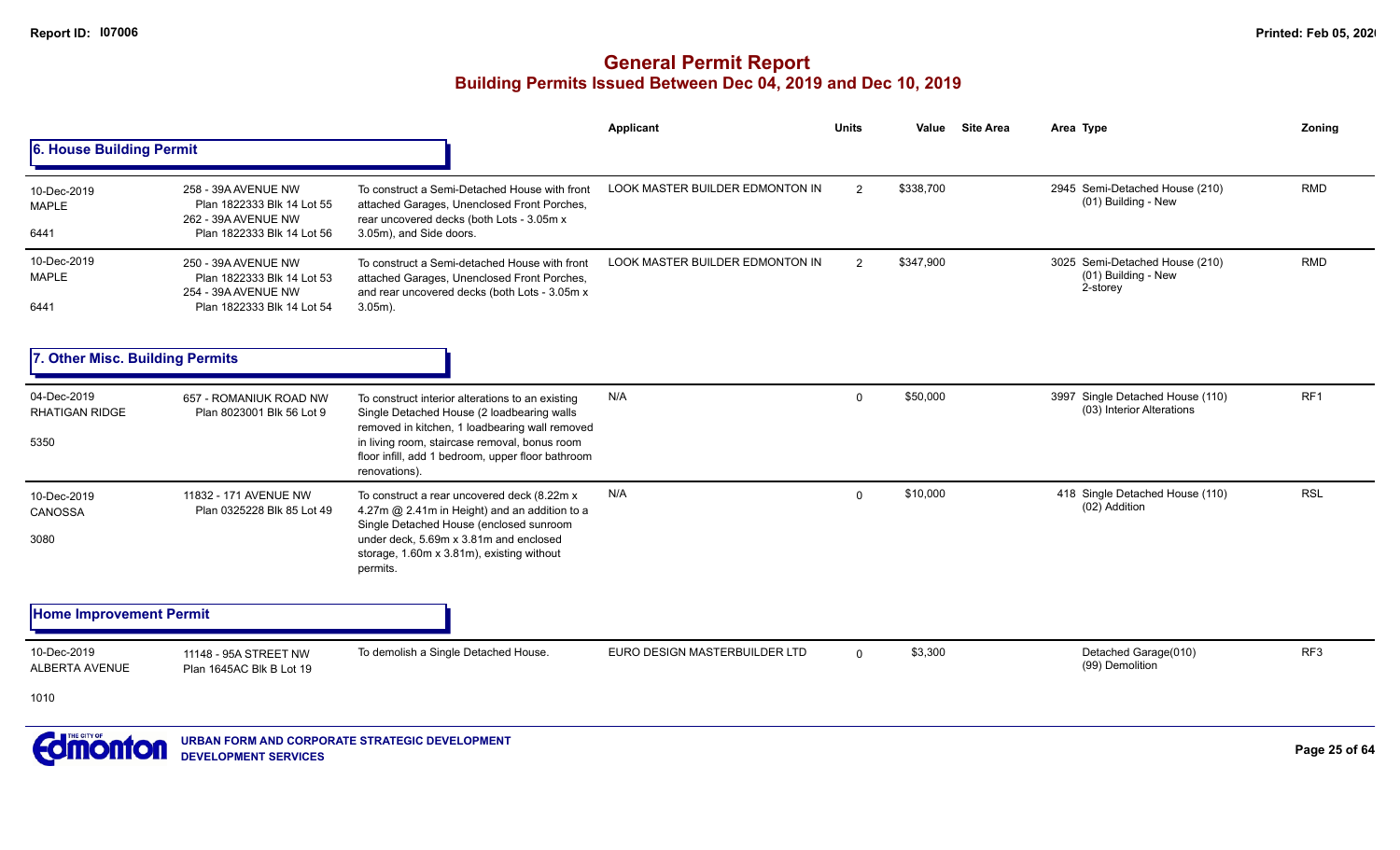# General Permit Report
## Building Permits Issued Between Dec 04, 2019 and Dec 10, 2019

### 6. House Building Permit

| Date / Neighbourhood | Address | Description | Applicant | Units | Value | Site Area | Area Type | Zoning |
|---|---|---|---|---|---|---|---|---|
| 10-Dec-2019 MAPLE 6441 | 258 - 39A AVENUE NW Plan 1822333 Blk 14 Lot 55 262 - 39A AVENUE NW Plan 1822333 Blk 14 Lot 56 | To construct a Semi-Detached House with front attached Garages, Unenclosed Front Porches, rear uncovered decks (both Lots - 3.05m x 3.05m), and Side doors. | LOOK MASTER BUILDER EDMONTON IN | 2 | $338,700 | | 2945 Semi-Detached House (210) (01) Building - New | RMD |
| 10-Dec-2019 MAPLE 6441 | 250 - 39A AVENUE NW Plan 1822333 Blk 14 Lot 53 254 - 39A AVENUE NW Plan 1822333 Blk 14 Lot 54 | To construct a Semi-detached House with front attached Garages, Unenclosed Front Porches, and rear uncovered decks (both Lots - 3.05m x 3.05m). | LOOK MASTER BUILDER EDMONTON IN | 2 | $347,900 | | 3025 Semi-Detached House (210) (01) Building - New 2-storey | RMD |

### 7. Other Misc. Building Permits

| Date / Neighbourhood | Address | Description | Applicant | Units | Value | Site Area | Area Type | Zoning |
|---|---|---|---|---|---|---|---|---|
| 04-Dec-2019 RHATIGAN RIDGE 5350 | 657 - ROMANIUK ROAD NW Plan 8023001 Blk 56 Lot 9 | To construct interior alterations to an existing Single Detached House (2 loadbearing walls removed in kitchen, 1 loadbearing wall removed in living room, staircase removal, bonus room floor infill, add 1 bedroom, upper floor bathroom renovations). | N/A | 0 | $50,000 | | 3997 Single Detached House (110) (03) Interior Alterations | RF1 |
| 10-Dec-2019 CANOSSA 3080 | 11832 - 171 AVENUE NW Plan 0325228 Blk 85 Lot 49 | To construct a rear uncovered deck (8.22m x 4.27m @ 2.41m in Height) and an addition to a Single Detached House (enclosed sunroom under deck, 5.69m x 3.81m and enclosed storage, 1.60m x 3.81m), existing without permits. | N/A | 0 | $10,000 | | 418 Single Detached House (110) (02) Addition | RSL |

### Home Improvement Permit

| Date / Neighbourhood | Address | Description | Applicant | Units | Value | Site Area | Area Type | Zoning |
|---|---|---|---|---|---|---|---|---|
| 10-Dec-2019 ALBERTA AVENUE 1010 | 11148 - 95A STREET NW Plan 1645AC Blk B Lot 19 | To demolish a Single Detached House. | EURO DESIGN MASTERBUILDER LTD | 0 | $3,300 | | Detached Garage(010) (99) Demolition | RF3 |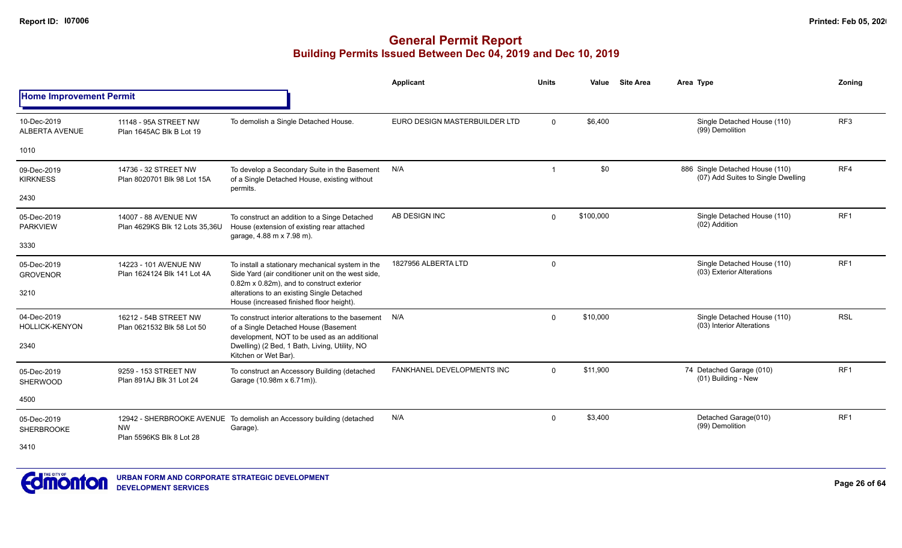# General Permit Report

## Building Permits Issued Between Dec 04, 2019 and Dec 10, 2019

### Home Improvement Permit

| Date / Neighbourhood | Address / Legal | Description | Applicant | Units | Value | Site Area | Area Type | Zoning |
|---|---|---|---|---|---|---|---|---|
| 10-Dec-2019 ALBERTA AVENUE 1010 | 11148 - 95A STREET NW Plan 1645AC Blk B Lot 19 | To demolish a Single Detached House. | EURO DESIGN MASTERBUILDER LTD | 0 | $6,400 | | Single Detached House (110) (99) Demolition | RF3 |
| 09-Dec-2019 KIRKNESS 2430 | 14736 - 32 STREET NW Plan 8020701 Blk 98 Lot 15A | To develop a Secondary Suite in the Basement of a Single Detached House, existing without permits. | N/A | 1 | $0 | | 886 Single Detached House (110) (07) Add Suites to Single Dwelling | RF4 |
| 05-Dec-2019 PARKVIEW 3330 | 14007 - 88 AVENUE NW Plan 4629KS Blk 12 Lots 35,36U | To construct an addition to a Singe Detached House (extension of existing rear attached garage, 4.88 m x 7.98 m). | AB DESIGN INC | 0 | $100,000 | | Single Detached House (110) (02) Addition | RF1 |
| 05-Dec-2019 GROVENOR 3210 | 14223 - 101 AVENUE NW Plan 1624124 Blk 141 Lot 4A | To install a stationary mechanical system in the Side Yard (air conditioner unit on the west side, 0.82m x 0.82m), and to construct exterior alterations to an existing Single Detached House (increased finished floor height). | 1827956 ALBERTA LTD | 0 | | | Single Detached House (110) (03) Exterior Alterations | RF1 |
| 04-Dec-2019 HOLLICK-KENYON 2340 | 16212 - 54B STREET NW Plan 0621532 Blk 58 Lot 50 | To construct interior alterations to the basement of a Single Detached House (Basement development, NOT to be used as an additional Dwelling) (2 Bed, 1 Bath, Living, Utility, NO Kitchen or Wet Bar). | N/A | 0 | $10,000 | | Single Detached House (110) (03) Interior Alterations | RSL |
| 05-Dec-2019 SHERWOOD 4500 | 9259 - 153 STREET NW Plan 891AJ Blk 31 Lot 24 | To construct an Accessory Building (detached Garage (10.98m x 6.71m)). | FANKHANEL DEVELOPMENTS INC | 0 | $11,900 | | 74 Detached Garage (010) (01) Building - New | RF1 |
| 05-Dec-2019 SHERBROOKE 3410 | 12942 - SHERBROOKE AVENUE NW Plan 5596KS Blk 8 Lot 28 | To demolish an Accessory building (detached Garage). | N/A | 0 | $3,400 | | Detached Garage(010) (99) Demolition | RF1 |

URBAN FORM AND CORPORATE STRATEGIC DEVELOPMENT
DEVELOPMENT SERVICES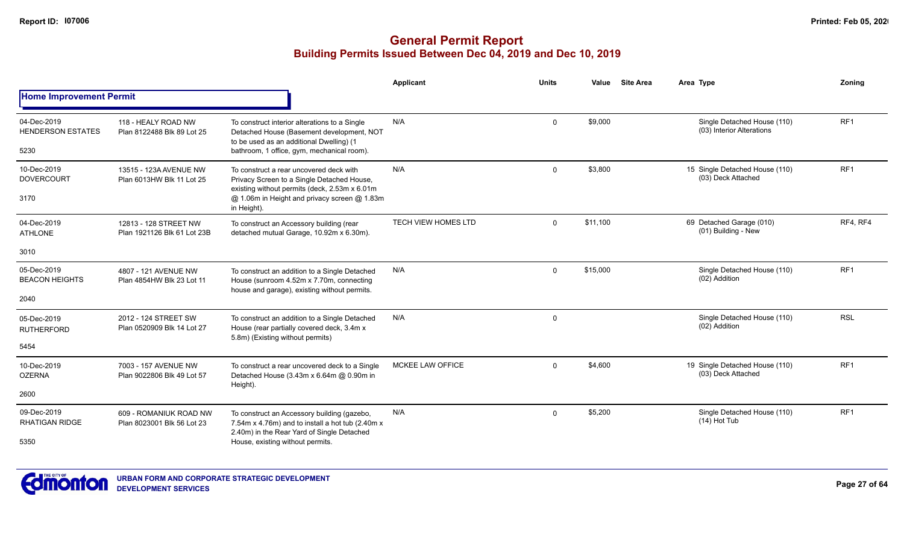# General Permit Report

## Building Permits Issued Between Dec 04, 2019 and Dec 10, 2019

### Home Improvement Permit

| Date / Neighbourhood | Address / Legal | Description | Applicant | Units | Value | Site Area | Area | Type | Zoning |
|---|---|---|---|---|---|---|---|---|---|
| 04-Dec-2019 HENDERSON ESTATES 5230 | 118 - HEALY ROAD NW Plan 8122488 Blk 89 Lot 25 | To construct interior alterations to a Single Detached House (Basement development, NOT to be used as an additional Dwelling) (1 bathroom, 1 office, gym, mechanical room). | N/A | 0 | $9,000 | | | Single Detached House (110) (03) Interior Alterations | RF1 |
| 10-Dec-2019 DOVERCOURT 3170 | 13515 - 123A AVENUE NW Plan 6013HW Blk 11 Lot 25 | To construct a rear uncovered deck with Privacy Screen to a Single Detached House, existing without permits (deck, 2.53m x 6.01m @ 1.06m in Height and privacy screen @ 1.83m in Height). | N/A | 0 | $3,800 | | 15 | Single Detached House (110) (03) Deck Attached | RF1 |
| 04-Dec-2019 ATHLONE 3010 | 12813 - 128 STREET NW Plan 1921126 Blk 61 Lot 23B | To construct an Accessory building (rear detached mutual Garage, 10.92m x 6.30m). | TECH VIEW HOMES LTD | 0 | $11,100 | | 69 | Detached Garage (010) (01) Building - New | RF4, RF4 |
| 05-Dec-2019 BEACON HEIGHTS 2040 | 4807 - 121 AVENUE NW Plan 4854HW Blk 23 Lot 11 | To construct an addition to a Single Detached House (sunroom 4.52m x 7.70m, connecting house and garage), existing without permits. | N/A | 0 | $15,000 | | | Single Detached House (110) (02) Addition | RF1 |
| 05-Dec-2019 RUTHERFORD 5454 | 2012 - 124 STREET SW Plan 0520909 Blk 14 Lot 27 | To construct an addition to a Single Detached House (rear partially covered deck, 3.4m x 5.8m) (Existing without permits) | N/A | 0 | | | | Single Detached House (110) (02) Addition | RSL |
| 10-Dec-2019 OZERNA 2600 | 7003 - 157 AVENUE NW Plan 9022806 Blk 49 Lot 57 | To construct a rear uncovered deck to a Single Detached House (3.43m x 6.64m @ 0.90m in Height). | MCKEE LAW OFFICE | 0 | $4,600 | | 19 | Single Detached House (110) (03) Deck Attached | RF1 |
| 09-Dec-2019 RHATIGAN RIDGE 5350 | 609 - ROMANIUK ROAD NW Plan 8023001 Blk 56 Lot 23 | To construct an Accessory building (gazebo, 7.54m x 4.76m) and to install a hot tub (2.40m x 2.40m) in the Rear Yard of Single Detached House, existing without permits. | N/A | 0 | $5,200 | | | Single Detached House (110) (14) Hot Tub | RF1 |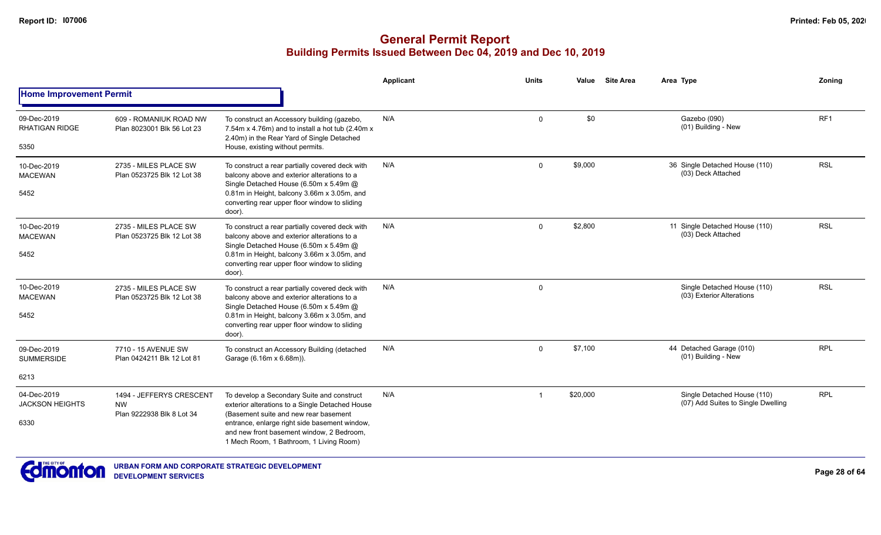# General Permit Report

## Building Permits Issued Between Dec 04, 2019 and Dec 10, 2019

### Home Improvement Permit

| | | | Applicant | Units | Value | Site Area | Area | Type | Zoning |
|---|---|---|---|---|---|---|---|---|---|
| 09-Dec-2019<br>RHATIGAN RIDGE<br>5350 | 609 - ROMANIUK ROAD NW<br>Plan 8023001 Blk 56 Lot 23 | To construct an Accessory building (gazebo, 7.54m x 4.76m) and to install a hot tub (2.40m x 2.40m) in the Rear Yard of Single Detached House, existing without permits. | N/A | 0 | $0 | | | Gazebo (090)<br>(01) Building - New | RF1 |
| 10-Dec-2019<br>MACEWAN<br>5452 | 2735 - MILES PLACE SW<br>Plan 0523725 Blk 12 Lot 38 | To construct a rear partially covered deck with balcony above and exterior alterations to a Single Detached House (6.50m x 5.49m @ 0.81m in Height, balcony 3.66m x 3.05m, and converting rear upper floor window to sliding door). | N/A | 0 | $9,000 | | 36 | Single Detached House (110)<br>(03) Deck Attached | RSL |
| 10-Dec-2019<br>MACEWAN<br>5452 | 2735 - MILES PLACE SW<br>Plan 0523725 Blk 12 Lot 38 | To construct a rear partially covered deck with balcony above and exterior alterations to a Single Detached House (6.50m x 5.49m @ 0.81m in Height, balcony 3.66m x 3.05m, and converting rear upper floor window to sliding door). | N/A | 0 | $2,800 | | 11 | Single Detached House (110)<br>(03) Deck Attached | RSL |
| 10-Dec-2019<br>MACEWAN<br>5452 | 2735 - MILES PLACE SW<br>Plan 0523725 Blk 12 Lot 38 | To construct a rear partially covered deck with balcony above and exterior alterations to a Single Detached House (6.50m x 5.49m @ 0.81m in Height, balcony 3.66m x 3.05m, and converting rear upper floor window to sliding door). | N/A | 0 | | | | Single Detached House (110)<br>(03) Exterior Alterations | RSL |
| 09-Dec-2019<br>SUMMERSIDE<br>6213 | 7710 - 15 AVENUE SW<br>Plan 0424211 Blk 12 Lot 81 | To construct an Accessory Building (detached Garage (6.16m x 6.68m)). | N/A | 0 | $7,100 | | 44 | Detached Garage (010)<br>(01) Building - New | RPL |
| 04-Dec-2019<br>JACKSON HEIGHTS<br>6330 | 1494 - JEFFERYS CRESCENT NW<br>Plan 9222938 Blk 8 Lot 34 | To develop a Secondary Suite and construct exterior alterations to a Single Detached House (Basement suite and new rear basement entrance, enlarge right side basement window, and new front basement window, 2 Bedroom, 1 Mech Room, 1 Bathroom, 1 Living Room) | N/A | 1 | $20,000 | | | Single Detached House (110)<br>(07) Add Suites to Single Dwelling | RPL |

URBAN FORM AND CORPORATE STRATEGIC DEVELOPMENT
DEVELOPMENT SERVICES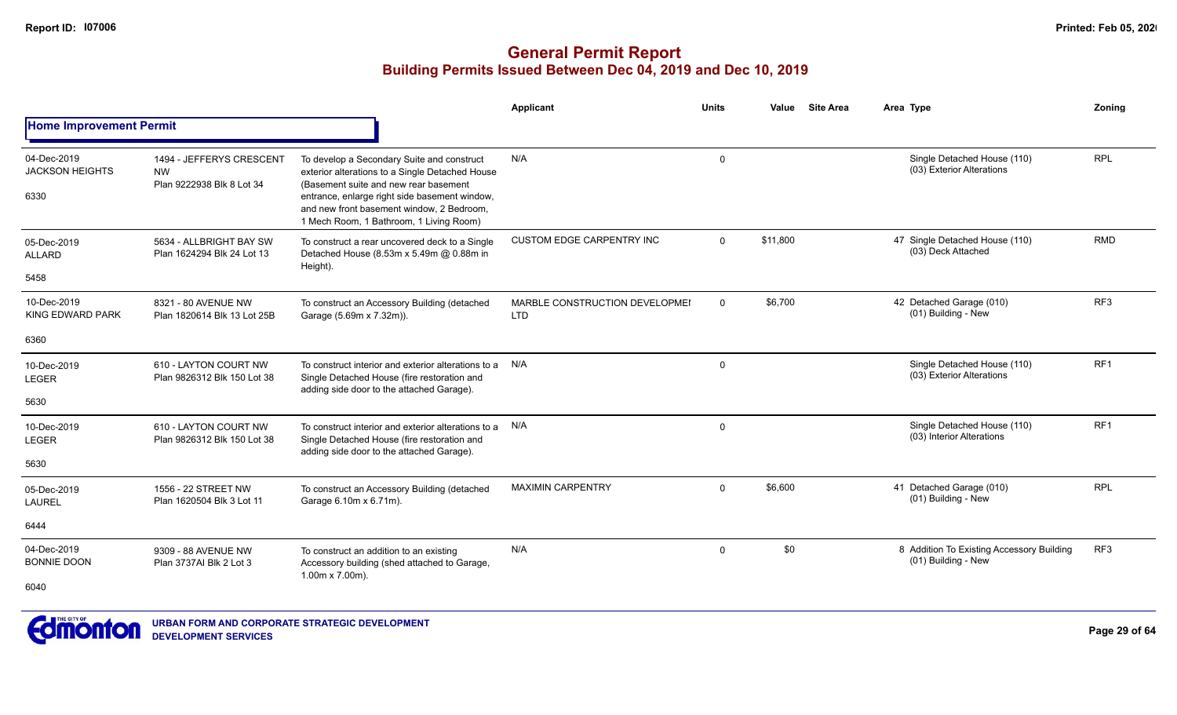# General Permit Report

## Building Permits Issued Between Dec 04, 2019 and Dec 10, 2019

### Home Improvement Permit

| Date / Neighbourhood | Address / Legal | Description | Applicant | Units | Value | Site Area | Area | Type | Zoning |
|---|---|---|---|---|---|---|---|---|---|
| 04-Dec-2019 JACKSON HEIGHTS 6330 | 1494 - JEFFERYS CRESCENT NW Plan 9222938 Blk 8 Lot 34 | To develop a Secondary Suite and construct exterior alterations to a Single Detached House (Basement suite and new rear basement entrance, enlarge right side basement window, and new front basement window, 2 Bedroom, 1 Mech Room, 1 Bathroom, 1 Living Room) | N/A | 0 | | | | Single Detached House (110) (03) Exterior Alterations | RPL |
| 05-Dec-2019 ALLARD 5458 | 5634 - ALLBRIGHT BAY SW Plan 1624294 Blk 24 Lot 13 | To construct a rear uncovered deck to a Single Detached House (8.53m x 5.49m @ 0.88m in Height). | CUSTOM EDGE CARPENTRY INC | 0 | $11,800 | | 47 | Single Detached House (110) (03) Deck Attached | RMD |
| 10-Dec-2019 KING EDWARD PARK 6360 | 8321 - 80 AVENUE NW Plan 1820614 Blk 13 Lot 25B | To construct an Accessory Building (detached Garage (5.69m x 7.32m)). | MARBLE CONSTRUCTION DEVELOPMEI LTD | 0 | $6,700 | | 42 | Detached Garage (010) (01) Building - New | RF3 |
| 10-Dec-2019 LEGER 5630 | 610 - LAYTON COURT NW Plan 9826312 Blk 150 Lot 38 | To construct interior and exterior alterations to a Single Detached House (fire restoration and adding side door to the attached Garage). | N/A | 0 | | | | Single Detached House (110) (03) Exterior Alterations | RF1 |
| 10-Dec-2019 LEGER 5630 | 610 - LAYTON COURT NW Plan 9826312 Blk 150 Lot 38 | To construct interior and exterior alterations to a Single Detached House (fire restoration and adding side door to the attached Garage). | N/A | 0 | | | | Single Detached House (110) (03) Interior Alterations | RF1 |
| 05-Dec-2019 LAUREL 6444 | 1556 - 22 STREET NW Plan 1620504 Blk 3 Lot 11 | To construct an Accessory Building (detached Garage 6.10m x 6.71m). | MAXIMIN CARPENTRY | 0 | $6,600 | | 41 | Detached Garage (010) (01) Building - New | RPL |
| 04-Dec-2019 BONNIE DOON 6040 | 9309 - 88 AVENUE NW Plan 3737AI Blk 2 Lot 3 | To construct an addition to an existing Accessory building (shed attached to Garage, 1.00m x 7.00m). | N/A | 0 | $0 | | 8 | Addition To Existing Accessory Building (01) Building - New | RF3 |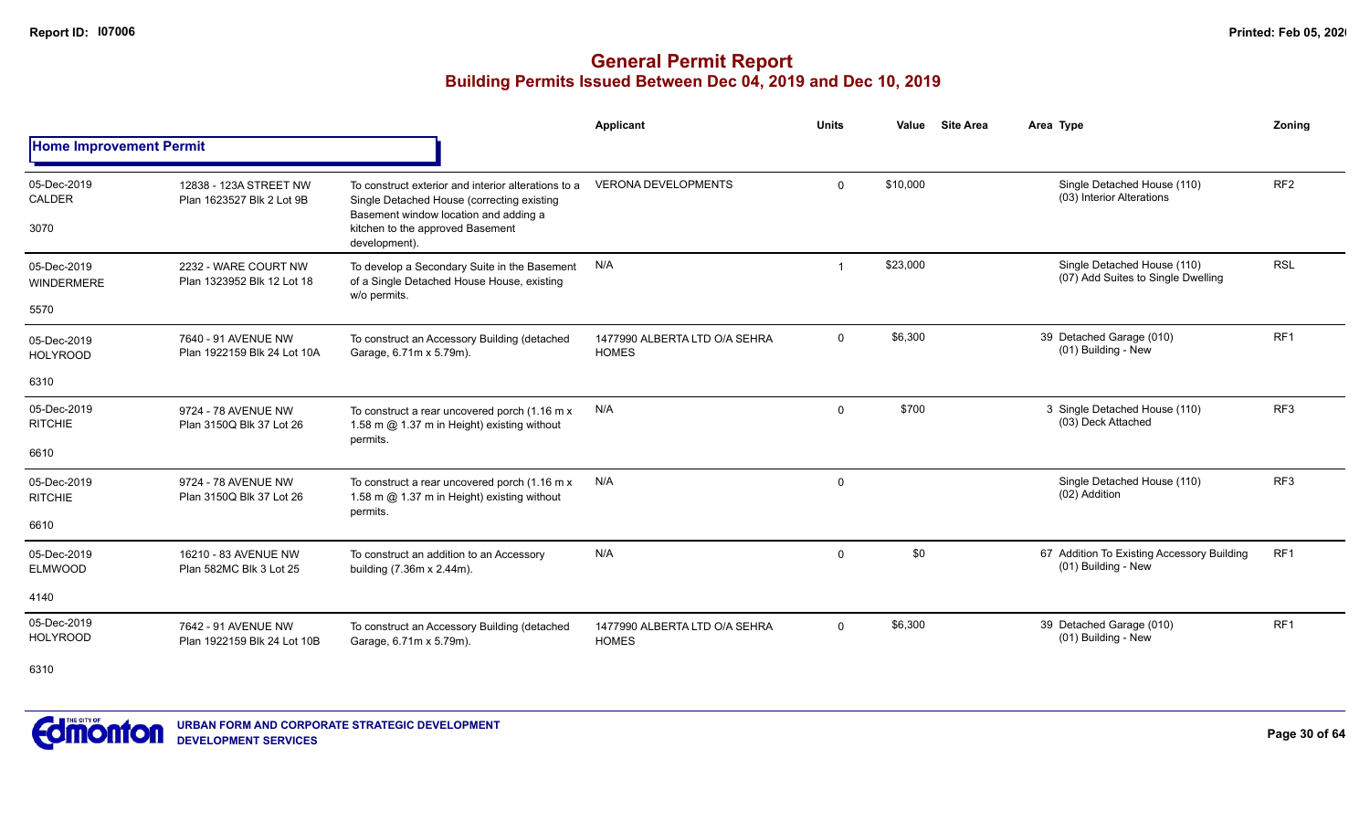## General Permit Report
### Building Permits Issued Between Dec 04, 2019 and Dec 10, 2019

**Home Improvement Permit**

| Date / Neighbourhood | Address / Legal | Description | Applicant | Units | Value | Site Area | Area Type | Zoning |
|---|---|---|---|---|---|---|---|---|
| 05-Dec-2019 CALDER 3070 | 12838 - 123A STREET NW Plan 1623527 Blk 2 Lot 9B | To construct exterior and interior alterations to a Single Detached House (correcting existing Basement window location and adding a kitchen to the approved Basement development). | VERONA DEVELOPMENTS | 0 | $10,000 | | Single Detached House (110) (03) Interior Alterations | RF2 |
| 05-Dec-2019 WINDERMERE 5570 | 2232 - WARE COURT NW Plan 1323952 Blk 12 Lot 18 | To develop a Secondary Suite in the Basement of a Single Detached House House, existing w/o permits. | N/A | 1 | $23,000 | | Single Detached House (110) (07) Add Suites to Single Dwelling | RSL |
| 05-Dec-2019 HOLYROOD 6310 | 7640 - 91 AVENUE NW Plan 1922159 Blk 24 Lot 10A | To construct an Accessory Building (detached Garage, 6.71m x 5.79m). | 1477990 ALBERTA LTD O/A SEHRA HOMES | 0 | $6,300 | | 39 Detached Garage (010) (01) Building - New | RF1 |
| 05-Dec-2019 RITCHIE 6610 | 9724 - 78 AVENUE NW Plan 3150Q Blk 37 Lot 26 | To construct a rear uncovered porch (1.16 m x 1.58 m @ 1.37 m in Height) existing without permits. | N/A | 0 | $700 | | 3 Single Detached House (110) (03) Deck Attached | RF3 |
| 05-Dec-2019 RITCHIE 6610 | 9724 - 78 AVENUE NW Plan 3150Q Blk 37 Lot 26 | To construct a rear uncovered porch (1.16 m x 1.58 m @ 1.37 m in Height) existing without permits. | N/A | 0 | | | Single Detached House (110) (02) Addition | RF3 |
| 05-Dec-2019 ELMWOOD 4140 | 16210 - 83 AVENUE NW Plan 582MC Blk 3 Lot 25 | To construct an addition to an Accessory building (7.36m x 2.44m). | N/A | 0 | $0 | | 67 Addition To Existing Accessory Building (01) Building - New | RF1 |
| 05-Dec-2019 HOLYROOD 6310 | 7642 - 91 AVENUE NW Plan 1922159 Blk 24 Lot 10B | To construct an Accessory Building (detached Garage, 6.71m x 5.79m). | 1477990 ALBERTA LTD O/A SEHRA HOMES | 0 | $6,300 | | 39 Detached Garage (010) (01) Building - New | RF1 |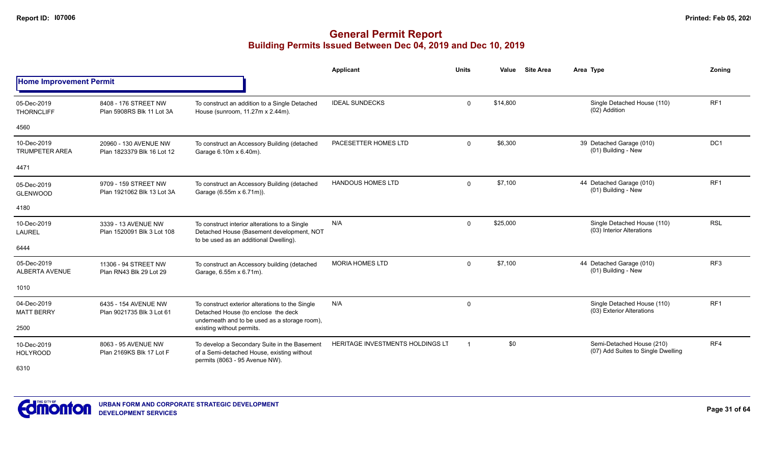# General Permit Report
## Building Permits Issued Between Dec 04, 2019 and Dec 10, 2019

### Home Improvement Permit

| | | | Applicant | Units | Value | Site Area | Area | Type | Zoning |
|---|---|---|---|---|---|---|---|---|---|
| 05-Dec-2019 THORNCLIFF 4560 | 8408 - 176 STREET NW Plan 5908RS Blk 11 Lot 3A | To construct an addition to a Single Detached House (sunroom, 11.27m x 2.44m). | IDEAL SUNDECKS | 0 | $14,800 | | | Single Detached House (110) (02) Addition | RF1 |
| 10-Dec-2019 TRUMPETER AREA 4471 | 20960 - 130 AVENUE NW Plan 1823379 Blk 16 Lot 12 | To construct an Accessory Building (detached Garage 6.10m x 6.40m). | PACESETTER HOMES LTD | 0 | $6,300 | | 39 | Detached Garage (010) (01) Building - New | DC1 |
| 05-Dec-2019 GLENWOOD 4180 | 9709 - 159 STREET NW Plan 1921062 Blk 13 Lot 3A | To construct an Accessory Building (detached Garage (6.55m x 6.71m)). | HANDOUS HOMES LTD | 0 | $7,100 | | 44 | Detached Garage (010) (01) Building - New | RF1 |
| 10-Dec-2019 LAUREL 6444 | 3339 - 13 AVENUE NW Plan 1520091 Blk 3 Lot 108 | To construct interior alterations to a Single Detached House (Basement development, NOT to be used as an additional Dwelling). | N/A | 0 | $25,000 | | | Single Detached House (110) (03) Interior Alterations | RSL |
| 05-Dec-2019 ALBERTA AVENUE 1010 | 11306 - 94 STREET NW Plan RN43 Blk 29 Lot 29 | To construct an Accessory building (detached Garage, 6.55m x 6.71m). | MORIA HOMES LTD | 0 | $7,100 | | 44 | Detached Garage (010) (01) Building - New | RF3 |
| 04-Dec-2019 MATT BERRY 2500 | 6435 - 154 AVENUE NW Plan 9021735 Blk 3 Lot 61 | To construct exterior alterations to the Single Detached House (to enclose the deck underneath and to be used as a storage room), existing without permits. | N/A | 0 | | | | Single Detached House (110) (03) Exterior Alterations | RF1 |
| 10-Dec-2019 HOLYROOD 6310 | 8063 - 95 AVENUE NW Plan 2169KS Blk 17 Lot F | To develop a Secondary Suite in the Basement of a Semi-detached House, existing without permits (8063 - 95 Avenue NW). | HERITAGE INVESTMENTS HOLDINGS LT | 1 | $0 | | | Semi-Detached House (210) (07) Add Suites to Single Dwelling | RF4 |

**URBAN FORM AND CORPORATE STRATEGIC DEVELOPMENT**
**DEVELOPMENT SERVICES**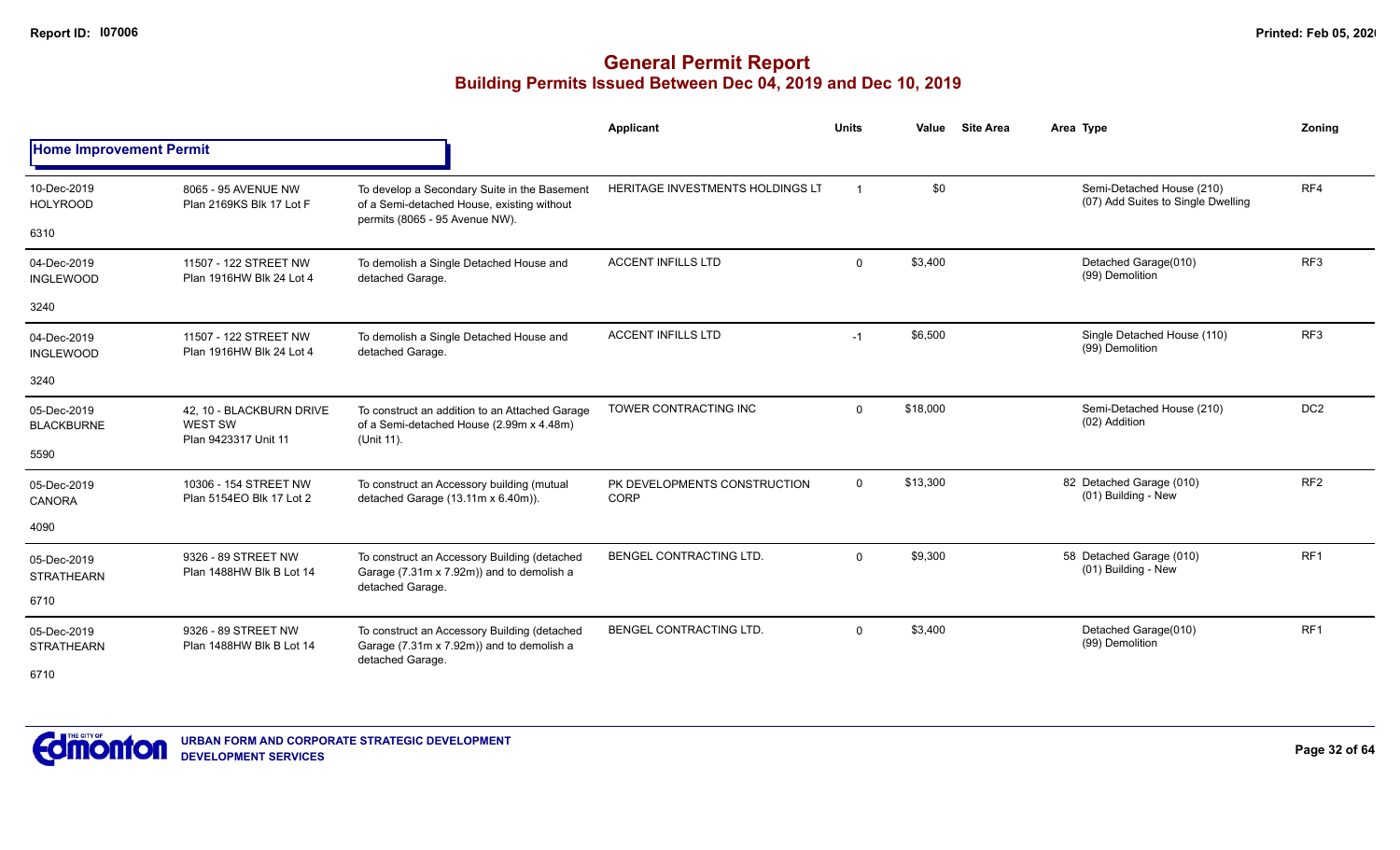# General Permit Report

## Building Permits Issued Between Dec 04, 2019 and Dec 10, 2019

### Home Improvement Permit

| Date / Neighbourhood | Address / Legal | Description | Applicant | Units | Value | Site Area | Area | Type | Zoning |
|---|---|---|---|---|---|---|---|---|---|
| 10-Dec-2019 HOLYROOD 6310 | 8065 - 95 AVENUE NW Plan 2169KS Blk 17 Lot F | To develop a Secondary Suite in the Basement of a Semi-detached House, existing without permits (8065 - 95 Avenue NW). | HERITAGE INVESTMENTS HOLDINGS LT | 1 | $0 | | | Semi-Detached House (210) (07) Add Suites to Single Dwelling | RF4 |
| 04-Dec-2019 INGLEWOOD 3240 | 11507 - 122 STREET NW Plan 1916HW Blk 24 Lot 4 | To demolish a Single Detached House and detached Garage. | ACCENT INFILLS LTD | 0 | $3,400 | | | Detached Garage(010) (99) Demolition | RF3 |
| 04-Dec-2019 INGLEWOOD 3240 | 11507 - 122 STREET NW Plan 1916HW Blk 24 Lot 4 | To demolish a Single Detached House and detached Garage. | ACCENT INFILLS LTD | -1 | $6,500 | | | Single Detached House (110) (99) Demolition | RF3 |
| 05-Dec-2019 BLACKBURNE 5590 | 42, 10 - BLACKBURN DRIVE WEST SW Plan 9423317 Unit 11 | To construct an addition to an Attached Garage of a Semi-detached House (2.99m x 4.48m) (Unit 11). | TOWER CONTRACTING INC | 0 | $18,000 | | | Semi-Detached House (210) (02) Addition | DC2 |
| 05-Dec-2019 CANORA 4090 | 10306 - 154 STREET NW Plan 5154EO Blk 17 Lot 2 | To construct an Accessory building (mutual detached Garage (13.11m x 6.40m)). | PK DEVELOPMENTS CONSTRUCTION CORP | 0 | $13,300 | | 82 | Detached Garage (010) (01) Building - New | RF2 |
| 05-Dec-2019 STRATHEARN 6710 | 9326 - 89 STREET NW Plan 1488HW Blk B Lot 14 | To construct an Accessory Building (detached Garage (7.31m x 7.92m)) and to demolish a detached Garage. | BENGEL CONTRACTING LTD. | 0 | $9,300 | | 58 | Detached Garage (010) (01) Building - New | RF1 |
| 05-Dec-2019 STRATHEARN 6710 | 9326 - 89 STREET NW Plan 1488HW Blk B Lot 14 | To construct an Accessory Building (detached Garage (7.31m x 7.92m)) and to demolish a detached Garage. | BENGEL CONTRACTING LTD. | 0 | $3,400 | | | Detached Garage(010) (99) Demolition | RF1 |

URBAN FORM AND CORPORATE STRATEGIC DEVELOPMENT
DEVELOPMENT SERVICES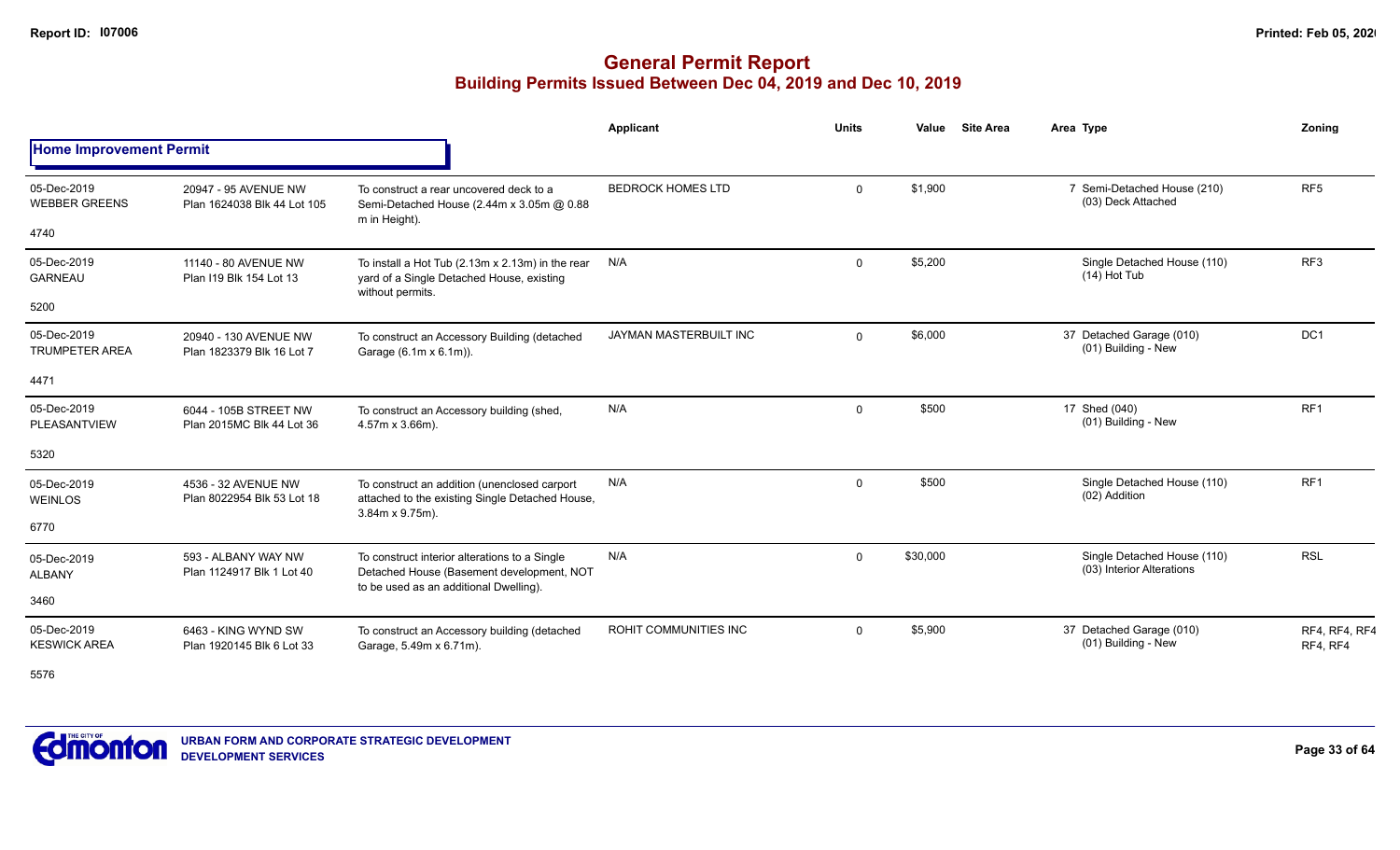# General Permit Report
## Building Permits Issued Between Dec 04, 2019 and Dec 10, 2019

### Home Improvement Permit

| Date / Neighbourhood | Address / Legal | Description | Applicant | Units | Value | Site Area | Area Type | Zoning |
|---|---|---|---|---|---|---|---|---|
| 05-Dec-2019 WEBBER GREENS 4740 | 20947 - 95 AVENUE NW Plan 1624038 Blk 44 Lot 105 | To construct a rear uncovered deck to a Semi-Detached House (2.44m x 3.05m @ 0.88 m in Height). | BEDROCK HOMES LTD | 0 | $1,900 | | 7 Semi-Detached House (210) (03) Deck Attached | RF5 |
| 05-Dec-2019 GARNEAU 5200 | 11140 - 80 AVENUE NW Plan I19 Blk 154 Lot 13 | To install a Hot Tub (2.13m x 2.13m) in the rear yard of a Single Detached House, existing without permits. | N/A | 0 | $5,200 | | Single Detached House (110) (14) Hot Tub | RF3 |
| 05-Dec-2019 TRUMPETER AREA 4471 | 20940 - 130 AVENUE NW Plan 1823379 Blk 16 Lot 7 | To construct an Accessory Building (detached Garage (6.1m x 6.1m)). | JAYMAN MASTERBUILT INC | 0 | $6,000 | | 37 Detached Garage (010) (01) Building - New | DC1 |
| 05-Dec-2019 PLEASANTVIEW 5320 | 6044 - 105B STREET NW Plan 2015MC Blk 44 Lot 36 | To construct an Accessory building (shed, 4.57m x 3.66m). | N/A | 0 | $500 | | 17 Shed (040) (01) Building - New | RF1 |
| 05-Dec-2019 WEINLOS 6770 | 4536 - 32 AVENUE NW Plan 8022954 Blk 53 Lot 18 | To construct an addition (unenclosed carport attached to the existing Single Detached House, 3.84m x 9.75m). | N/A | 0 | $500 | | Single Detached House (110) (02) Addition | RF1 |
| 05-Dec-2019 ALBANY 3460 | 593 - ALBANY WAY NW Plan 1124917 Blk 1 Lot 40 | To construct interior alterations to a Single Detached House (Basement development, NOT to be used as an additional Dwelling). | N/A | 0 | $30,000 | | Single Detached House (110) (03) Interior Alterations | RSL |
| 05-Dec-2019 KESWICK AREA 5576 | 6463 - KING WYND SW Plan 1920145 Blk 6 Lot 33 | To construct an Accessory building (detached Garage, 5.49m x 6.71m). | ROHIT COMMUNITIES INC | 0 | $5,900 | | 37 Detached Garage (010) (01) Building - New | RF4, RF4, RF4 RF4, RF4 |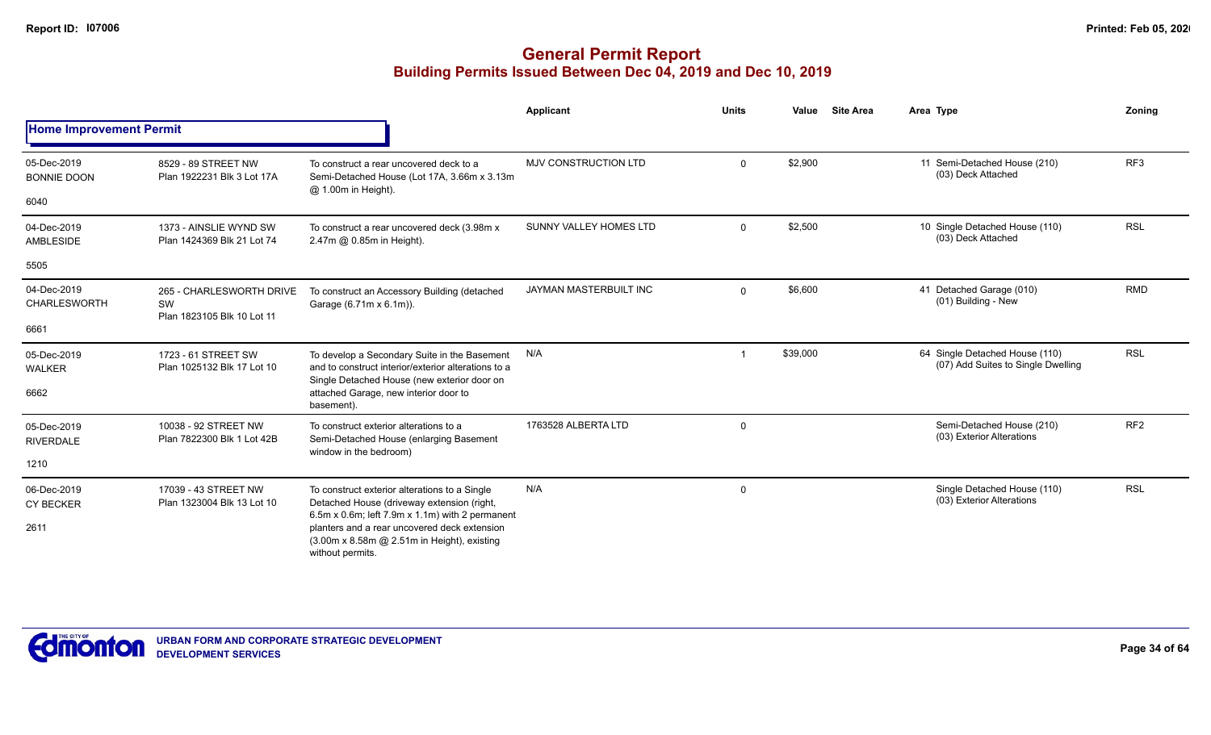# General Permit Report

## Building Permits Issued Between Dec 04, 2019 and Dec 10, 2019

**Home Improvement Permit**

| | | | Applicant | Units | Value | Site Area | Area | Type | Zoning |
|---|---|---|---|---|---|---|---|---|---|
| 05-Dec-2019<br>BONNIE DOON<br>6040 | 8529 - 89 STREET NW<br>Plan 1922231 Blk 3 Lot 17A | To construct a rear uncovered deck to a Semi-Detached House (Lot 17A, 3.66m x 3.13m @ 1.00m in Height). | MJV CONSTRUCTION LTD | 0 | $2,900 | | 11 | Semi-Detached House (210)<br>(03) Deck Attached | RF3 |
| 04-Dec-2019<br>AMBLESIDE<br>5505 | 1373 - AINSLIE WYND SW<br>Plan 1424369 Blk 21 Lot 74 | To construct a rear uncovered deck (3.98m x 2.47m @ 0.85m in Height). | SUNNY VALLEY HOMES LTD | 0 | $2,500 | | 10 | Single Detached House (110)<br>(03) Deck Attached | RSL |
| 04-Dec-2019<br>CHARLESWORTH<br>6661 | 265 - CHARLESWORTH DRIVE SW<br>Plan 1823105 Blk 10 Lot 11 | To construct an Accessory Building (detached Garage (6.71m x 6.1m)). | JAYMAN MASTERBUILT INC | 0 | $6,600 | | 41 | Detached Garage (010)<br>(01) Building - New | RMD |
| 05-Dec-2019<br>WALKER<br>6662 | 1723 - 61 STREET SW<br>Plan 1025132 Blk 17 Lot 10 | To develop a Secondary Suite in the Basement and to construct interior/exterior alterations to a Single Detached House (new exterior door on attached Garage, new interior door to basement). | N/A | 1 | $39,000 | | 64 | Single Detached House (110)<br>(07) Add Suites to Single Dwelling | RSL |
| 05-Dec-2019<br>RIVERDALE<br>1210 | 10038 - 92 STREET NW<br>Plan 7822300 Blk 1 Lot 42B | To construct exterior alterations to a Semi-Detached House (enlarging Basement window in the bedroom) | 1763528 ALBERTA LTD | 0 | | | | Semi-Detached House (210)<br>(03) Exterior Alterations | RF2 |
| 06-Dec-2019<br>CY BECKER<br>2611 | 17039 - 43 STREET NW<br>Plan 1323004 Blk 13 Lot 10 | To construct exterior alterations to a Single Detached House (driveway extension (right, 6.5m x 0.6m; left 7.9m x 1.1m) with 2 permanent planters and a rear uncovered deck extension (3.00m x 8.58m @ 2.51m in Height), existing without permits. | N/A | 0 | | | | Single Detached House (110)<br>(03) Exterior Alterations | RSL |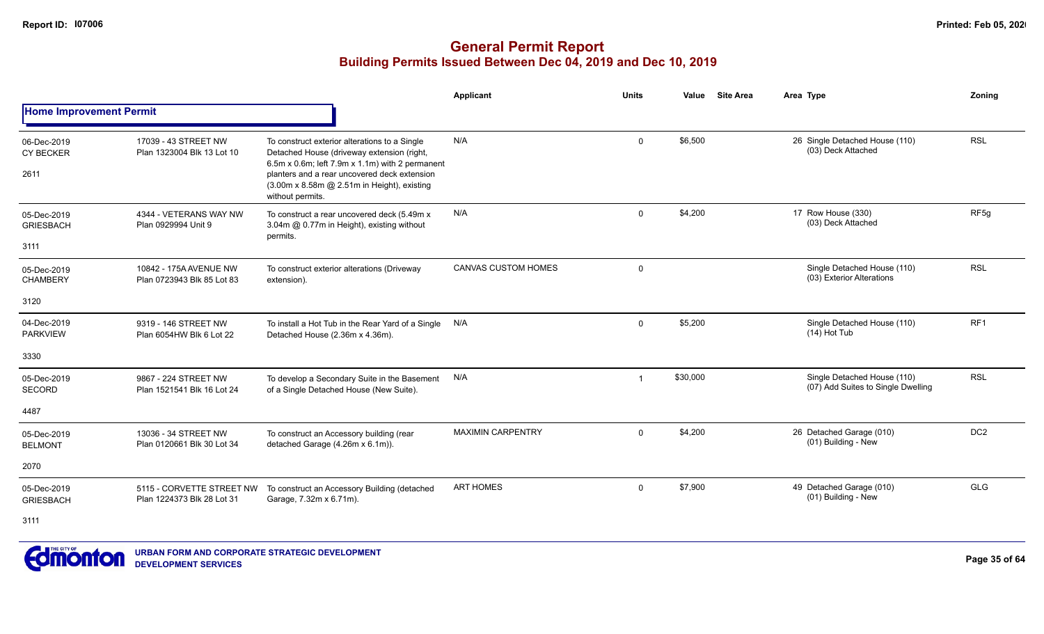# General Permit Report

## Building Permits Issued Between Dec 04, 2019 and Dec 10, 2019

### Home Improvement Permit

| Date / Neighbourhood | Address / Legal | Description | Applicant | Units | Value | Site Area | Area Type | Zoning |
|---|---|---|---|---|---|---|---|---|
| 06-Dec-2019 CY BECKER 2611 | 17039 - 43 STREET NW Plan 1323004 Blk 13 Lot 10 | To construct exterior alterations to a Single Detached House (driveway extension (right, 6.5m x 0.6m; left 7.9m x 1.1m) with 2 permanent planters and a rear uncovered deck extension (3.00m x 8.58m @ 2.51m in Height), existing without permits. | N/A | 0 | $6,500 | | 26 Single Detached House (110) (03) Deck Attached | RSL |
| 05-Dec-2019 GRIESBACH 3111 | 4344 - VETERANS WAY NW Plan 0929994 Unit 9 | To construct a rear uncovered deck (5.49m x 3.04m @ 0.77m in Height), existing without permits. | N/A | 0 | $4,200 | | 17 Row House (330) (03) Deck Attached | RF5g |
| 05-Dec-2019 CHAMBERY 3120 | 10842 - 175A AVENUE NW Plan 0723943 Blk 85 Lot 83 | To construct exterior alterations (Driveway extension). | CANVAS CUSTOM HOMES | 0 | | | Single Detached House (110) (03) Exterior Alterations | RSL |
| 04-Dec-2019 PARKVIEW 3330 | 9319 - 146 STREET NW Plan 6054HW Blk 6 Lot 22 | To install a Hot Tub in the Rear Yard of a Single Detached House (2.36m x 4.36m). | N/A | 0 | $5,200 | | Single Detached House (110) (14) Hot Tub | RF1 |
| 05-Dec-2019 SECORD 4487 | 9867 - 224 STREET NW Plan 1521541 Blk 16 Lot 24 | To develop a Secondary Suite in the Basement of a Single Detached House (New Suite). | N/A | 1 | $30,000 | | Single Detached House (110) (07) Add Suites to Single Dwelling | RSL |
| 05-Dec-2019 BELMONT 2070 | 13036 - 34 STREET NW Plan 0120661 Blk 30 Lot 34 | To construct an Accessory building (rear detached Garage (4.26m x 6.1m)). | MAXIMIN CARPENTRY | 0 | $4,200 | | 26 Detached Garage (010) (01) Building - New | DC2 |
| 05-Dec-2019 GRIESBACH 3111 | 5115 - CORVETTE STREET NW Plan 1224373 Blk 28 Lot 31 | To construct an Accessory Building (detached Garage, 7.32m x 6.71m). | ART HOMES | 0 | $7,900 | | 49 Detached Garage (010) (01) Building - New | GLG |

URBAN FORM AND CORPORATE STRATEGIC DEVELOPMENT
DEVELOPMENT SERVICES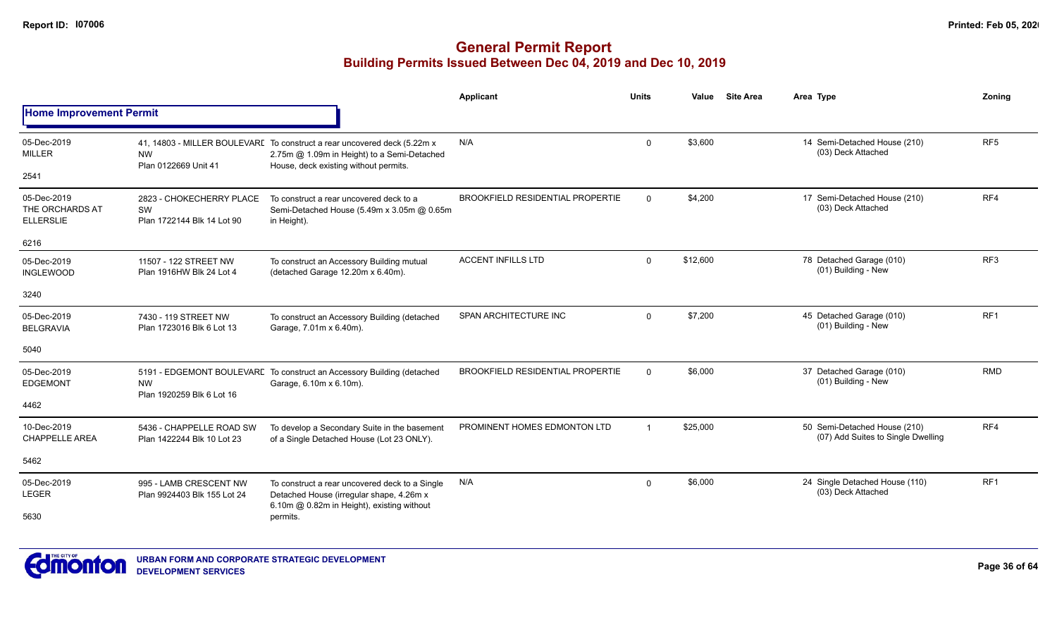# General Permit Report

## Building Permits Issued Between Dec 04, 2019 and Dec 10, 2019

| | | | Applicant | Units | Value | Site Area | Area Type | Zoning |
|---|---|---|---|---|---|---|---|---|
| **Home Improvement Permit** | | | | | | | | |
| 05-Dec-2019 MILLER 2541 | 41, 14803 - MILLER BOULEVARD NW Plan 0122669 Unit 41 | To construct a rear uncovered deck (5.22m x 2.75m @ 1.09m in Height) to a Semi-Detached House, deck existing without permits. | N/A | 0 | $3,600 | | 14 Semi-Detached House (210) (03) Deck Attached | RF5 |
| 05-Dec-2019 THE ORCHARDS AT ELLERSLIE 6216 | 2823 - CHOKECHERRY PLACE SW Plan 1722144 Blk 14 Lot 90 | To construct a rear uncovered deck to a Semi-Detached House (5.49m x 3.05m @ 0.65m in Height). | BROOKFIELD RESIDENTIAL PROPERTIE | 0 | $4,200 | | 17 Semi-Detached House (210) (03) Deck Attached | RF4 |
| 05-Dec-2019 INGLEWOOD 3240 | 11507 - 122 STREET NW Plan 1916HW Blk 24 Lot 4 | To construct an Accessory Building mutual (detached Garage 12.20m x 6.40m). | ACCENT INFILLS LTD | 0 | $12,600 | | 78 Detached Garage (010) (01) Building - New | RF3 |
| 05-Dec-2019 BELGRAVIA 5040 | 7430 - 119 STREET NW Plan 1723016 Blk 6 Lot 13 | To construct an Accessory Building (detached Garage, 7.01m x 6.40m). | SPAN ARCHITECTURE INC | 0 | $7,200 | | 45 Detached Garage (010) (01) Building - New | RF1 |
| 05-Dec-2019 EDGEMONT 4462 | 5191 - EDGEMONT BOULEVARD NW Plan 1920259 Blk 6 Lot 16 | To construct an Accessory Building (detached Garage, 6.10m x 6.10m). | BROOKFIELD RESIDENTIAL PROPERTIE | 0 | $6,000 | | 37 Detached Garage (010) (01) Building - New | RMD |
| 10-Dec-2019 CHAPPELLE AREA 5462 | 5436 - CHAPPELLE ROAD SW Plan 1422244 Blk 10 Lot 23 | To develop a Secondary Suite in the basement of a Single Detached House (Lot 23 ONLY). | PROMINENT HOMES EDMONTON LTD | 1 | $25,000 | | 50 Semi-Detached House (210) (07) Add Suites to Single Dwelling | RF4 |
| 05-Dec-2019 LEGER 5630 | 995 - LAMB CRESCENT NW Plan 9924403 Blk 155 Lot 24 | To construct a rear uncovered deck to a Single Detached House (irregular shape, 4.26m x 6.10m @ 0.82m in Height), existing without permits. | N/A | 0 | $6,000 | | 24 Single Detached House (110) (03) Deck Attached | RF1 |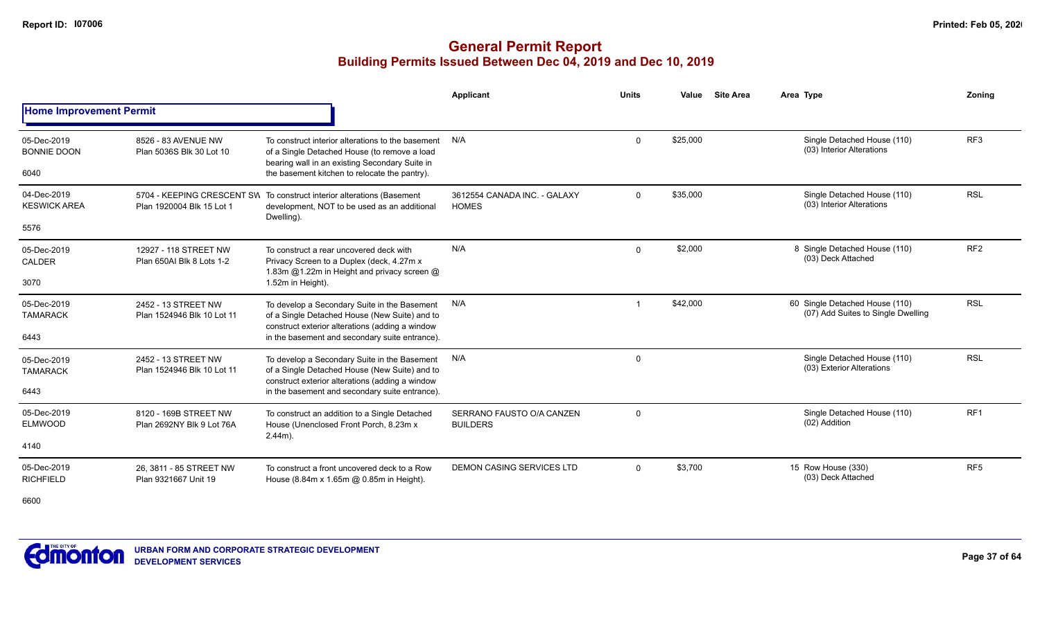# General Permit Report

## Building Permits Issued Between Dec 04, 2019 and Dec 10, 2019

Report ID: I07006

Printed: Feb 05, 2020

**Home Improvement Permit**

| Date / Neighbourhood | Address / Legal | Description | Applicant | Units | Value | Site Area | Area Type | Zoning |
|---|---|---|---|---|---|---|---|---|
| 05-Dec-2019 BONNIE DOON 6040 | 8526 - 83 AVENUE NW Plan 5036S Blk 30 Lot 10 | To construct interior alterations to the basement of a Single Detached House (to remove a load bearing wall in an existing Secondary Suite in the basement kitchen to relocate the pantry). | N/A | 0 | $25,000 | | Single Detached House (110) (03) Interior Alterations | RF3 |
| 04-Dec-2019 KESWICK AREA 5576 | 5704 - KEEPING CRESCENT SW Plan 1920004 Blk 15 Lot 1 | To construct interior alterations (Basement development, NOT to be used as an additional Dwelling). | 3612554 CANADA INC. - GALAXY HOMES | 0 | $35,000 | | Single Detached House (110) (03) Interior Alterations | RSL |
| 05-Dec-2019 CALDER 3070 | 12927 - 118 STREET NW Plan 650AI Blk 8 Lots 1-2 | To construct a rear uncovered deck with Privacy Screen to a Duplex (deck, 4.27m x 1.83m @1.22m in Height and privacy screen @ 1.52m in Height). | N/A | 0 | $2,000 | | 8 Single Detached House (110) (03) Deck Attached | RF2 |
| 05-Dec-2019 TAMARACK 6443 | 2452 - 13 STREET NW Plan 1524946 Blk 10 Lot 11 | To develop a Secondary Suite in the Basement of a Single Detached House (New Suite) and to construct exterior alterations (adding a window in the basement and secondary suite entrance). | N/A | 1 | $42,000 | | 60 Single Detached House (110) (07) Add Suites to Single Dwelling | RSL |
| 05-Dec-2019 TAMARACK 6443 | 2452 - 13 STREET NW Plan 1524946 Blk 10 Lot 11 | To develop a Secondary Suite in the Basement of a Single Detached House (New Suite) and to construct exterior alterations (adding a window in the basement and secondary suite entrance). | N/A | 0 | | | Single Detached House (110) (03) Exterior Alterations | RSL |
| 05-Dec-2019 ELMWOOD 4140 | 8120 - 169B STREET NW Plan 2692NY Blk 9 Lot 76A | To construct an addition to a Single Detached House (Unenclosed Front Porch, 8.23m x 2.44m). | SERRANO FAUSTO O/A CANZEN BUILDERS | 0 | | | Single Detached House (110) (02) Addition | RF1 |
| 05-Dec-2019 RICHFIELD 6600 | 26, 3811 - 85 STREET NW Plan 9321667 Unit 19 | To construct a front uncovered deck to a Row House (8.84m x 1.65m @ 0.85m in Height). | DEMON CASING SERVICES LTD | 0 | $3,700 | | 15 Row House (330) (03) Deck Attached | RF5 |

URBAN FORM AND CORPORATE STRATEGIC DEVELOPMENT
DEVELOPMENT SERVICES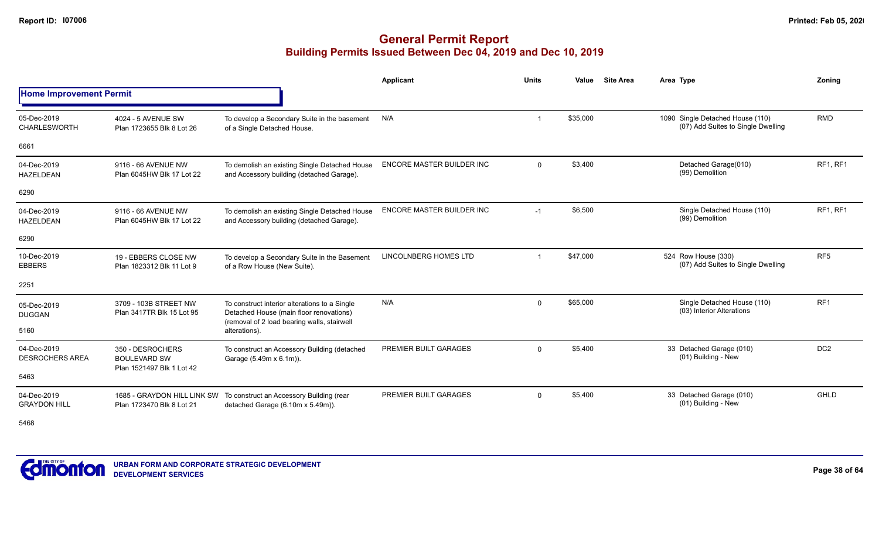# General Permit Report

## Building Permits Issued Between Dec 04, 2019 and Dec 10, 2019

### Home Improvement Permit

| Date / Neighbourhood | Address / Legal | Description | Applicant | Units | Value | Site Area | Area Type | Zoning |
|---|---|---|---|---|---|---|---|---|
| 05-Dec-2019 CHARLESWORTH 6661 | 4024 - 5 AVENUE SW Plan 1723655 Blk 8 Lot 26 | To develop a Secondary Suite in the basement of a Single Detached House. | N/A | 1 | $35,000 | | 1090 Single Detached House (110) (07) Add Suites to Single Dwelling | RMD |
| 04-Dec-2019 HAZELDEAN 6290 | 9116 - 66 AVENUE NW Plan 6045HW Blk 17 Lot 22 | To demolish an existing Single Detached House and Accessory building (detached Garage). | ENCORE MASTER BUILDER INC | 0 | $3,400 | | Detached Garage(010) (99) Demolition | RF1, RF1 |
| 04-Dec-2019 HAZELDEAN 6290 | 9116 - 66 AVENUE NW Plan 6045HW Blk 17 Lot 22 | To demolish an existing Single Detached House and Accessory building (detached Garage). | ENCORE MASTER BUILDER INC | -1 | $6,500 | | Single Detached House (110) (99) Demolition | RF1, RF1 |
| 10-Dec-2019 EBBERS 2251 | 19 - EBBERS CLOSE NW Plan 1823312 Blk 11 Lot 9 | To develop a Secondary Suite in the Basement of a Row House (New Suite). | LINCOLNBERG HOMES LTD | 1 | $47,000 | | 524 Row House (330) (07) Add Suites to Single Dwelling | RF5 |
| 05-Dec-2019 DUGGAN 5160 | 3709 - 103B STREET NW Plan 3417TR Blk 15 Lot 95 | To construct interior alterations to a Single Detached House (main floor renovations) (removal of 2 load bearing walls, stairwell alterations). | N/A | 0 | $65,000 | | Single Detached House (110) (03) Interior Alterations | RF1 |
| 04-Dec-2019 DESROCHERS AREA 5463 | 350 - DESROCHERS BOULEVARD SW Plan 1521497 Blk 1 Lot 42 | To construct an Accessory Building (detached Garage (5.49m x 6.1m)). | PREMIER BUILT GARAGES | 0 | $5,400 | | 33 Detached Garage (010) (01) Building - New | DC2 |
| 04-Dec-2019 GRAYDON HILL 5468 | 1685 - GRAYDON HILL LINK SW Plan 1723470 Blk 8 Lot 21 | To construct an Accessory Building (rear detached Garage (6.10m x 5.49m)). | PREMIER BUILT GARAGES | 0 | $5,400 | | 33 Detached Garage (010) (01) Building - New | GHLD |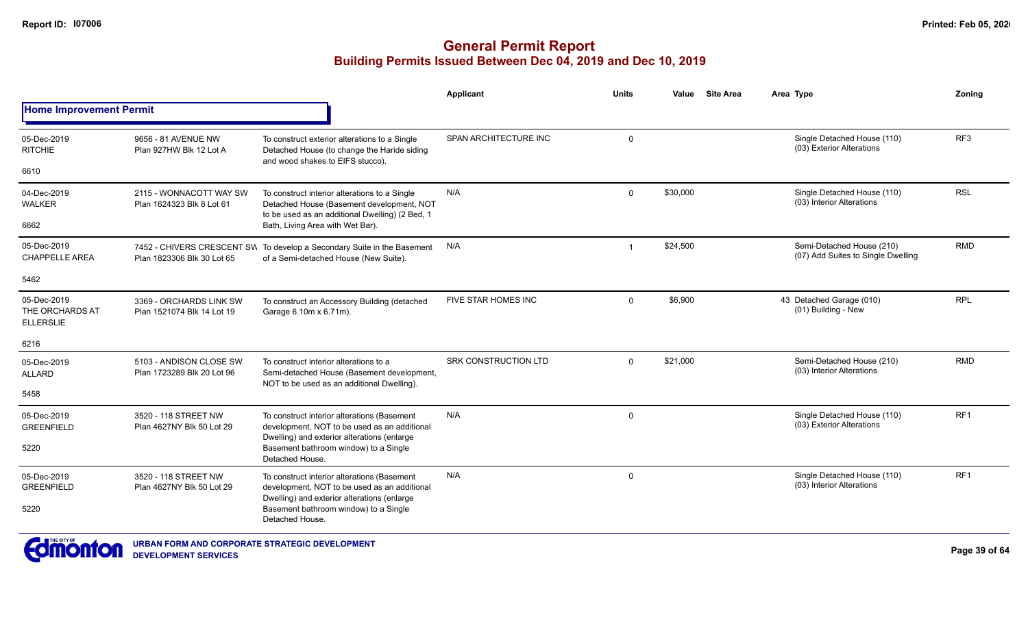# General Permit Report

## Building Permits Issued Between Dec 04, 2019 and Dec 10, 2019

### Home Improvement Permit

| Date / Neighbourhood | Address / Legal | Description | Applicant | Units | Value | Site Area | Area | Type | Zoning |
|---|---|---|---|---|---|---|---|---|---|
| 05-Dec-2019 RITCHIE 6610 | 9656 - 81 AVENUE NW Plan 927HW Blk 12 Lot A | To construct exterior alterations to a Single Detached House (to change the Haride siding and wood shakes to EIFS stucco). | SPAN ARCHITECTURE INC | 0 | | | | Single Detached House (110) (03) Exterior Alterations | RF3 |
| 04-Dec-2019 WALKER 6662 | 2115 - WONNACOTT WAY SW Plan 1624323 Blk 8 Lot 61 | To construct interior alterations to a Single Detached House (Basement development, NOT to be used as an additional Dwelling) (2 Bed, 1 Bath, Living Area with Wet Bar). | N/A | 0 | $30,000 | | | Single Detached House (110) (03) Interior Alterations | RSL |
| 05-Dec-2019 CHAPPELLE AREA 5462 | 7452 - CHIVERS CRESCENT SW Plan 1823306 Blk 30 Lot 65 | To develop a Secondary Suite in the Basement of a Semi-detached House (New Suite). | N/A | 1 | $24,500 | | | Semi-Detached House (210) (07) Add Suites to Single Dwelling | RMD |
| 05-Dec-2019 THE ORCHARDS AT ELLERSLIE 6216 | 3369 - ORCHARDS LINK SW Plan 1521074 Blk 14 Lot 19 | To construct an Accessory Building (detached Garage 6.10m x 6.71m). | FIVE STAR HOMES INC | 0 | $6,900 | | 43 | Detached Garage (010) (01) Building - New | RPL |
| 05-Dec-2019 ALLARD 5458 | 5103 - ANDISON CLOSE SW Plan 1723289 Blk 20 Lot 96 | To construct interior alterations to a Semi-detached House (Basement development, NOT to be used as an additional Dwelling). | SRK CONSTRUCTION LTD | 0 | $21,000 | | | Semi-Detached House (210) (03) Interior Alterations | RMD |
| 05-Dec-2019 GREENFIELD 5220 | 3520 - 118 STREET NW Plan 4627NY Blk 50 Lot 29 | To construct interior alterations (Basement development, NOT to be used as an additional Dwelling) and exterior alterations (enlarge Basement bathroom window) to a Single Detached House. | N/A | 0 | | | | Single Detached House (110) (03) Exterior Alterations | RF1 |
| 05-Dec-2019 GREENFIELD 5220 | 3520 - 118 STREET NW Plan 4627NY Blk 50 Lot 29 | To construct interior alterations (Basement development, NOT to be used as an additional Dwelling) and exterior alterations (enlarge Basement bathroom window) to a Single Detached House. | N/A | 0 | | | | Single Detached House (110) (03) Interior Alterations | RF1 |

URBAN FORM AND CORPORATE STRATEGIC DEVELOPMENT
DEVELOPMENT SERVICES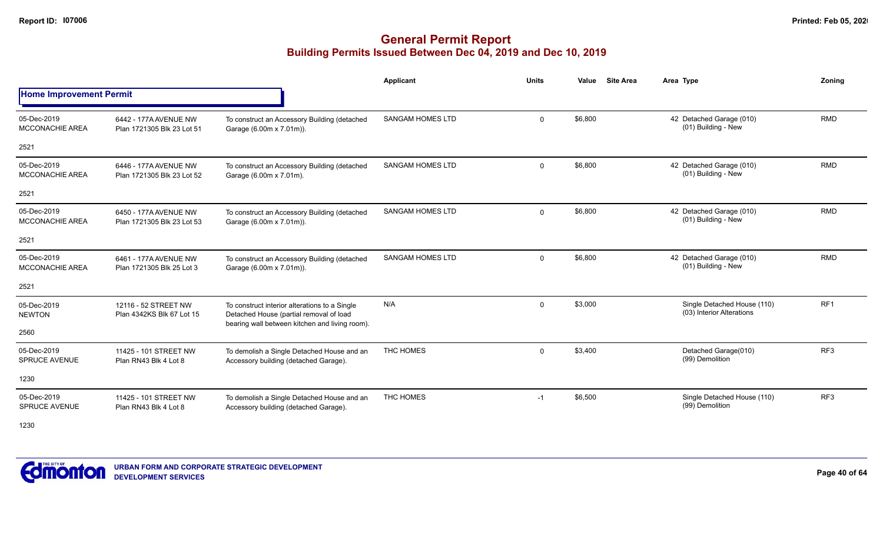**Report ID: I07006**

**Printed: Feb 05, 2020**

# General Permit Report

## Building Permits Issued Between Dec 04, 2019 and Dec 10, 2019

### Home Improvement Permit

| Date / Neighbourhood | Address / Legal | Description | Applicant | Units | Value | Site Area | Area | Type | Zoning |
|---|---|---|---|---|---|---|---|---|---|
| 05-Dec-2019 MCCONACHIE AREA 2521 | 6442 - 177A AVENUE NW Plan 1721305 Blk 23 Lot 51 | To construct an Accessory Building (detached Garage (6.00m x 7.01m)). | SANGAM HOMES LTD | 0 | $6,800 | | 42 | Detached Garage (010) (01) Building - New | RMD |
| 05-Dec-2019 MCCONACHIE AREA 2521 | 6446 - 177A AVENUE NW Plan 1721305 Blk 23 Lot 52 | To construct an Accessory Building (detached Garage (6.00m x 7.01m). | SANGAM HOMES LTD | 0 | $6,800 | | 42 | Detached Garage (010) (01) Building - New | RMD |
| 05-Dec-2019 MCCONACHIE AREA 2521 | 6450 - 177A AVENUE NW Plan 1721305 Blk 23 Lot 53 | To construct an Accessory Building (detached Garage (6.00m x 7.01m)). | SANGAM HOMES LTD | 0 | $6,800 | | 42 | Detached Garage (010) (01) Building - New | RMD |
| 05-Dec-2019 MCCONACHIE AREA 2521 | 6461 - 177A AVENUE NW Plan 1721305 Blk 25 Lot 3 | To construct an Accessory Building (detached Garage (6.00m x 7.01m)). | SANGAM HOMES LTD | 0 | $6,800 | | 42 | Detached Garage (010) (01) Building - New | RMD |
| 05-Dec-2019 NEWTON 2560 | 12116 - 52 STREET NW Plan 4342KS Blk 67 Lot 15 | To construct interior alterations to a Single Detached House (partial removal of load bearing wall between kitchen and living room). | N/A | 0 | $3,000 | | | Single Detached House (110) (03) Interior Alterations | RF1 |
| 05-Dec-2019 SPRUCE AVENUE 1230 | 11425 - 101 STREET NW Plan RN43 Blk 4 Lot 8 | To demolish a Single Detached House and an Accessory building (detached Garage). | THC HOMES | 0 | $3,400 | | | Detached Garage(010) (99) Demolition | RF3 |
| 05-Dec-2019 SPRUCE AVENUE 1230 | 11425 - 101 STREET NW Plan RN43 Blk 4 Lot 8 | To demolish a Single Detached House and an Accessory building (detached Garage). | THC HOMES | -1 | $6,500 | | | Single Detached House (110) (99) Demolition | RF3 |

URBAN FORM AND CORPORATE STRATEGIC DEVELOPMENT
DEVELOPMENT SERVICES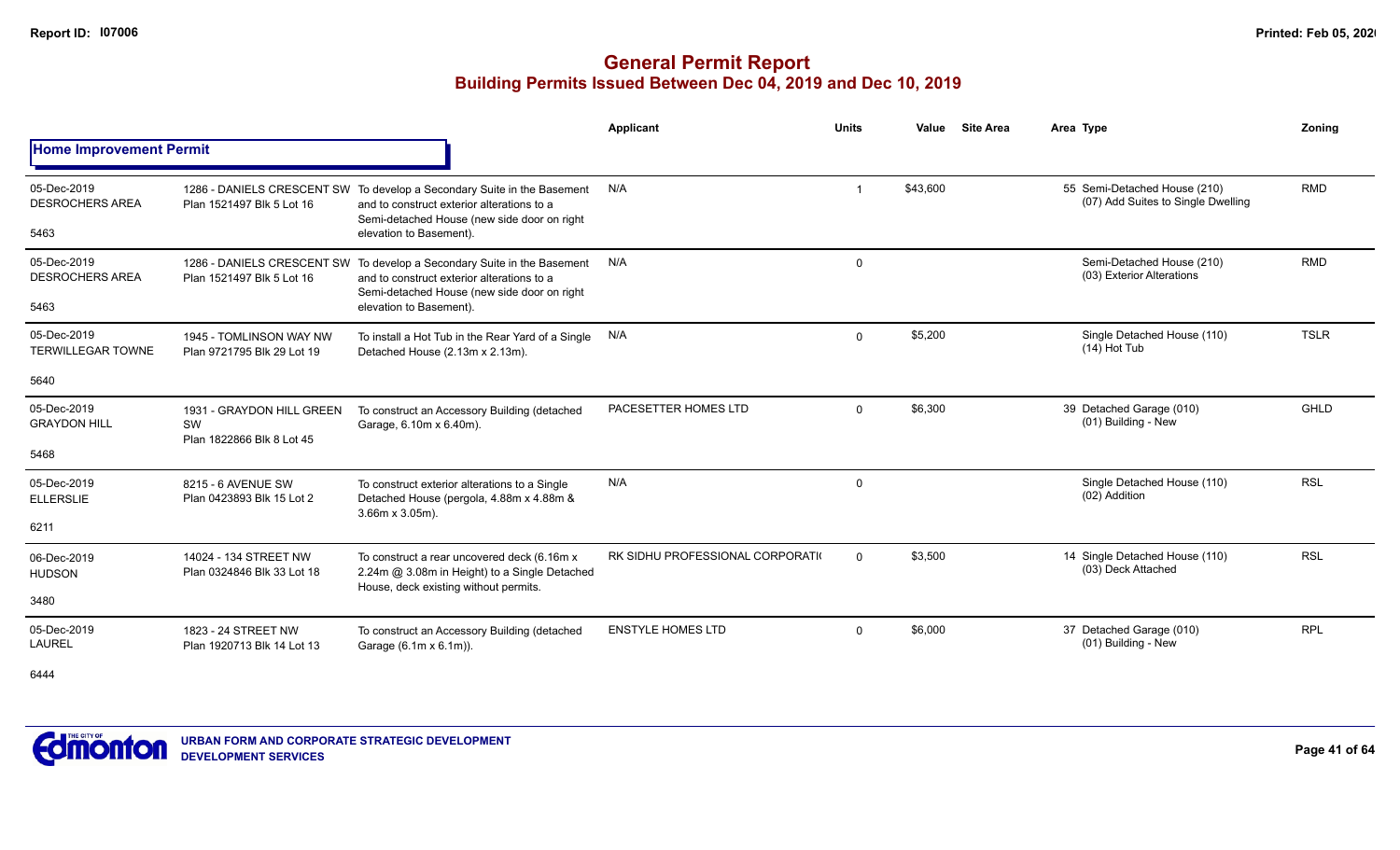# General Permit Report

## Building Permits Issued Between Dec 04, 2019 and Dec 10, 2019

### Home Improvement Permit

| Date / Neighbourhood / Ward | Address / Legal | Description | Applicant | Units | Value | Site Area | Area | Type | Zoning |
|---|---|---|---|---|---|---|---|---|---|
| 05-Dec-2019 DESROCHERS AREA 5463 | 1286 - DANIELS CRESCENT SW Plan 1521497 Blk 5 Lot 16 | To develop a Secondary Suite in the Basement and to construct exterior alterations to a Semi-detached House (new side door on right elevation to Basement). | N/A | 1 | $43,600 | | 55 | Semi-Detached House (210) (07) Add Suites to Single Dwelling | RMD |
| 05-Dec-2019 DESROCHERS AREA 5463 | 1286 - DANIELS CRESCENT SW Plan 1521497 Blk 5 Lot 16 | To develop a Secondary Suite in the Basement and to construct exterior alterations to a Semi-detached House (new side door on right elevation to Basement). | N/A | 0 | | | | Semi-Detached House (210) (03) Exterior Alterations | RMD |
| 05-Dec-2019 TERWILLEGAR TOWNE 5640 | 1945 - TOMLINSON WAY NW Plan 9721795 Blk 29 Lot 19 | To install a Hot Tub in the Rear Yard of a Single Detached House (2.13m x 2.13m). | N/A | 0 | $5,200 | | | Single Detached House (110) (14) Hot Tub | TSLR |
| 05-Dec-2019 GRAYDON HILL 5468 | 1931 - GRAYDON HILL GREEN SW Plan 1822866 Blk 8 Lot 45 | To construct an Accessory Building (detached Garage, 6.10m x 6.40m). | PACESETTER HOMES LTD | 0 | $6,300 | | 39 | Detached Garage (010) (01) Building - New | GHLD |
| 05-Dec-2019 ELLERSLIE 6211 | 8215 - 6 AVENUE SW Plan 0423893 Blk 15 Lot 2 | To construct exterior alterations to a Single Detached House (pergola, 4.88m x 4.88m & 3.66m x 3.05m). | N/A | 0 | | | | Single Detached House (110) (02) Addition | RSL |
| 06-Dec-2019 HUDSON 3480 | 14024 - 134 STREET NW Plan 0324846 Blk 33 Lot 18 | To construct a rear uncovered deck (6.16m x 2.24m @ 3.08m in Height) to a Single Detached House, deck existing without permits. | RK SIDHU PROFESSIONAL CORPORATI( | 0 | $3,500 | | 14 | Single Detached House (110) (03) Deck Attached | RSL |
| 05-Dec-2019 LAUREL 6444 | 1823 - 24 STREET NW Plan 1920713 Blk 14 Lot 13 | To construct an Accessory Building (detached Garage (6.1m x 6.1m)). | ENSTYLE HOMES LTD | 0 | $6,000 | | 37 | Detached Garage (010) (01) Building - New | RPL |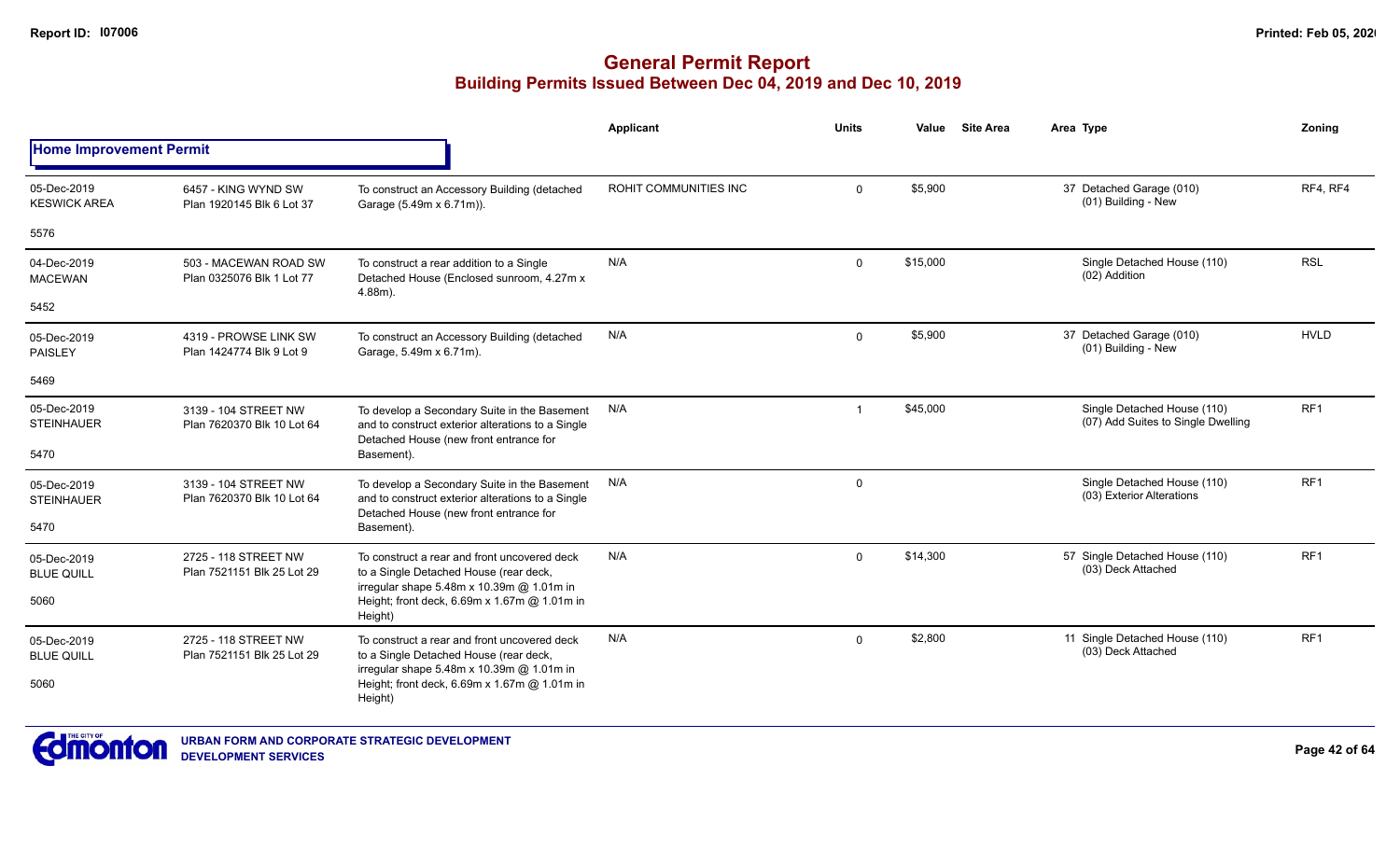# General Permit Report

## Building Permits Issued Between Dec 04, 2019 and Dec 10, 2019

### Home Improvement Permit

| Date / Neighbourhood | Address / Legal | Description | Applicant | Units | Value | Site Area | Area | Type | Zoning |
|---|---|---|---|---|---|---|---|---|---|
| 05-Dec-2019 KESWICK AREA 5576 | 6457 - KING WYND SW Plan 1920145 Blk 6 Lot 37 | To construct an Accessory Building (detached Garage (5.49m x 6.71m)). | ROHIT COMMUNITIES INC | 0 | $5,900 | | 37 | Detached Garage (010) (01) Building - New | RF4, RF4 |
| 04-Dec-2019 MACEWAN 5452 | 503 - MACEWAN ROAD SW Plan 0325076 Blk 1 Lot 77 | To construct a rear addition to a Single Detached House (Enclosed sunroom, 4.27m x 4.88m). | N/A | 0 | $15,000 | | | Single Detached House (110) (02) Addition | RSL |
| 05-Dec-2019 PAISLEY 5469 | 4319 - PROWSE LINK SW Plan 1424774 Blk 9 Lot 9 | To construct an Accessory Building (detached Garage, 5.49m x 6.71m). | N/A | 0 | $5,900 | | 37 | Detached Garage (010) (01) Building - New | HVLD |
| 05-Dec-2019 STEINHAUER 5470 | 3139 - 104 STREET NW Plan 7620370 Blk 10 Lot 64 | To develop a Secondary Suite in the Basement and to construct exterior alterations to a Single Detached House (new front entrance for Basement). | N/A | 1 | $45,000 | | | Single Detached House (110) (07) Add Suites to Single Dwelling | RF1 |
| 05-Dec-2019 STEINHAUER 5470 | 3139 - 104 STREET NW Plan 7620370 Blk 10 Lot 64 | To develop a Secondary Suite in the Basement and to construct exterior alterations to a Single Detached House (new front entrance for Basement). | N/A | 0 | | | | Single Detached House (110) (03) Exterior Alterations | RF1 |
| 05-Dec-2019 BLUE QUILL 5060 | 2725 - 118 STREET NW Plan 7521151 Blk 25 Lot 29 | To construct a rear and front uncovered deck to a Single Detached House (rear deck, irregular shape 5.48m x 10.39m @ 1.01m in Height; front deck, 6.69m x 1.67m @ 1.01m in Height) | N/A | 0 | $14,300 | | 57 | Single Detached House (110) (03) Deck Attached | RF1 |
| 05-Dec-2019 BLUE QUILL 5060 | 2725 - 118 STREET NW Plan 7521151 Blk 25 Lot 29 | To construct a rear and front uncovered deck to a Single Detached House (rear deck, irregular shape 5.48m x 10.39m @ 1.01m in Height; front deck, 6.69m x 1.67m @ 1.01m in Height) | N/A | 0 | $2,800 | | 11 | Single Detached House (110) (03) Deck Attached | RF1 |

URBAN FORM AND CORPORATE STRATEGIC DEVELOPMENT
DEVELOPMENT SERVICES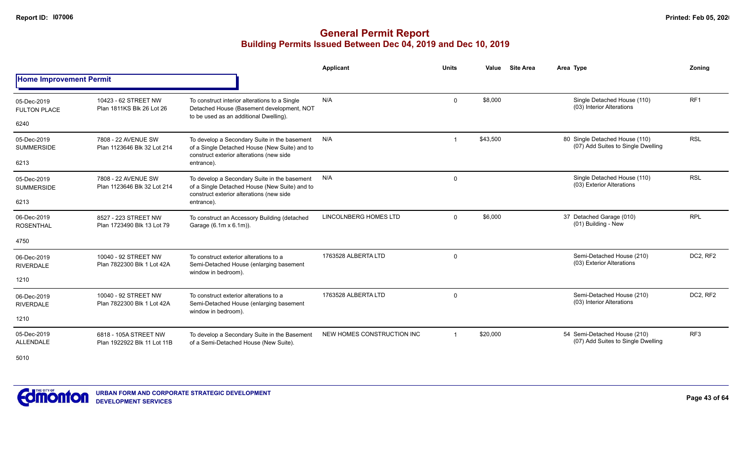# General Permit Report

## Building Permits Issued Between Dec 04, 2019 and Dec 10, 2019

| | | | Applicant | Units | Value | Site Area | Area | Type | Zoning |
|---|---|---|---|---|---|---|---|---|---|
| **Home Improvement Permit** | | | | | | | | | |
| 05-Dec-2019 FULTON PLACE 6240 | 10423 - 62 STREET NW Plan 1811KS Blk 26 Lot 26 | To construct interior alterations to a Single Detached House (Basement development, NOT to be used as an additional Dwelling). | N/A | 0 | $8,000 | | | Single Detached House (110) (03) Interior Alterations | RF1 |
| 05-Dec-2019 SUMMERSIDE 6213 | 7808 - 22 AVENUE SW Plan 1123646 Blk 32 Lot 214 | To develop a Secondary Suite in the basement of a Single Detached House (New Suite) and to construct exterior alterations (new side entrance). | N/A | 1 | $43,500 | | 80 | Single Detached House (110) (07) Add Suites to Single Dwelling | RSL |
| 05-Dec-2019 SUMMERSIDE 6213 | 7808 - 22 AVENUE SW Plan 1123646 Blk 32 Lot 214 | To develop a Secondary Suite in the basement of a Single Detached House (New Suite) and to construct exterior alterations (new side entrance). | N/A | 0 | | | | Single Detached House (110) (03) Exterior Alterations | RSL |
| 06-Dec-2019 ROSENTHAL 4750 | 8527 - 223 STREET NW Plan 1723490 Blk 13 Lot 79 | To construct an Accessory Building (detached Garage (6.1m x 6.1m)). | LINCOLNBERG HOMES LTD | 0 | $6,000 | | 37 | Detached Garage (010) (01) Building - New | RPL |
| 06-Dec-2019 RIVERDALE 1210 | 10040 - 92 STREET NW Plan 7822300 Blk 1 Lot 42A | To construct exterior alterations to a Semi-Detached House (enlarging basement window in bedroom). | 1763528 ALBERTA LTD | 0 | | | | Semi-Detached House (210) (03) Exterior Alterations | DC2, RF2 |
| 06-Dec-2019 RIVERDALE 1210 | 10040 - 92 STREET NW Plan 7822300 Blk 1 Lot 42A | To construct exterior alterations to a Semi-Detached House (enlarging basement window in bedroom). | 1763528 ALBERTA LTD | 0 | | | | Semi-Detached House (210) (03) Interior Alterations | DC2, RF2 |
| 05-Dec-2019 ALLENDALE 5010 | 6818 - 105A STREET NW Plan 1922922 Blk 11 Lot 11B | To develop a Secondary Suite in the Basement of a Semi-Detached House (New Suite). | NEW HOMES CONSTRUCTION INC | 1 | $20,000 | | 54 | Semi-Detached House (210) (07) Add Suites to Single Dwelling | RF3 |

URBAN FORM AND CORPORATE STRATEGIC DEVELOPMENT
DEVELOPMENT SERVICES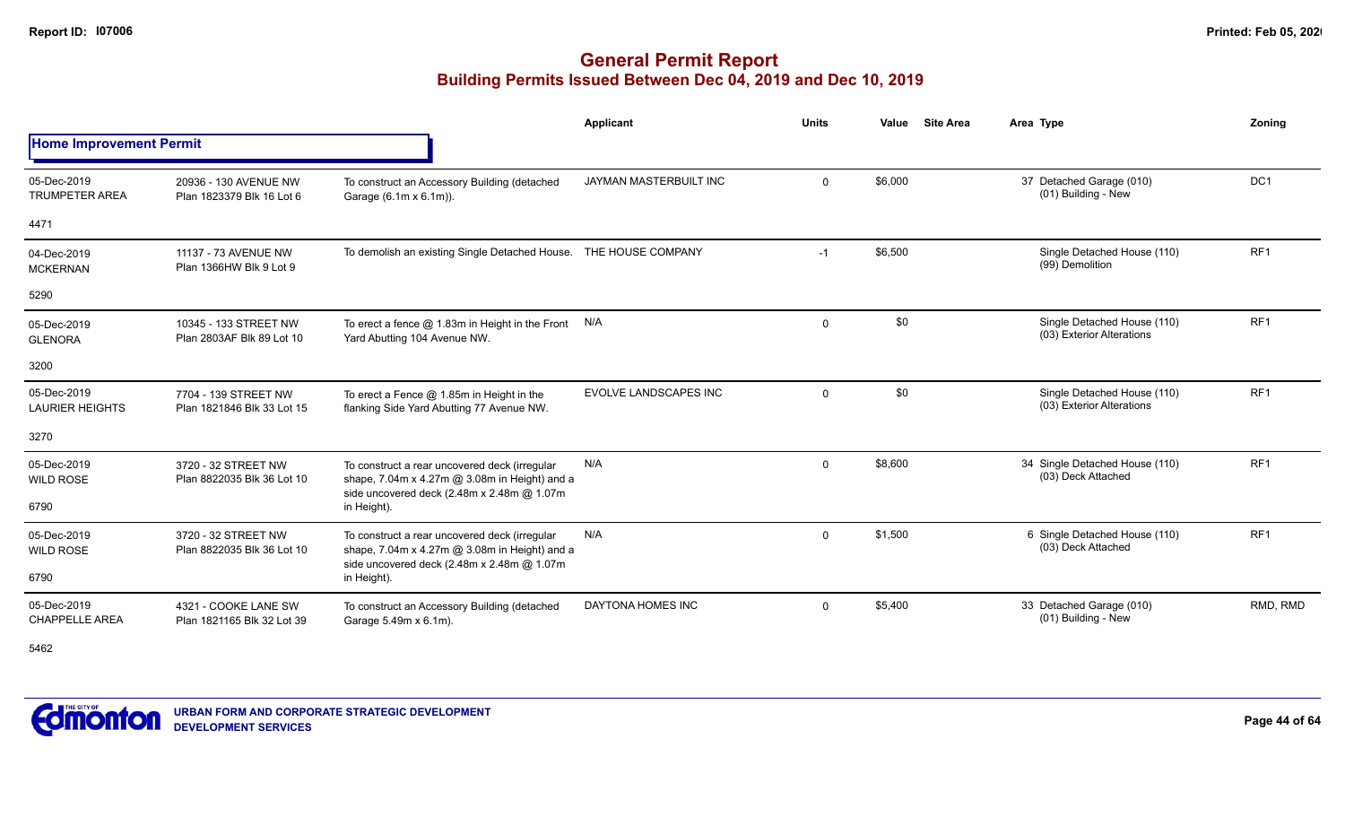# General Permit Report

## Building Permits Issued Between Dec 04, 2019 and Dec 10, 2019

### Home Improvement Permit

| Date / Neighbourhood | Address / Legal | Description | Applicant | Units | Value | Site Area | Area | Type | Zoning |
|---|---|---|---|---|---|---|---|---|---|
| 05-Dec-2019 TRUMPETER AREA 4471 | 20936 - 130 AVENUE NW Plan 1823379 Blk 16 Lot 6 | To construct an Accessory Building (detached Garage (6.1m x 6.1m)). | JAYMAN MASTERBUILT INC | 0 | $6,000 | | 37 | Detached Garage (010) (01) Building - New | DC1 |
| 04-Dec-2019 MCKERNAN 5290 | 11137 - 73 AVENUE NW Plan 1366HW Blk 9 Lot 9 | To demolish an existing Single Detached House. | THE HOUSE COMPANY | -1 | $6,500 | | | Single Detached House (110) (99) Demolition | RF1 |
| 05-Dec-2019 GLENORA 3200 | 10345 - 133 STREET NW Plan 2803AF Blk 89 Lot 10 | To erect a fence @ 1.83m in Height in the Front Yard Abutting 104 Avenue NW. | N/A | 0 | $0 | | | Single Detached House (110) (03) Exterior Alterations | RF1 |
| 05-Dec-2019 LAURIER HEIGHTS 3270 | 7704 - 139 STREET NW Plan 1821846 Blk 33 Lot 15 | To erect a Fence @ 1.85m in Height in the flanking Side Yard Abutting 77 Avenue NW. | EVOLVE LANDSCAPES INC | 0 | $0 | | | Single Detached House (110) (03) Exterior Alterations | RF1 |
| 05-Dec-2019 WILD ROSE 6790 | 3720 - 32 STREET NW Plan 8822035 Blk 36 Lot 10 | To construct a rear uncovered deck (irregular shape, 7.04m x 4.27m @ 3.08m in Height) and a side uncovered deck (2.48m x 2.48m @ 1.07m in Height). | N/A | 0 | $8,600 | | 34 | Single Detached House (110) (03) Deck Attached | RF1 |
| 05-Dec-2019 WILD ROSE 6790 | 3720 - 32 STREET NW Plan 8822035 Blk 36 Lot 10 | To construct a rear uncovered deck (irregular shape, 7.04m x 4.27m @ 3.08m in Height) and a side uncovered deck (2.48m x 2.48m @ 1.07m in Height). | N/A | 0 | $1,500 | | 6 | Single Detached House (110) (03) Deck Attached | RF1 |
| 05-Dec-2019 CHAPPELLE AREA 5462 | 4321 - COOKE LANE SW Plan 1821165 Blk 32 Lot 39 | To construct an Accessory Building (detached Garage 5.49m x 6.1m). | DAYTONA HOMES INC | 0 | $5,400 | | 33 | Detached Garage (010) (01) Building - New | RMD, RMD |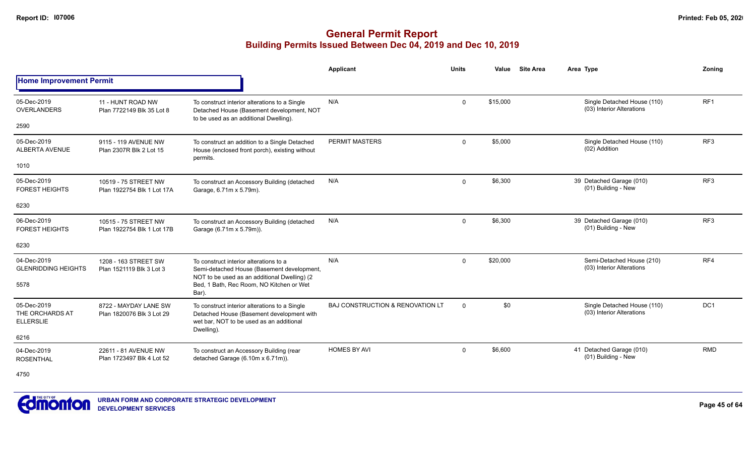# General Permit Report
## Building Permits Issued Between Dec 04, 2019 and Dec 10, 2019

### Home Improvement Permit

| Date / Neighbourhood | Address / Legal | Description | Applicant | Units | Value | Site Area | Area Type | Zoning |
|---|---|---|---|---|---|---|---|---|
| 05-Dec-2019 OVERLANDERS 2590 | 11 - HUNT ROAD NW Plan 7722149 Blk 35 Lot 8 | To construct interior alterations to a Single Detached House (Basement development, NOT to be used as an additional Dwelling). | N/A | 0 | $15,000 | | Single Detached House (110) (03) Interior Alterations | RF1 |
| 05-Dec-2019 ALBERTA AVENUE 1010 | 9115 - 119 AVENUE NW Plan 2307R Blk 2 Lot 15 | To construct an addition to a Single Detached House (enclosed front porch), existing without permits. | PERMIT MASTERS | 0 | $5,000 | | Single Detached House (110) (02) Addition | RF3 |
| 05-Dec-2019 FOREST HEIGHTS 6230 | 10519 - 75 STREET NW Plan 1922754 Blk 1 Lot 17A | To construct an Accessory Building (detached Garage, 6.71m x 5.79m). | N/A | 0 | $6,300 | | 39 Detached Garage (010) (01) Building - New | RF3 |
| 06-Dec-2019 FOREST HEIGHTS 6230 | 10515 - 75 STREET NW Plan 1922754 Blk 1 Lot 17B | To construct an Accessory Building (detached Garage (6.71m x 5.79m)). | N/A | 0 | $6,300 | | 39 Detached Garage (010) (01) Building - New | RF3 |
| 04-Dec-2019 GLENRIDDING HEIGHTS 5578 | 1208 - 163 STREET SW Plan 1521119 Blk 3 Lot 3 | To construct interior alterations to a Semi-detached House (Basement development, NOT to be used as an additional Dwelling) (2 Bed, 1 Bath, Rec Room, NO Kitchen or Wet Bar). | N/A | 0 | $20,000 | | Semi-Detached House (210) (03) Interior Alterations | RF4 |
| 05-Dec-2019 THE ORCHARDS AT ELLERSLIE 6216 | 8722 - MAYDAY LANE SW Plan 1820076 Blk 3 Lot 29 | To construct interior alterations to a Single Detached House (Basement development with wet bar, NOT to be used as an additional Dwelling). | BAJ CONSTRUCTION & RENOVATION LT | 0 | $0 | | Single Detached House (110) (03) Interior Alterations | DC1 |
| 04-Dec-2019 ROSENTHAL 4750 | 22611 - 81 AVENUE NW Plan 1723497 Blk 4 Lot 52 | To construct an Accessory Building (rear detached Garage (6.10m x 6.71m)). | HOMES BY AVI | 0 | $6,600 | | 41 Detached Garage (010) (01) Building - New | RMD |

URBAN FORM AND CORPORATE STRATEGIC DEVELOPMENT
DEVELOPMENT SERVICES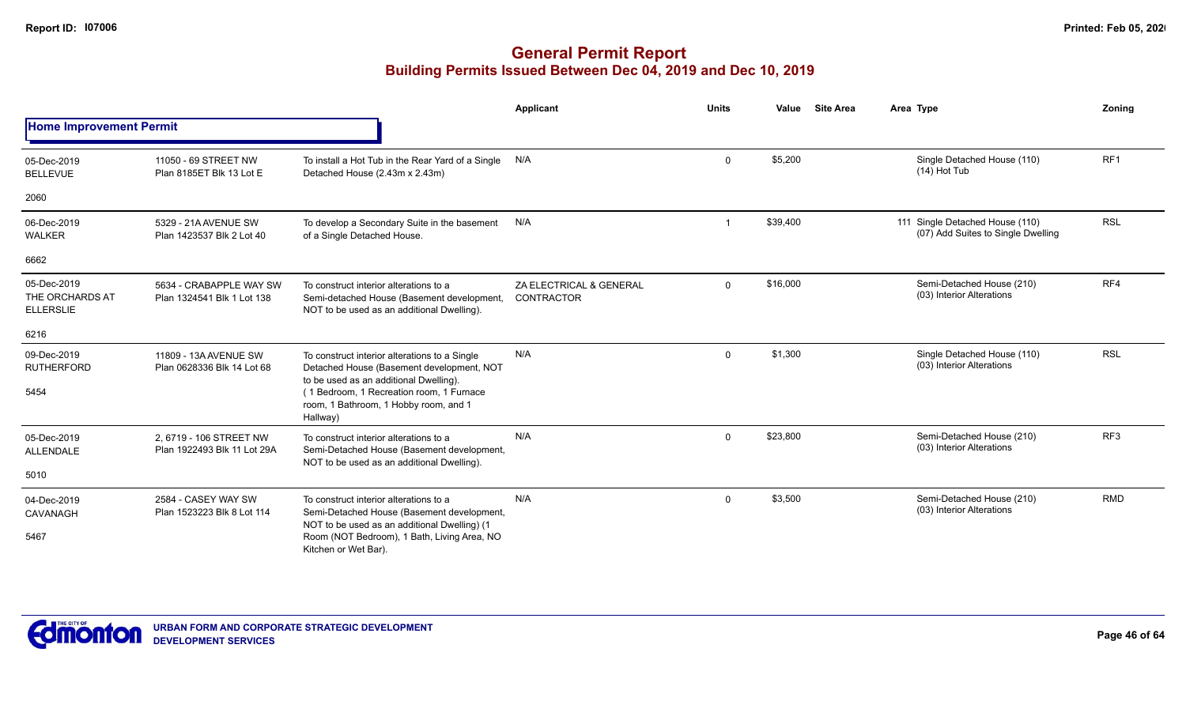# General Permit Report

## Building Permits Issued Between Dec 04, 2019 and Dec 10, 2019

### Home Improvement Permit

| Date / Neighbourhood | Address / Legal | Description | Applicant | Units | Value | Site Area | Area Type | Zoning |
|---|---|---|---|---|---|---|---|---|
| 05-Dec-2019 BELLEVUE 2060 | 11050 - 69 STREET NW Plan 8185ET Blk 13 Lot E | To install a Hot Tub in the Rear Yard of a Single Detached House (2.43m x 2.43m) | N/A | 0 | $5,200 | | Single Detached House (110) (14) Hot Tub | RF1 |
| 06-Dec-2019 WALKER 6662 | 5329 - 21A AVENUE SW Plan 1423537 Blk 2 Lot 40 | To develop a Secondary Suite in the basement of a Single Detached House. | N/A | 1 | $39,400 | | 111 Single Detached House (110) (07) Add Suites to Single Dwelling | RSL |
| 05-Dec-2019 THE ORCHARDS AT ELLERSLIE 6216 | 5634 - CRABAPPLE WAY SW Plan 1324541 Blk 1 Lot 138 | To construct interior alterations to a Semi-detached House (Basement development, NOT to be used as an additional Dwelling). | ZA ELECTRICAL & GENERAL CONTRACTOR | 0 | $16,000 | | Semi-Detached House (210) (03) Interior Alterations | RF4 |
| 09-Dec-2019 RUTHERFORD 5454 | 11809 - 13A AVENUE SW Plan 0628336 Blk 14 Lot 68 | To construct interior alterations to a Single Detached House (Basement development, NOT to be used as an additional Dwelling). (1 Bedroom, 1 Recreation room, 1 Furnace room, 1 Bathroom, 1 Hobby room, and 1 Hallway) | N/A | 0 | $1,300 | | Single Detached House (110) (03) Interior Alterations | RSL |
| 05-Dec-2019 ALLENDALE 5010 | 2, 6719 - 106 STREET NW Plan 1922493 Blk 11 Lot 29A | To construct interior alterations to a Semi-Detached House (Basement development, NOT to be used as an additional Dwelling). | N/A | 0 | $23,800 | | Semi-Detached House (210) (03) Interior Alterations | RF3 |
| 04-Dec-2019 CAVANAGH 5467 | 2584 - CASEY WAY SW Plan 1523223 Blk 8 Lot 114 | To construct interior alterations to a Semi-Detached House (Basement development, NOT to be used as an additional Dwelling) (1 Room (NOT Bedroom), 1 Bath, Living Area, NO Kitchen or Wet Bar). | N/A | 0 | $3,500 | | Semi-Detached House (210) (03) Interior Alterations | RMD |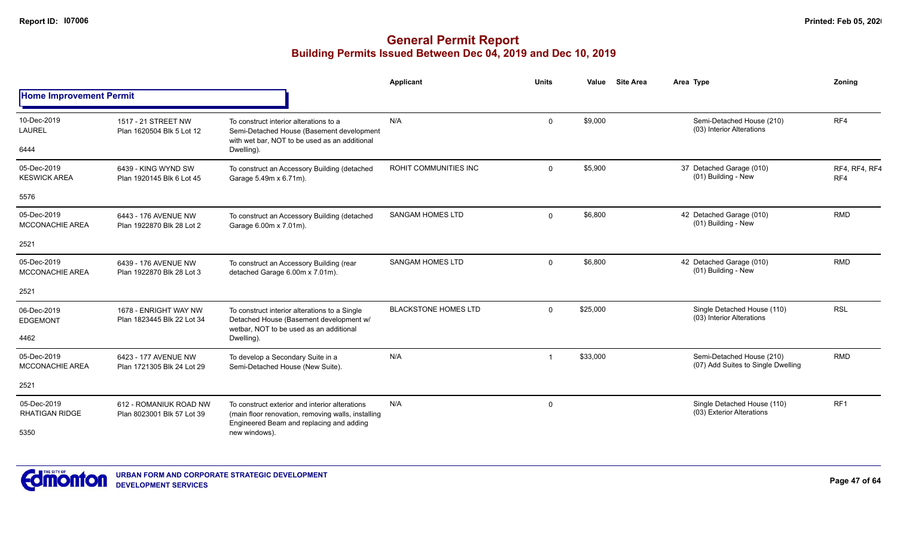# General Permit Report
## Building Permits Issued Between Dec 04, 2019 and Dec 10, 2019

### Home Improvement Permit

| Date / Neighbourhood | Address / Legal | Description | Applicant | Units | Value | Site Area | Area Type | Zoning |
|---|---|---|---|---|---|---|---|---|
| 10-Dec-2019<br>LAUREL<br>6444 | 1517 - 21 STREET NW<br>Plan 1620504 Blk 5 Lot 12 | To construct interior alterations to a Semi-Detached House (Basement development with wet bar, NOT to be used as an additional Dwelling). | N/A | 0 | $9,000 | | Semi-Detached House (210)<br>(03) Interior Alterations | RF4 |
| 05-Dec-2019<br>KESWICK AREA<br>5576 | 6439 - KING WYND SW<br>Plan 1920145 Blk 6 Lot 45 | To construct an Accessory Building (detached Garage 5.49m x 6.71m). | ROHIT COMMUNITIES INC | 0 | $5,900 | 37 | Detached Garage (010)<br>(01) Building - New | RF4, RF4, RF4<br>RF4 |
| 05-Dec-2019<br>MCCONACHIE AREA<br>2521 | 6443 - 176 AVENUE NW<br>Plan 1922870 Blk 28 Lot 2 | To construct an Accessory Building (detached Garage 6.00m x 7.01m). | SANGAM HOMES LTD | 0 | $6,800 | 42 | Detached Garage (010)<br>(01) Building - New | RMD |
| 05-Dec-2019<br>MCCONACHIE AREA<br>2521 | 6439 - 176 AVENUE NW<br>Plan 1922870 Blk 28 Lot 3 | To construct an Accessory Building (rear detached Garage 6.00m x 7.01m). | SANGAM HOMES LTD | 0 | $6,800 | 42 | Detached Garage (010)<br>(01) Building - New | RMD |
| 06-Dec-2019<br>EDGEMONT<br>4462 | 1678 - ENRIGHT WAY NW<br>Plan 1823445 Blk 22 Lot 34 | To construct interior alterations to a Single Detached House (Basement development w/ wetbar, NOT to be used as an additional Dwelling). | BLACKSTONE HOMES LTD | 0 | $25,000 | | Single Detached House (110)<br>(03) Interior Alterations | RSL |
| 05-Dec-2019<br>MCCONACHIE AREA<br>2521 | 6423 - 177 AVENUE NW<br>Plan 1721305 Blk 24 Lot 29 | To develop a Secondary Suite in a Semi-Detached House (New Suite). | N/A | 1 | $33,000 | | Semi-Detached House (210)<br>(07) Add Suites to Single Dwelling | RMD |
| 05-Dec-2019<br>RHATIGAN RIDGE<br>5350 | 612 - ROMANIUK ROAD NW<br>Plan 8023001 Blk 57 Lot 39 | To construct exterior and interior alterations (main floor renovation, removing walls, installing Engineered Beam and replacing and adding new windows). | N/A | 0 | | | Single Detached House (110)<br>(03) Exterior Alterations | RF1 |

URBAN FORM AND CORPORATE STRATEGIC DEVELOPMENT
DEVELOPMENT SERVICES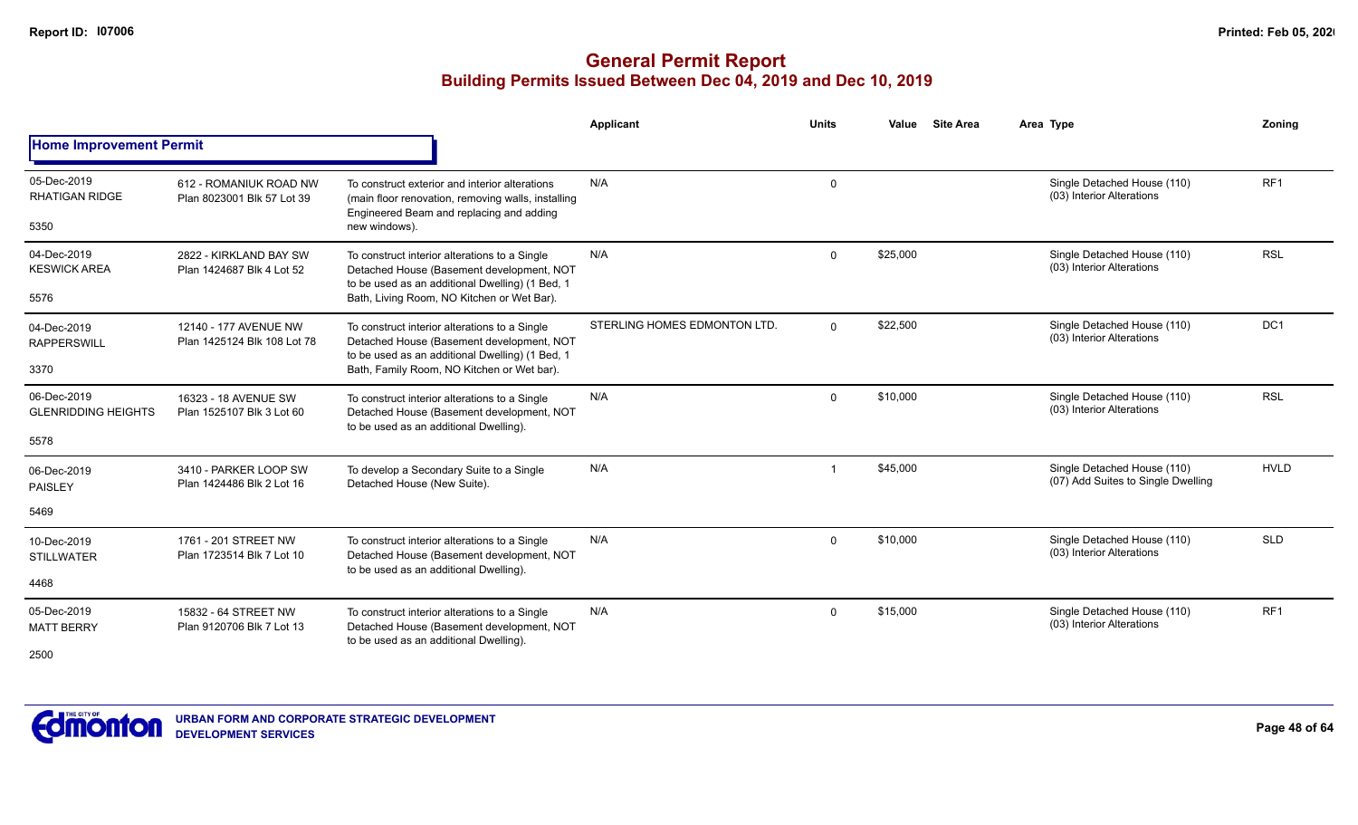# General Permit Report

## Building Permits Issued Between Dec 04, 2019 and Dec 10, 2019

### Home Improvement Permit

| | | | Applicant | Units | Value | Site Area | Area Type | Zoning |
|---|---|---|---|---|---|---|---|---|
| 05-Dec-2019 RHATIGAN RIDGE 5350 | 612 - ROMANIUK ROAD NW Plan 8023001 Blk 57 Lot 39 | To construct exterior and interior alterations (main floor renovation, removing walls, installing Engineered Beam and replacing and adding new windows). | N/A | 0 | | | Single Detached House (110) (03) Interior Alterations | RF1 |
| 04-Dec-2019 KESWICK AREA 5576 | 2822 - KIRKLAND BAY SW Plan 1424687 Blk 4 Lot 52 | To construct interior alterations to a Single Detached House (Basement development, NOT to be used as an additional Dwelling) (1 Bed, 1 Bath, Living Room, NO Kitchen or Wet Bar). | N/A | 0 | $25,000 | | Single Detached House (110) (03) Interior Alterations | RSL |
| 04-Dec-2019 RAPPERSWILL 3370 | 12140 - 177 AVENUE NW Plan 1425124 Blk 108 Lot 78 | To construct interior alterations to a Single Detached House (Basement development, NOT to be used as an additional Dwelling) (1 Bed, 1 Bath, Family Room, NO Kitchen or Wet bar). | STERLING HOMES EDMONTON LTD. | 0 | $22,500 | | Single Detached House (110) (03) Interior Alterations | DC1 |
| 06-Dec-2019 GLENRIDDING HEIGHTS 5578 | 16323 - 18 AVENUE SW Plan 1525107 Blk 3 Lot 60 | To construct interior alterations to a Single Detached House (Basement development, NOT to be used as an additional Dwelling). | N/A | 0 | $10,000 | | Single Detached House (110) (03) Interior Alterations | RSL |
| 06-Dec-2019 PAISLEY 5469 | 3410 - PARKER LOOP SW Plan 1424486 Blk 2 Lot 16 | To develop a Secondary Suite to a Single Detached House (New Suite). | N/A | 1 | $45,000 | | Single Detached House (110) (07) Add Suites to Single Dwelling | HVLD |
| 10-Dec-2019 STILLWATER 4468 | 1761 - 201 STREET NW Plan 1723514 Blk 7 Lot 10 | To construct interior alterations to a Single Detached House (Basement development, NOT to be used as an additional Dwelling). | N/A | 0 | $10,000 | | Single Detached House (110) (03) Interior Alterations | SLD |
| 05-Dec-2019 MATT BERRY 2500 | 15832 - 64 STREET NW Plan 9120706 Blk 7 Lot 13 | To construct interior alterations to a Single Detached House (Basement development, NOT to be used as an additional Dwelling). | N/A | 0 | $15,000 | | Single Detached House (110) (03) Interior Alterations | RF1 |

URBAN FORM AND CORPORATE STRATEGIC DEVELOPMENT
DEVELOPMENT SERVICES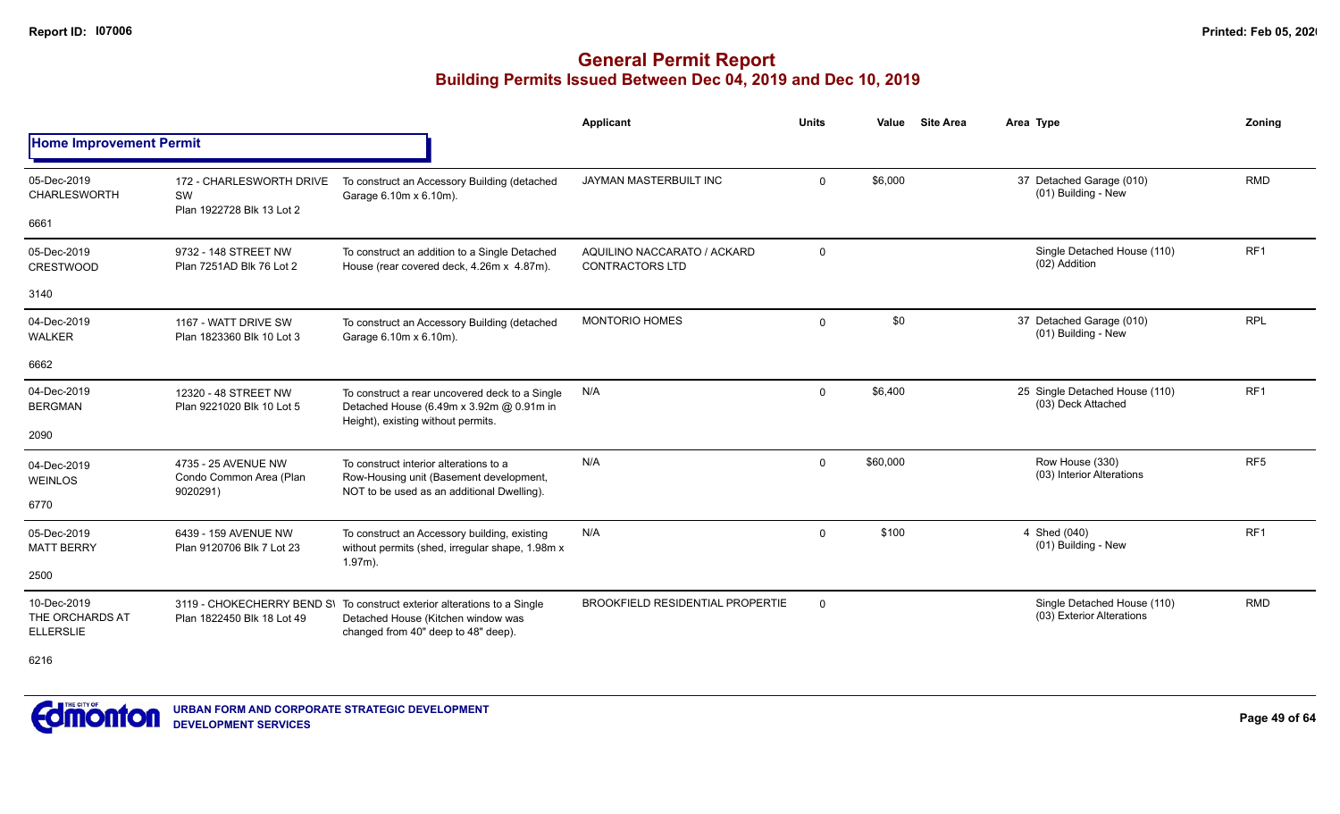# General Permit Report

## Building Permits Issued Between Dec 04, 2019 and Dec 10, 2019

### Home Improvement Permit

| Date / Neighbourhood | Address / Legal | Description | Applicant | Units | Value | Site Area | Area Type | Zoning |
|---|---|---|---|---|---|---|---|---|
| 05-Dec-2019 CHARLESWORTH 6661 | 172 - CHARLESWORTH DRIVE SW Plan 1922728 Blk 13 Lot 2 | To construct an Accessory Building (detached Garage 6.10m x 6.10m). | JAYMAN MASTERBUILT INC | 0 | $6,000 | | 37 Detached Garage (010) (01) Building - New | RMD |
| 05-Dec-2019 CRESTWOOD 3140 | 9732 - 148 STREET NW Plan 7251AD Blk 76 Lot 2 | To construct an addition to a Single Detached House (rear covered deck, 4.26m x 4.87m). | AQUILINO NACCARATO / ACKARD CONTRACTORS LTD | 0 | | | Single Detached House (110) (02) Addition | RF1 |
| 04-Dec-2019 WALKER 6662 | 1167 - WATT DRIVE SW Plan 1823360 Blk 10 Lot 3 | To construct an Accessory Building (detached Garage 6.10m x 6.10m). | MONTORIO HOMES | 0 | $0 | | 37 Detached Garage (010) (01) Building - New | RPL |
| 04-Dec-2019 BERGMAN 2090 | 12320 - 48 STREET NW Plan 9221020 Blk 10 Lot 5 | To construct a rear uncovered deck to a Single Detached House (6.49m x 3.92m @ 0.91m in Height), existing without permits. | N/A | 0 | $6,400 | | 25 Single Detached House (110) (03) Deck Attached | RF1 |
| 04-Dec-2019 WEINLOS 6770 | 4735 - 25 AVENUE NW Condo Common Area (Plan 9020291) | To construct interior alterations to a Row-Housing unit (Basement development, NOT to be used as an additional Dwelling). | N/A | 0 | $60,000 | | Row House (330) (03) Interior Alterations | RF5 |
| 05-Dec-2019 MATT BERRY 2500 | 6439 - 159 AVENUE NW Plan 9120706 Blk 7 Lot 23 | To construct an Accessory building, existing without permits (shed, irregular shape, 1.98m x 1.97m). | N/A | 0 | $100 | | 4 Shed (040) (01) Building - New | RF1 |
| 10-Dec-2019 THE ORCHARDS AT ELLERSLIE 6216 | 3119 - CHOKECHERRY BEND SW Plan 1822450 Blk 18 Lot 49 | To construct exterior alterations to a Single Detached House (Kitchen window was changed from 40" deep to 48" deep). | BROOKFIELD RESIDENTIAL PROPERTIE | 0 | | | Single Detached House (110) (03) Exterior Alterations | RMD |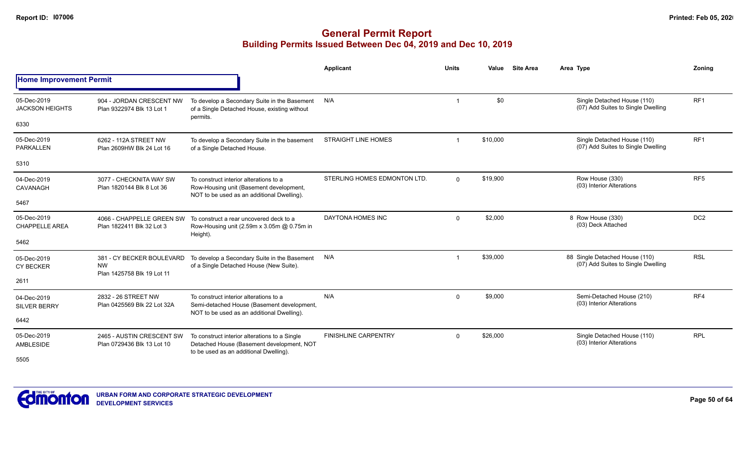# General Permit Report

## Building Permits Issued Between Dec 04, 2019 and Dec 10, 2019

### Home Improvement Permit

| Date / Neighbourhood | Address / Legal | Description | Applicant | Units | Value | Site Area | Area | Type | Zoning |
|---|---|---|---|---|---|---|---|---|---|
| 05-Dec-2019 JACKSON HEIGHTS 6330 | 904 - JORDAN CRESCENT NW Plan 9322974 Blk 13 Lot 1 | To develop a Secondary Suite in the Basement of a Single Detached House, existing without permits. | N/A | 1 | $0 | | | Single Detached House (110) (07) Add Suites to Single Dwelling | RF1 |
| 05-Dec-2019 PARKALLEN 5310 | 6262 - 112A STREET NW Plan 2609HW Blk 24 Lot 16 | To develop a Secondary Suite in the basement of a Single Detached House. | STRAIGHT LINE HOMES | 1 | $10,000 | | | Single Detached House (110) (07) Add Suites to Single Dwelling | RF1 |
| 04-Dec-2019 CAVANAGH 5467 | 3077 - CHECKNITA WAY SW Plan 1820144 Blk 8 Lot 36 | To construct interior alterations to a Row-Housing unit (Basement development, NOT to be used as an additional Dwelling). | STERLING HOMES EDMONTON LTD. | 0 | $19,900 | | | Row House (330) (03) Interior Alterations | RF5 |
| 05-Dec-2019 CHAPPELLE AREA 5462 | 4066 - CHAPPELLE GREEN SW Plan 1822411 Blk 32 Lot 3 | To construct a rear uncovered deck to a Row-Housing unit (2.59m x 3.05m @ 0.75m in Height). | DAYTONA HOMES INC | 0 | $2,000 | | 8 | Row House (330) (03) Deck Attached | DC2 |
| 05-Dec-2019 CY BECKER 2611 | 381 - CY BECKER BOULEVARD NW Plan 1425758 Blk 19 Lot 11 | To develop a Secondary Suite in the Basement of a Single Detached House (New Suite). | N/A | 1 | $39,000 | | 88 | Single Detached House (110) (07) Add Suites to Single Dwelling | RSL |
| 04-Dec-2019 SILVER BERRY 6442 | 2832 - 26 STREET NW Plan 0425569 Blk 22 Lot 32A | To construct interior alterations to a Semi-detached House (Basement development, NOT to be used as an additional Dwelling). | N/A | 0 | $9,000 | | | Semi-Detached House (210) (03) Interior Alterations | RF4 |
| 05-Dec-2019 AMBLESIDE 5505 | 2465 - AUSTIN CRESCENT SW Plan 0729436 Blk 13 Lot 10 | To construct interior alterations to a Single Detached House (Basement development, NOT to be used as an additional Dwelling). | FINISHLINE CARPENTRY | 0 | $26,000 | | | Single Detached House (110) (03) Interior Alterations | RPL |

URBAN FORM AND CORPORATE STRATEGIC DEVELOPMENT
DEVELOPMENT SERVICES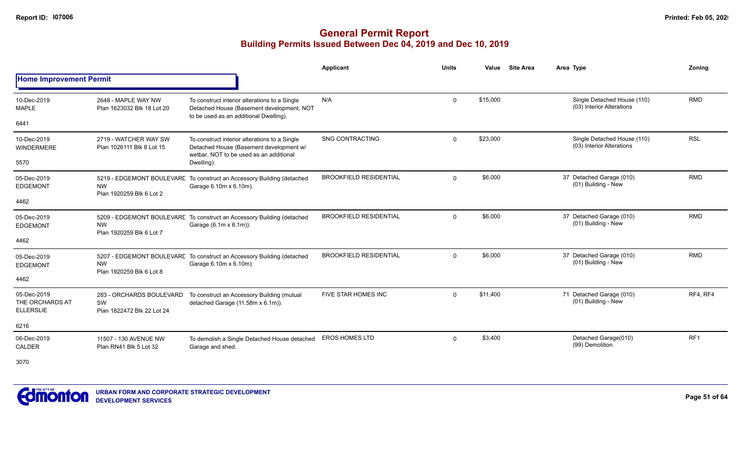# General Permit Report
## Building Permits Issued Between Dec 04, 2019 and Dec 10, 2019

**Home Improvement Permit**

| Date / Neighbourhood | Address / Legal | Description | Applicant | Units | Value | Site Area | Area | Type | Zoning |
|---|---|---|---|---|---|---|---|---|---|
| 10-Dec-2019 MAPLE 6441 | 2648 - MAPLE WAY NW Plan 1623032 Blk 18 Lot 20 | To construct interior alterations to a Single Detached House (Basement development, NOT to be used as an additional Dwelling). | N/A | 0 | $15,000 | | | Single Detached House (110) (03) Interior Alterations | RMD |
| 10-Dec-2019 WINDERMERE 5570 | 2719 - WATCHER WAY SW Plan 1026111 Blk 8 Lot 15 | To construct interior alterations to a Single Detached House (Basement development w/ wetbar, NOT to be used as an additional Dwelling). | SNG CONTRACTING | 0 | $23,000 | | | Single Detached House (110) (03) Interior Alterations | RSL |
| 05-Dec-2019 EDGEMONT 4462 | 5219 - EDGEMONT BOULEVARD NW Plan 1920259 Blk 6 Lot 2 | To construct an Accessory Building (detached Garage 6.10m x 6.10m). | BROOKFIELD RESIDENTIAL | 0 | $6,000 | | 37 | Detached Garage (010) (01) Building - New | RMD |
| 05-Dec-2019 EDGEMONT 4462 | 5209 - EDGEMONT BOULEVARD NW Plan 1920259 Blk 6 Lot 7 | To construct an Accessory Building (detached Garage (6.1m x 6.1m)). | BROOKFIELD RESIDENTIAL | 0 | $6,000 | | 37 | Detached Garage (010) (01) Building - New | RMD |
| 05-Dec-2019 EDGEMONT 4462 | 5207 - EDGEMONT BOULEVARD NW Plan 1920259 Blk 6 Lot 8 | To construct an Accessory Building (detached Garage 6.10m x 6.10m). | BROOKFIELD RESIDENTIAL | 0 | $6,000 | | 37 | Detached Garage (010) (01) Building - New | RMD |
| 05-Dec-2019 THE ORCHARDS AT ELLERSLIE 6216 | 283 - ORCHARDS BOULEVARD SW Plan 1822472 Blk 22 Lot 24 | To construct an Accessory Building (mutual detached Garage (11.58m x 6.1m)). | FIVE STAR HOMES INC | 0 | $11,400 | | 71 | Detached Garage (010) (01) Building - New | RF4, RF4 |
| 06-Dec-2019 CALDER 3070 | 11507 - 130 AVENUE NW Plan RN41 Blk 5 Lot 32 | To demolish a Single Detached House detached Garage and shed. | EROS HOMES LTD | 0 | $3,400 | | | Detached Garage(010) (99) Demolition | RF1 |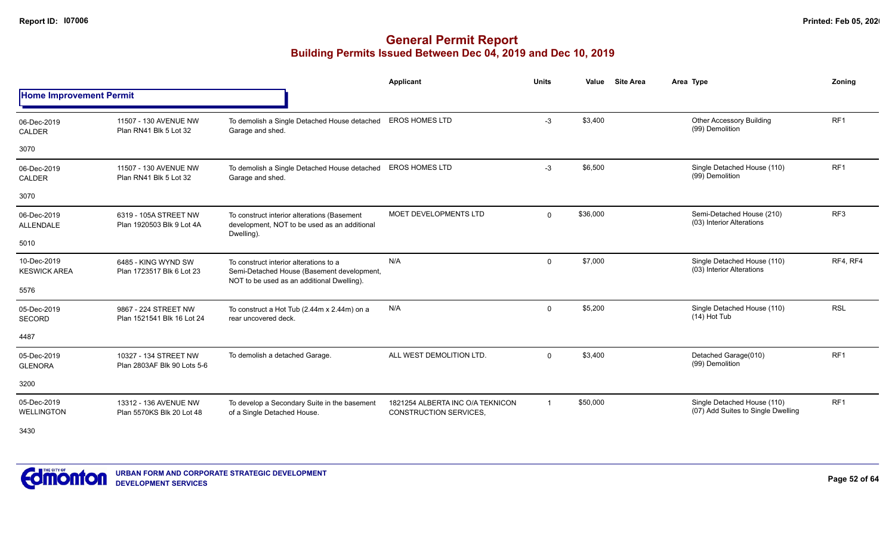# General Permit Report
## Building Permits Issued Between Dec 04, 2019 and Dec 10, 2019

**Home Improvement Permit**

| | | | Applicant | Units | Value | Site Area | Area Type | Zoning |
|---|---|---|---|---|---|---|---|---|
| 06-Dec-2019<br>CALDER<br>3070 | 11507 - 130 AVENUE NW<br>Plan RN41 Blk 5 Lot 32 | To demolish a Single Detached House detached Garage and shed. | EROS HOMES LTD | -3 | $3,400 | | Other Accessory Building<br>(99) Demolition | RF1 |
| 06-Dec-2019<br>CALDER<br>3070 | 11507 - 130 AVENUE NW<br>Plan RN41 Blk 5 Lot 32 | To demolish a Single Detached House detached Garage and shed. | EROS HOMES LTD | -3 | $6,500 | | Single Detached House (110)<br>(99) Demolition | RF1 |
| 06-Dec-2019<br>ALLENDALE<br>5010 | 6319 - 105A STREET NW<br>Plan 1920503 Blk 9 Lot 4A | To construct interior alterations (Basement development, NOT to be used as an additional Dwelling). | MOET DEVELOPMENTS LTD | 0 | $36,000 | | Semi-Detached House (210)<br>(03) Interior Alterations | RF3 |
| 10-Dec-2019<br>KESWICK AREA<br>5576 | 6485 - KING WYND SW<br>Plan 1723517 Blk 6 Lot 23 | To construct interior alterations to a Semi-Detached House (Basement development, NOT to be used as an additional Dwelling). | N/A | 0 | $7,000 | | Single Detached House (110)<br>(03) Interior Alterations | RF4, RF4 |
| 05-Dec-2019<br>SECORD<br>4487 | 9867 - 224 STREET NW<br>Plan 1521541 Blk 16 Lot 24 | To construct a Hot Tub (2.44m x 2.44m) on a rear uncovered deck. | N/A | 0 | $5,200 | | Single Detached House (110)<br>(14) Hot Tub | RSL |
| 05-Dec-2019<br>GLENORA<br>3200 | 10327 - 134 STREET NW<br>Plan 2803AF Blk 90 Lots 5-6 | To demolish a detached Garage. | ALL WEST DEMOLITION LTD. | 0 | $3,400 | | Detached Garage(010)<br>(99) Demolition | RF1 |
| 05-Dec-2019<br>WELLINGTON<br>3430 | 13312 - 136 AVENUE NW<br>Plan 5570KS Blk 20 Lot 48 | To develop a Secondary Suite in the basement of a Single Detached House. | 1821254 ALBERTA INC O/A TEKNICON CONSTRUCTION SERVICES, | 1 | $50,000 | | Single Detached House (110)<br>(07) Add Suites to Single Dwelling | RF1 |

URBAN FORM AND CORPORATE STRATEGIC DEVELOPMENT
DEVELOPMENT SERVICES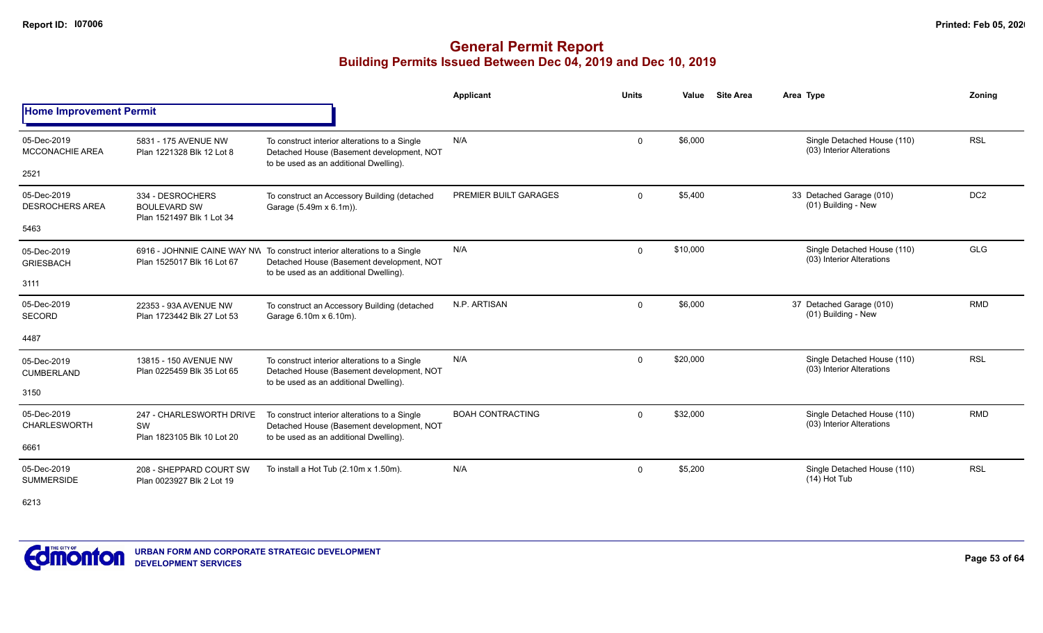# General Permit Report

## Building Permits Issued Between Dec 04, 2019 and Dec 10, 2019

| | | | Applicant | Units | Value | Site Area | Area Type | Zoning |
|---|---|---|---|---|---|---|---|---|
| **Home Improvement Permit** | | | | | | | | |
| 05-Dec-2019 MCCONACHIE AREA 2521 | 5831 - 175 AVENUE NW Plan 1221328 Blk 12 Lot 8 | To construct interior alterations to a Single Detached House (Basement development, NOT to be used as an additional Dwelling). | N/A | 0 | $6,000 | | Single Detached House (110) (03) Interior Alterations | RSL |
| 05-Dec-2019 DESROCHERS AREA 5463 | 334 - DESROCHERS BOULEVARD SW Plan 1521497 Blk 1 Lot 34 | To construct an Accessory Building (detached Garage (5.49m x 6.1m)). | PREMIER BUILT GARAGES | 0 | $5,400 | | 33 Detached Garage (010) (01) Building - New | DC2 |
| 05-Dec-2019 GRIESBACH 3111 | 6916 - JOHNNIE CAINE WAY NW Plan 1525017 Blk 16 Lot 67 | To construct interior alterations to a Single Detached House (Basement development, NOT to be used as an additional Dwelling). | N/A | 0 | $10,000 | | Single Detached House (110) (03) Interior Alterations | GLG |
| 05-Dec-2019 SECORD 4487 | 22353 - 93A AVENUE NW Plan 1723442 Blk 27 Lot 53 | To construct an Accessory Building (detached Garage 6.10m x 6.10m). | N.P. ARTISAN | 0 | $6,000 | | 37 Detached Garage (010) (01) Building - New | RMD |
| 05-Dec-2019 CUMBERLAND 3150 | 13815 - 150 AVENUE NW Plan 0225459 Blk 35 Lot 65 | To construct interior alterations to a Single Detached House (Basement development, NOT to be used as an additional Dwelling). | N/A | 0 | $20,000 | | Single Detached House (110) (03) Interior Alterations | RSL |
| 05-Dec-2019 CHARLESWORTH 6661 | 247 - CHARLESWORTH DRIVE SW Plan 1823105 Blk 10 Lot 20 | To construct interior alterations to a Single Detached House (Basement development, NOT to be used as an additional Dwelling). | BOAH CONTRACTING | 0 | $32,000 | | Single Detached House (110) (03) Interior Alterations | RMD |
| 05-Dec-2019 SUMMERSIDE 6213 | 208 - SHEPPARD COURT SW Plan 0023927 Blk 2 Lot 19 | To install a Hot Tub (2.10m x 1.50m). | N/A | 0 | $5,200 | | Single Detached House (110) (14) Hot Tub | RSL |

URBAN FORM AND CORPORATE STRATEGIC DEVELOPMENT
DEVELOPMENT SERVICES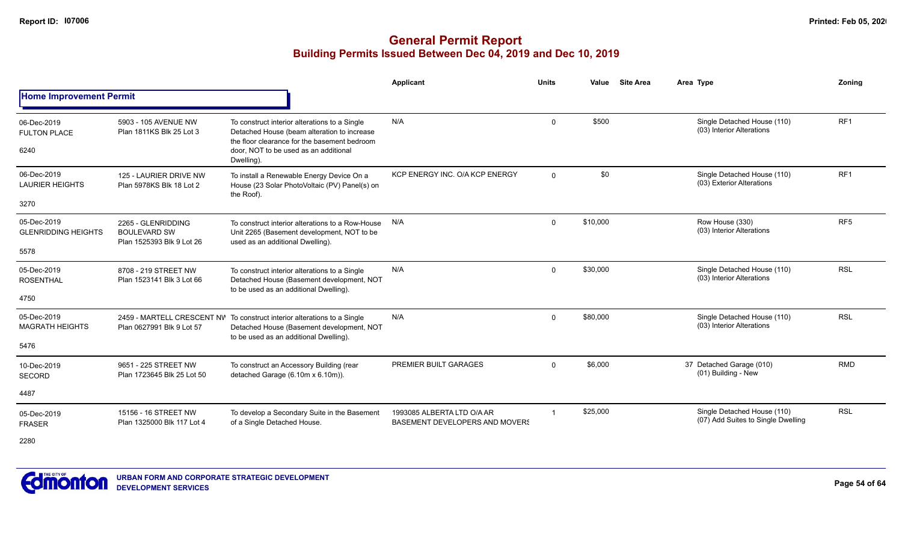# General Permit Report

## Building Permits Issued Between Dec 04, 2019 and Dec 10, 2019

### Home Improvement Permit

| Date / Neighbourhood | Address / Legal | Description | Applicant | Units | Value | Site Area | Area Type | Zoning |
|---|---|---|---|---|---|---|---|---|
| 06-Dec-2019<br>FULTON PLACE<br>6240 | 5903 - 105 AVENUE NW<br>Plan 1811KS Blk 25 Lot 3 | To construct interior alterations to a Single Detached House (beam alteration to increase the floor clearance for the basement bedroom door, NOT to be used as an additional Dwelling). | N/A | 0 | $500 | | Single Detached House (110)<br>(03) Interior Alterations | RF1 |
| 06-Dec-2019<br>LAURIER HEIGHTS<br>3270 | 125 - LAURIER DRIVE NW<br>Plan 5978KS Blk 18 Lot 2 | To install a Renewable Energy Device On a House (23 Solar PhotoVoltaic (PV) Panel(s) on the Roof). | KCP ENERGY INC. O/A KCP ENERGY | 0 | $0 | | Single Detached House (110)<br>(03) Exterior Alterations | RF1 |
| 05-Dec-2019<br>GLENRIDDING HEIGHTS<br>5578 | 2265 - GLENRIDDING BOULEVARD SW<br>Plan 1525393 Blk 9 Lot 26 | To construct interior alterations to a Row-House Unit 2265 (Basement development, NOT to be used as an additional Dwelling). | N/A | 0 | $10,000 | | Row House (330)<br>(03) Interior Alterations | RF5 |
| 05-Dec-2019<br>ROSENTHAL<br>4750 | 8708 - 219 STREET NW<br>Plan 1523141 Blk 3 Lot 66 | To construct interior alterations to a Single Detached House (Basement development, NOT to be used as an additional Dwelling). | N/A | 0 | $30,000 | | Single Detached House (110)<br>(03) Interior Alterations | RSL |
| 05-Dec-2019<br>MAGRATH HEIGHTS<br>5476 | 2459 - MARTELL CRESCENT NW<br>Plan 0627991 Blk 9 Lot 57 | To construct interior alterations to a Single Detached House (Basement development, NOT to be used as an additional Dwelling). | N/A | 0 | $80,000 | | Single Detached House (110)<br>(03) Interior Alterations | RSL |
| 10-Dec-2019<br>SECORD<br>4487 | 9651 - 225 STREET NW<br>Plan 1723645 Blk 25 Lot 50 | To construct an Accessory Building (rear detached Garage (6.10m x 6.10m)). | PREMIER BUILT GARAGES | 0 | $6,000 | | 37 Detached Garage (010)<br>(01) Building - New | RMD |
| 05-Dec-2019<br>FRASER<br>2280 | 15156 - 16 STREET NW<br>Plan 1325000 Blk 117 Lot 4 | To develop a Secondary Suite in the Basement of a Single Detached House. | 1993085 ALBERTA LTD O/A AR BASEMENT DEVELOPERS AND MOVERS | 1 | $25,000 | | Single Detached House (110)<br>(07) Add Suites to Single Dwelling | RSL |

URBAN FORM AND CORPORATE STRATEGIC DEVELOPMENT
DEVELOPMENT SERVICES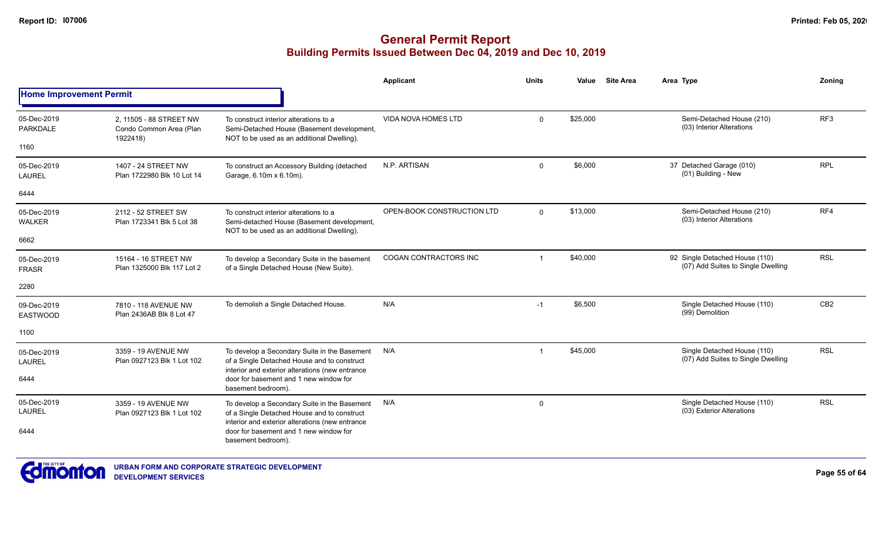# General Permit Report

## Building Permits Issued Between Dec 04, 2019 and Dec 10, 2019

| | | | Applicant | Units | Value | Site Area | Area Type | Zoning |
|---|---|---|---|---|---|---|---|---|
| **Home Improvement Permit** | | | | | | | | |
| 05-Dec-2019 PARKDALE 1160 | 2, 11505 - 88 STREET NW Condo Common Area (Plan 1922418) | To construct interior alterations to a Semi-Detached House (Basement development, NOT to be used as an additional Dwelling). | VIDA NOVA HOMES LTD | 0 | $25,000 | | Semi-Detached House (210) (03) Interior Alterations | RF3 |
| 05-Dec-2019 LAUREL 6444 | 1407 - 24 STREET NW Plan 1722980 Blk 10 Lot 14 | To construct an Accessory Building (detached Garage, 6.10m x 6.10m). | N.P. ARTISAN | 0 | $6,000 | | 37 Detached Garage (010) (01) Building - New | RPL |
| 05-Dec-2019 WALKER 6662 | 2112 - 52 STREET SW Plan 1723341 Blk 5 Lot 38 | To construct interior alterations to a Semi-detached House (Basement development, NOT to be used as an additional Dwelling). | OPEN-BOOK CONSTRUCTION LTD | 0 | $13,000 | | Semi-Detached House (210) (03) Interior Alterations | RF4 |
| 05-Dec-2019 FRASR 2280 | 15164 - 16 STREET NW Plan 1325000 Blk 117 Lot 2 | To develop a Secondary Suite in the basement of a Single Detached House (New Suite). | COGAN CONTRACTORS INC | 1 | $40,000 | | 92 Single Detached House (110) (07) Add Suites to Single Dwelling | RSL |
| 09-Dec-2019 EASTWOOD 1100 | 7810 - 118 AVENUE NW Plan 2436AB Blk 8 Lot 47 | To demolish a Single Detached House. | N/A | -1 | $6,500 | | Single Detached House (110) (99) Demolition | CB2 |
| 05-Dec-2019 LAUREL 6444 | 3359 - 19 AVENUE NW Plan 0927123 Blk 1 Lot 102 | To develop a Secondary Suite in the Basement of a Single Detached House and to construct interior and exterior alterations (new entrance door for basement and 1 new window for basement bedroom). | N/A | 1 | $45,000 | | Single Detached House (110) (07) Add Suites to Single Dwelling | RSL |
| 05-Dec-2019 LAUREL 6444 | 3359 - 19 AVENUE NW Plan 0927123 Blk 1 Lot 102 | To develop a Secondary Suite in the Basement of a Single Detached House and to construct interior and exterior alterations (new entrance door for basement and 1 new window for basement bedroom). | N/A | 0 | | | Single Detached House (110) (03) Exterior Alterations | RSL |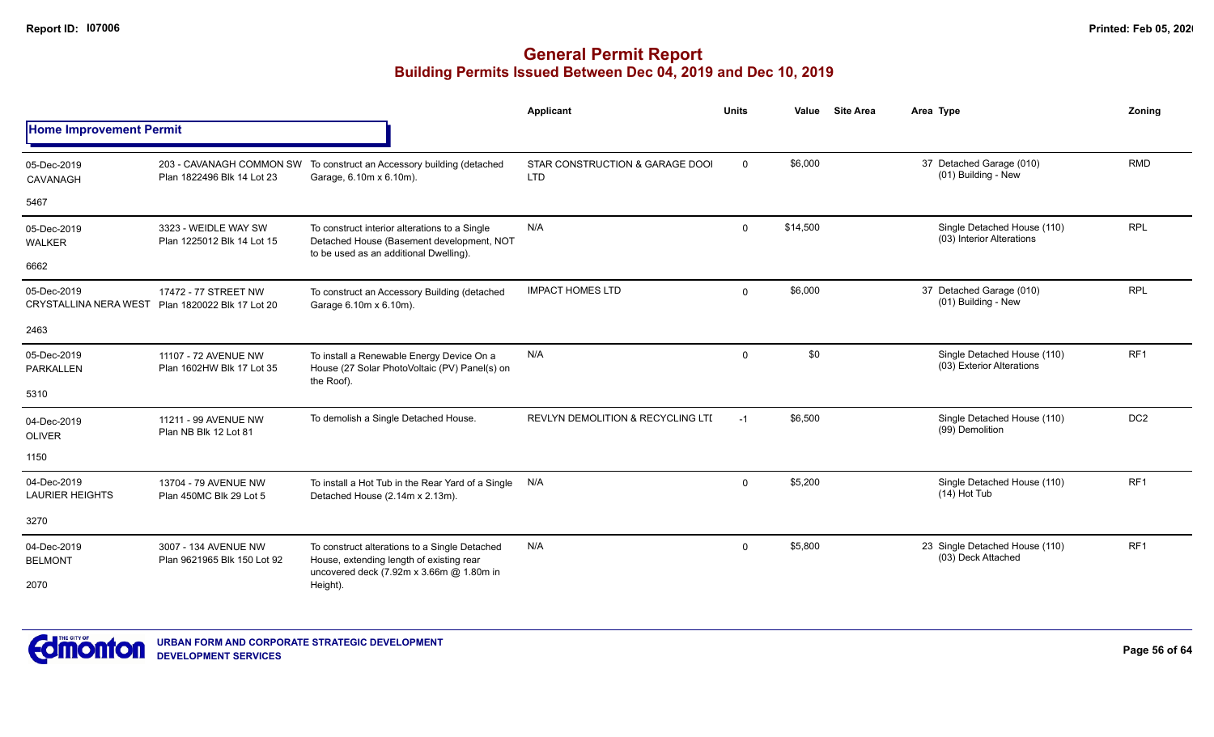# General Permit Report

## Building Permits Issued Between Dec 04, 2019 and Dec 10, 2019

### Home Improvement Permit

| Date / Neighbourhood | Address / Legal | Description | Applicant | Units | Value | Site Area | Area | Type | Zoning |
|---|---|---|---|---|---|---|---|---|---|
| 05-Dec-2019 CAVANAGH 5467 | 203 - CAVANAGH COMMON SW Plan 1822496 Blk 14 Lot 23 | To construct an Accessory building (detached Garage, 6.10m x 6.10m). | STAR CONSTRUCTION & GARAGE DOOI LTD | 0 | $6,000 | | 37 | Detached Garage (010) (01) Building - New | RMD |
| 05-Dec-2019 WALKER 6662 | 3323 - WEIDLE WAY SW Plan 1225012 Blk 14 Lot 15 | To construct interior alterations to a Single Detached House (Basement development, NOT to be used as an additional Dwelling). | N/A | 0 | $14,500 | | | Single Detached House (110) (03) Interior Alterations | RPL |
| 05-Dec-2019 CRYSTALLINA NERA WEST 2463 | 17472 - 77 STREET NW Plan 1820022 Blk 17 Lot 20 | To construct an Accessory Building (detached Garage 6.10m x 6.10m). | IMPACT HOMES LTD | 0 | $6,000 | | 37 | Detached Garage (010) (01) Building - New | RPL |
| 05-Dec-2019 PARKALLEN 5310 | 11107 - 72 AVENUE NW Plan 1602HW Blk 17 Lot 35 | To install a Renewable Energy Device On a House (27 Solar PhotoVoltaic (PV) Panel(s) on the Roof). | N/A | 0 | $0 | | | Single Detached House (110) (03) Exterior Alterations | RF1 |
| 04-Dec-2019 OLIVER 1150 | 11211 - 99 AVENUE NW Plan NB Blk 12 Lot 81 | To demolish a Single Detached House. | REVLYN DEMOLITION & RECYCLING LTI | -1 | $6,500 | | | Single Detached House (110) (99) Demolition | DC2 |
| 04-Dec-2019 LAURIER HEIGHTS 3270 | 13704 - 79 AVENUE NW Plan 450MC Blk 29 Lot 5 | To install a Hot Tub in the Rear Yard of a Single Detached House (2.14m x 2.13m). | N/A | 0 | $5,200 | | | Single Detached House (110) (14) Hot Tub | RF1 |
| 04-Dec-2019 BELMONT 2070 | 3007 - 134 AVENUE NW Plan 9621965 Blk 150 Lot 92 | To construct alterations to a Single Detached House, extending length of existing rear uncovered deck (7.92m x 3.66m @ 1.80m in Height). | N/A | 0 | $5,800 | | 23 | Single Detached House (110) (03) Deck Attached | RF1 |

URBAN FORM AND CORPORATE STRATEGIC DEVELOPMENT
DEVELOPMENT SERVICES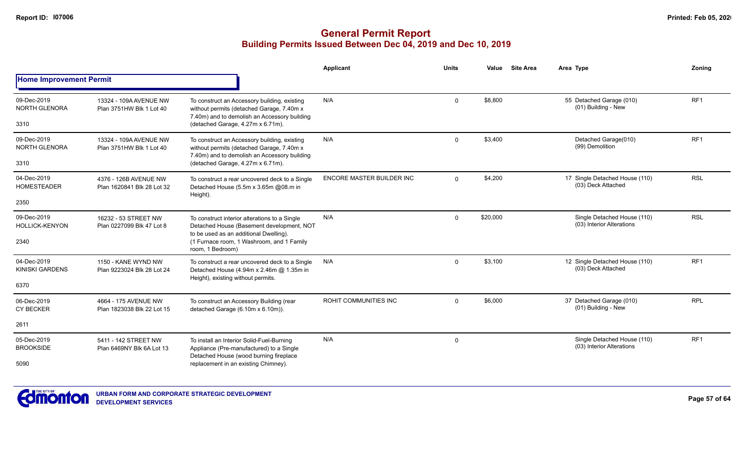# General Permit Report

## Building Permits Issued Between Dec 04, 2019 and Dec 10, 2019

### Home Improvement Permit

| Date / Neighbourhood | Address / Legal | Description | Applicant | Units | Value | Site Area | Area | Type | Zoning |
|---|---|---|---|---|---|---|---|---|---|
| 09-Dec-2019 NORTH GLENORA 3310 | 13324 - 109A AVENUE NW Plan 3751HW Blk 1 Lot 40 | To construct an Accessory building, existing without permits (detached Garage, 7.40m x 7.40m) and to demolish an Accessory building (detached Garage, 4.27m x 6.71m). | N/A | 0 | $8,800 | | 55 | Detached Garage (010) (01) Building - New | RF1 |
| 09-Dec-2019 NORTH GLENORA 3310 | 13324 - 109A AVENUE NW Plan 3751HW Blk 1 Lot 40 | To construct an Accessory building, existing without permits (detached Garage, 7.40m x 7.40m) and to demolish an Accessory building (detached Garage, 4.27m x 6.71m). | N/A | 0 | $3,400 | | | Detached Garage(010) (99) Demolition | RF1 |
| 04-Dec-2019 HOMESTEADER 2350 | 4376 - 126B AVENUE NW Plan 1620841 Blk 28 Lot 32 | To construct a rear uncovered deck to a Single Detached House (5.5m x 3.65m @08.m in Height). | ENCORE MASTER BUILDER INC | 0 | $4,200 | | 17 | Single Detached House (110) (03) Deck Attached | RSL |
| 09-Dec-2019 HOLLICK-KENYON 2340 | 16232 - 53 STREET NW Plan 0227099 Blk 47 Lot 8 | To construct interior alterations to a Single Detached House (Basement development, NOT to be used as an additional Dwelling). (1 Furnace room, 1 Washroom, and 1 Family room, 1 Bedroom) | N/A | 0 | $20,000 | | | Single Detached House (110) (03) Interior Alterations | RSL |
| 04-Dec-2019 KINISKI GARDENS 6370 | 1150 - KANE WYND NW Plan 9223024 Blk 28 Lot 24 | To construct a rear uncovered deck to a Single Detached House (4.94m x 2.46m @ 1.35m in Height), existing without permits. | N/A | 0 | $3,100 | | 12 | Single Detached House (110) (03) Deck Attached | RF1 |
| 06-Dec-2019 CY BECKER 2611 | 4664 - 175 AVENUE NW Plan 1823038 Blk 22 Lot 15 | To construct an Accessory Building (rear detached Garage (6.10m x 6.10m)). | ROHIT COMMUNITIES INC | 0 | $6,000 | | 37 | Detached Garage (010) (01) Building - New | RPL |
| 05-Dec-2019 BROOKSIDE 5090 | 5411 - 142 STREET NW Plan 6469NY Blk 6A Lot 13 | To install an Interior Solid-Fuel-Burning Appliance (Pre-manufactured) to a Single Detached House (wood burning fireplace replacement in an existing Chimney). | N/A | 0 | | | | Single Detached House (110) (03) Interior Alterations | RF1 |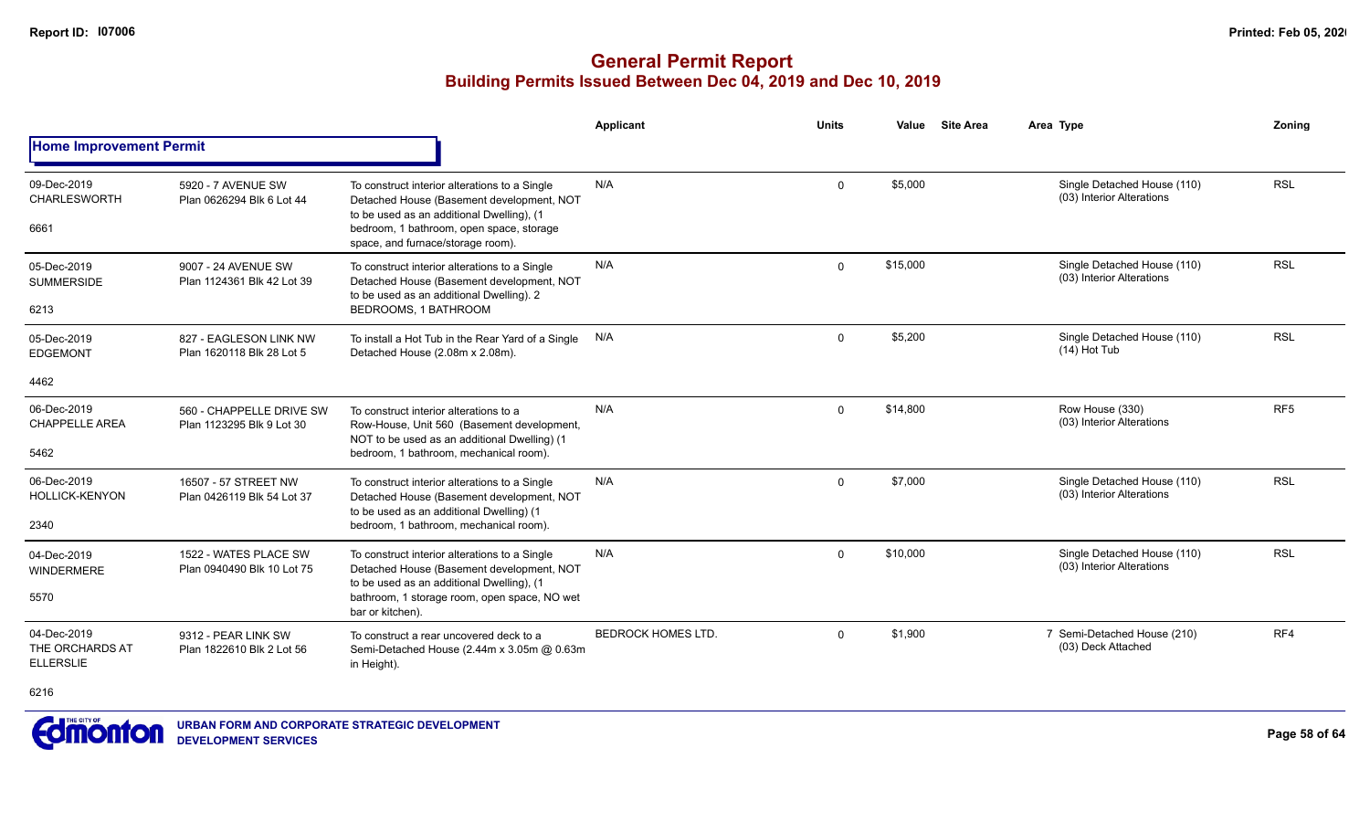# General Permit Report

## Building Permits Issued Between Dec 04, 2019 and Dec 10, 2019

### Home Improvement Permit

| Date / Neighbourhood | Address / Legal | Description | Applicant | Units | Value | Site Area | Area Type | Zoning |
|---|---|---|---|---|---|---|---|---|
| 09-Dec-2019 CHARLESWORTH 6661 | 5920 - 7 AVENUE SW Plan 0626294 Blk 6 Lot 44 | To construct interior alterations to a Single Detached House (Basement development, NOT to be used as an additional Dwelling), (1 bedroom, 1 bathroom, open space, storage space, and furnace/storage room). | N/A | 0 | $5,000 | | Single Detached House (110) (03) Interior Alterations | RSL |
| 05-Dec-2019 SUMMERSIDE 6213 | 9007 - 24 AVENUE SW Plan 1124361 Blk 42 Lot 39 | To construct interior alterations to a Single Detached House (Basement development, NOT to be used as an additional Dwelling). 2 BEDROOMS, 1 BATHROOM | N/A | 0 | $15,000 | | Single Detached House (110) (03) Interior Alterations | RSL |
| 05-Dec-2019 EDGEMONT 4462 | 827 - EAGLESON LINK NW Plan 1620118 Blk 28 Lot 5 | To install a Hot Tub in the Rear Yard of a Single Detached House (2.08m x 2.08m). | N/A | 0 | $5,200 | | Single Detached House (110) (14) Hot Tub | RSL |
| 06-Dec-2019 CHAPPELLE AREA 5462 | 560 - CHAPPELLE DRIVE SW Plan 1123295 Blk 9 Lot 30 | To construct interior alterations to a Row-House, Unit 560 (Basement development, NOT to be used as an additional Dwelling) (1 bedroom, 1 bathroom, mechanical room). | N/A | 0 | $14,800 | | Row House (330) (03) Interior Alterations | RF5 |
| 06-Dec-2019 HOLLICK-KENYON 2340 | 16507 - 57 STREET NW Plan 0426119 Blk 54 Lot 37 | To construct interior alterations to a Single Detached House (Basement development, NOT to be used as an additional Dwelling) (1 bedroom, 1 bathroom, mechanical room). | N/A | 0 | $7,000 | | Single Detached House (110) (03) Interior Alterations | RSL |
| 04-Dec-2019 WINDERMERE 5570 | 1522 - WATES PLACE SW Plan 0940490 Blk 10 Lot 75 | To construct interior alterations to a Single Detached House (Basement development, NOT to be used as an additional Dwelling), (1 bathroom, 1 storage room, open space, NO wet bar or kitchen). | N/A | 0 | $10,000 | | Single Detached House (110) (03) Interior Alterations | RSL |
| 04-Dec-2019 THE ORCHARDS AT ELLERSLIE 6216 | 9312 - PEAR LINK SW Plan 1822610 Blk 2 Lot 56 | To construct a rear uncovered deck to a Semi-Detached House (2.44m x 3.05m @ 0.63m in Height). | BEDROCK HOMES LTD. | 0 | $1,900 | | 7 Semi-Detached House (210) (03) Deck Attached | RF4 |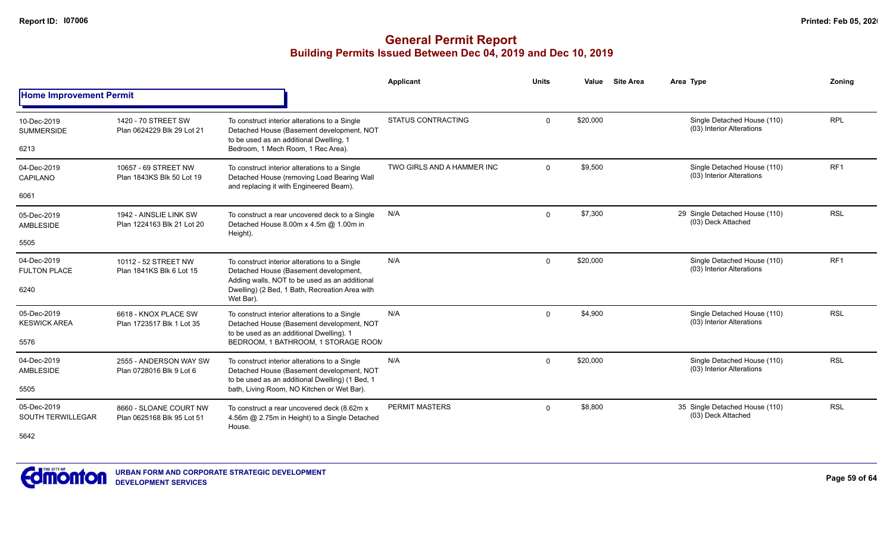# General Permit Report

## Building Permits Issued Between Dec 04, 2019 and Dec 10, 2019

### Home Improvement Permit

| Date / Neighbourhood | Address / Legal | Description | Applicant | Units | Value | Site Area | Area Type | Zoning |
|---|---|---|---|---|---|---|---|---|
| 10-Dec-2019<br>SUMMERSIDE<br>6213 | 1420 - 70 STREET SW<br>Plan 0624229 Blk 29 Lot 21 | To construct interior alterations to a Single Detached House (Basement development, NOT to be used as an additional Dwelling, 1 Bedroom, 1 Mech Room, 1 Rec Area). | STATUS CONTRACTING | 0 | $20,000 | | Single Detached House (110)<br>(03) Interior Alterations | RPL |
| 04-Dec-2019<br>CAPILANO<br>6061 | 10657 - 69 STREET NW<br>Plan 1843KS Blk 50 Lot 19 | To construct interior alterations to a Single Detached House (removing Load Bearing Wall and replacing it with Engineered Beam). | TWO GIRLS AND A HAMMER INC | 0 | $9,500 | | Single Detached House (110)<br>(03) Interior Alterations | RF1 |
| 05-Dec-2019<br>AMBLESIDE<br>5505 | 1942 - AINSLIE LINK SW<br>Plan 1224163 Blk 21 Lot 20 | To construct a rear uncovered deck to a Single Detached House 8.00m x 4.5m @ 1.00m in Height). | N/A | 0 | $7,300 | | 29 Single Detached House (110)<br>(03) Deck Attached | RSL |
| 04-Dec-2019<br>FULTON PLACE<br>6240 | 10112 - 52 STREET NW<br>Plan 1841KS Blk 6 Lot 15 | To construct interior alterations to a Single Detached House (Basement development, Adding walls, NOT to be used as an additional Dwelling) (2 Bed, 1 Bath, Recreation Area with Wet Bar). | N/A | 0 | $20,000 | | Single Detached House (110)<br>(03) Interior Alterations | RF1 |
| 05-Dec-2019<br>KESWICK AREA<br>5576 | 6618 - KNOX PLACE SW<br>Plan 1723517 Blk 1 Lot 35 | To construct interior alterations to a Single Detached House (Basement development, NOT to be used as an additional Dwelling). 1 BEDROOM, 1 BATHROOM, 1 STORAGE ROOM | N/A | 0 | $4,900 | | Single Detached House (110)<br>(03) Interior Alterations | RSL |
| 04-Dec-2019<br>AMBLESIDE<br>5505 | 2555 - ANDERSON WAY SW<br>Plan 0728016 Blk 9 Lot 6 | To construct interior alterations to a Single Detached House (Basement development, NOT to be used as an additional Dwelling) (1 Bed, 1 bath, Living Room, NO Kitchen or Wet Bar). | N/A | 0 | $20,000 | | Single Detached House (110)<br>(03) Interior Alterations | RSL |
| 05-Dec-2019<br>SOUTH TERWILLEGAR<br>5642 | 8660 - SLOANE COURT NW<br>Plan 0625168 Blk 95 Lot 51 | To construct a rear uncovered deck (8.62m x 4.56m @ 2.75m in Height) to a Single Detached House. | PERMIT MASTERS | 0 | $8,800 | | 35 Single Detached House (110)<br>(03) Deck Attached | RSL |

URBAN FORM AND CORPORATE STRATEGIC DEVELOPMENT
DEVELOPMENT SERVICES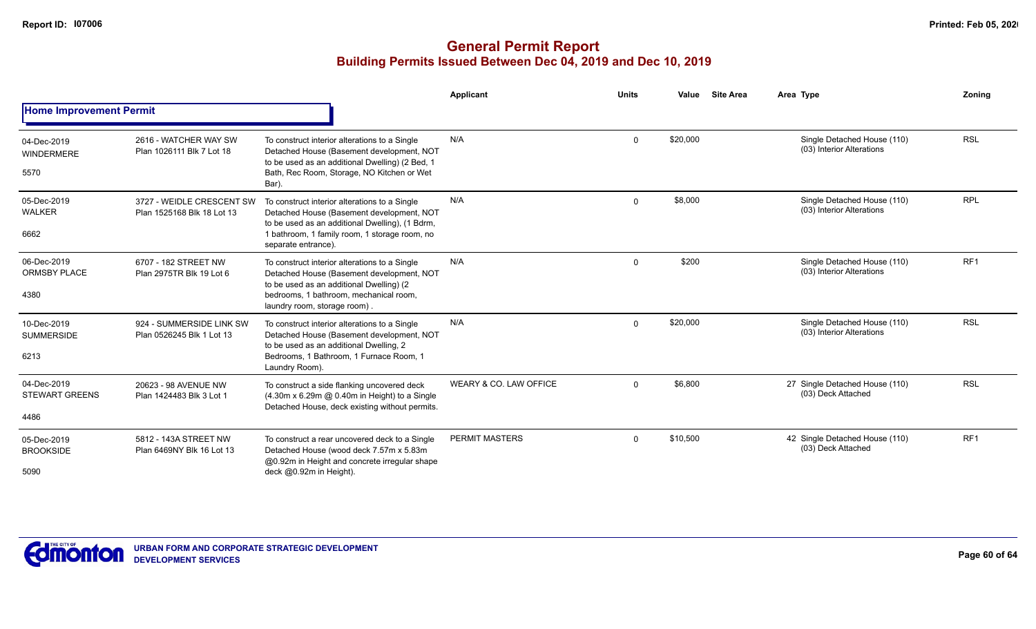# General Permit Report

## Building Permits Issued Between Dec 04, 2019 and Dec 10, 2019

### Home Improvement Permit

| Date / Neighbourhood | Address / Legal | Description | Applicant | Units | Value | Site Area | Area Type | Zoning |
|---|---|---|---|---|---|---|---|---|
| 04-Dec-2019 WINDERMERE 5570 | 2616 - WATCHER WAY SW Plan 1026111 Blk 7 Lot 18 | To construct interior alterations to a Single Detached House (Basement development, NOT to be used as an additional Dwelling) (2 Bed, 1 Bath, Rec Room, Storage, NO Kitchen or Wet Bar). | N/A | 0 | $20,000 | | Single Detached House (110) (03) Interior Alterations | RSL |
| 05-Dec-2019 WALKER 6662 | 3727 - WEIDLE CRESCENT SW Plan 1525168 Blk 18 Lot 13 | To construct interior alterations to a Single Detached House (Basement development, NOT to be used as an additional Dwelling), (1 Bdrm, 1 bathroom, 1 family room, 1 storage room, no separate entrance). | N/A | 0 | $8,000 | | Single Detached House (110) (03) Interior Alterations | RPL |
| 06-Dec-2019 ORMSBY PLACE 4380 | 6707 - 182 STREET NW Plan 2975TR Blk 19 Lot 6 | To construct interior alterations to a Single Detached House (Basement development, NOT to be used as an additional Dwelling) (2 bedrooms, 1 bathroom, mechanical room, laundry room, storage room) . | N/A | 0 | $200 | | Single Detached House (110) (03) Interior Alterations | RF1 |
| 10-Dec-2019 SUMMERSIDE 6213 | 924 - SUMMERSIDE LINK SW Plan 0526245 Blk 1 Lot 13 | To construct interior alterations to a Single Detached House (Basement development, NOT to be used as an additional Dwelling, 2 Bedrooms, 1 Bathroom, 1 Furnace Room, 1 Laundry Room). | N/A | 0 | $20,000 | | Single Detached House (110) (03) Interior Alterations | RSL |
| 04-Dec-2019 STEWART GREENS 4486 | 20623 - 98 AVENUE NW Plan 1424483 Blk 3 Lot 1 | To construct a side flanking uncovered deck (4.30m x 6.29m @ 0.40m in Height) to a Single Detached House, deck existing without permits. | WEARY & CO. LAW OFFICE | 0 | $6,800 | | 27 Single Detached House (110) (03) Deck Attached | RSL |
| 05-Dec-2019 BROOKSIDE 5090 | 5812 - 143A STREET NW Plan 6469NY Blk 16 Lot 13 | To construct a rear uncovered deck to a Single Detached House (wood deck 7.57m x 5.83m @0.92m in Height and concrete irregular shape deck @0.92m in Height). | PERMIT MASTERS | 0 | $10,500 | | 42 Single Detached House (110) (03) Deck Attached | RF1 |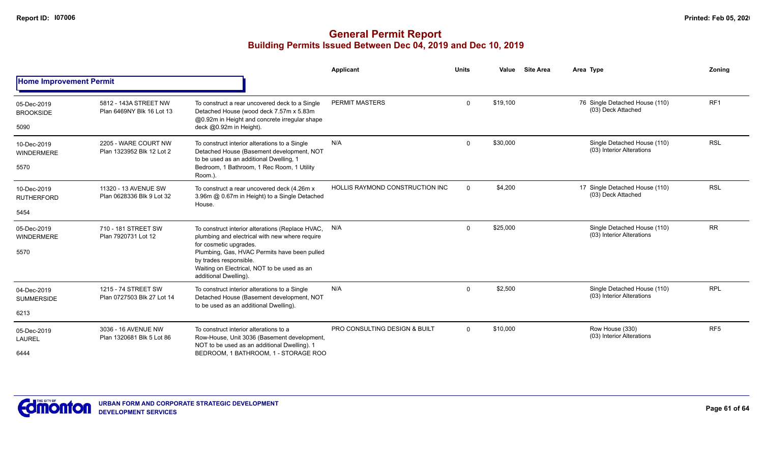# General Permit Report
## Building Permits Issued Between Dec 04, 2019 and Dec 10, 2019

**Home Improvement Permit**

| Date / Neighbourhood | Address / Legal | Description | Applicant | Units | Value | Site Area | Area | Type | Zoning |
|---|---|---|---|---|---|---|---|---|---|
| 05-Dec-2019 BROOKSIDE 5090 | 5812 - 143A STREET NW Plan 6469NY Blk 16 Lot 13 | To construct a rear uncovered deck to a Single Detached House (wood deck 7.57m x 5.83m @0.92m in Height and concrete irregular shape deck @0.92m in Height). | PERMIT MASTERS | 0 | $19,100 | | 76 | Single Detached House (110) (03) Deck Attached | RF1 |
| 10-Dec-2019 WINDERMERE 5570 | 2205 - WARE COURT NW Plan 1323952 Blk 12 Lot 2 | To construct interior alterations to a Single Detached House (Basement development, NOT to be used as an additional Dwelling, 1 Bedroom, 1 Bathroom, 1 Rec Room, 1 Utility Room.). | N/A | 0 | $30,000 | | | Single Detached House (110) (03) Interior Alterations | RSL |
| 10-Dec-2019 RUTHERFORD 5454 | 11320 - 13 AVENUE SW Plan 0628336 Blk 9 Lot 32 | To construct a rear uncovered deck (4.26m x 3.96m @ 0.67m in Height) to a Single Detached House. | HOLLIS RAYMOND CONSTRUCTION INC | 0 | $4,200 | | 17 | Single Detached House (110) (03) Deck Attached | RSL |
| 05-Dec-2019 WINDERMERE 5570 | 710 - 181 STREET SW Plan 7920731 Lot 12 | To construct interior alterations (Replace HVAC, plumbing and electrical with new where require for cosmetic upgrades. Plumbing, Gas, HVAC Permits have been pulled by trades responsible. Waiting on Electrical, NOT to be used as an additional Dwelling). | N/A | 0 | $25,000 | | | Single Detached House (110) (03) Interior Alterations | RR |
| 04-Dec-2019 SUMMERSIDE 6213 | 1215 - 74 STREET SW Plan 0727503 Blk 27 Lot 14 | To construct interior alterations to a Single Detached House (Basement development, NOT to be used as an additional Dwelling). | N/A | 0 | $2,500 | | | Single Detached House (110) (03) Interior Alterations | RPL |
| 05-Dec-2019 LAUREL 6444 | 3036 - 16 AVENUE NW Plan 1320681 Blk 5 Lot 86 | To construct interior alterations to a Row-House, Unit 3036 (Basement development, NOT to be used as an additional Dwelling). 1 BEDROOM, 1 BATHROOM, 1 - STORAGE ROO | PRO CONSULTING DESIGN & BUILT | 0 | $10,000 | | | Row House (330) (03) Interior Alterations | RF5 |

URBAN FORM AND CORPORATE STRATEGIC DEVELOPMENT
DEVELOPMENT SERVICES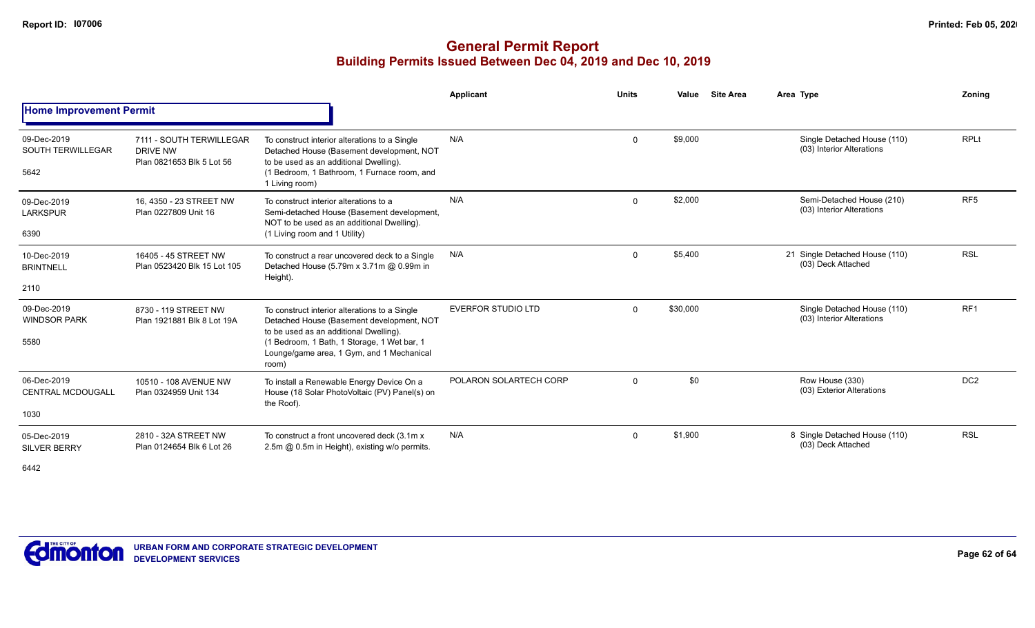# General Permit Report

## Building Permits Issued Between Dec 04, 2019 and Dec 10, 2019

### Home Improvement Permit

| Date / Neighbourhood / Code | Address / Legal | Description | Applicant | Units | Value | Site Area | Area | Type | Zoning |
|---|---|---|---|---|---|---|---|---|---|
| 09-Dec-2019 SOUTH TERWILLEGAR 5642 | 7111 - SOUTH TERWILLEGAR DRIVE NW Plan 0821653 Blk 5 Lot 56 | To construct interior alterations to a Single Detached House (Basement development, NOT to be used as an additional Dwelling). (1 Bedroom, 1 Bathroom, 1 Furnace room, and 1 Living room) | N/A | 0 | $9,000 | | | Single Detached House (110) (03) Interior Alterations | RPLt |
| 09-Dec-2019 LARKSPUR 6390 | 16, 4350 - 23 STREET NW Plan 0227809 Unit 16 | To construct interior alterations to a Semi-detached House (Basement development, NOT to be used as an additional Dwelling). (1 Living room and 1 Utility) | N/A | 0 | $2,000 | | | Semi-Detached House (210) (03) Interior Alterations | RF5 |
| 10-Dec-2019 BRINTNELL 2110 | 16405 - 45 STREET NW Plan 0523420 Blk 15 Lot 105 | To construct a rear uncovered deck to a Single Detached House (5.79m x 3.71m @ 0.99m in Height). | N/A | 0 | $5,400 | | 21 | Single Detached House (110) (03) Deck Attached | RSL |
| 09-Dec-2019 WINDSOR PARK 5580 | 8730 - 119 STREET NW Plan 1921881 Blk 8 Lot 19A | To construct interior alterations to a Single Detached House (Basement development, NOT to be used as an additional Dwelling). (1 Bedroom, 1 Bath, 1 Storage, 1 Wet bar, 1 Lounge/game area, 1 Gym, and 1 Mechanical room) | EVERFOR STUDIO LTD | 0 | $30,000 | | | Single Detached House (110) (03) Interior Alterations | RF1 |
| 06-Dec-2019 CENTRAL MCDOUGALL 1030 | 10510 - 108 AVENUE NW Plan 0324959 Unit 134 | To install a Renewable Energy Device On a House (18 Solar PhotoVoltaic (PV) Panel(s) on the Roof). | POLARON SOLARTECH CORP | 0 | $0 | | | Row House (330) (03) Exterior Alterations | DC2 |
| 05-Dec-2019 SILVER BERRY 6442 | 2810 - 32A STREET NW Plan 0124654 Blk 6 Lot 26 | To construct a front uncovered deck (3.1m x 2.5m @ 0.5m in Height), existing w/o permits. | N/A | 0 | $1,900 | | 8 | Single Detached House (110) (03) Deck Attached | RSL |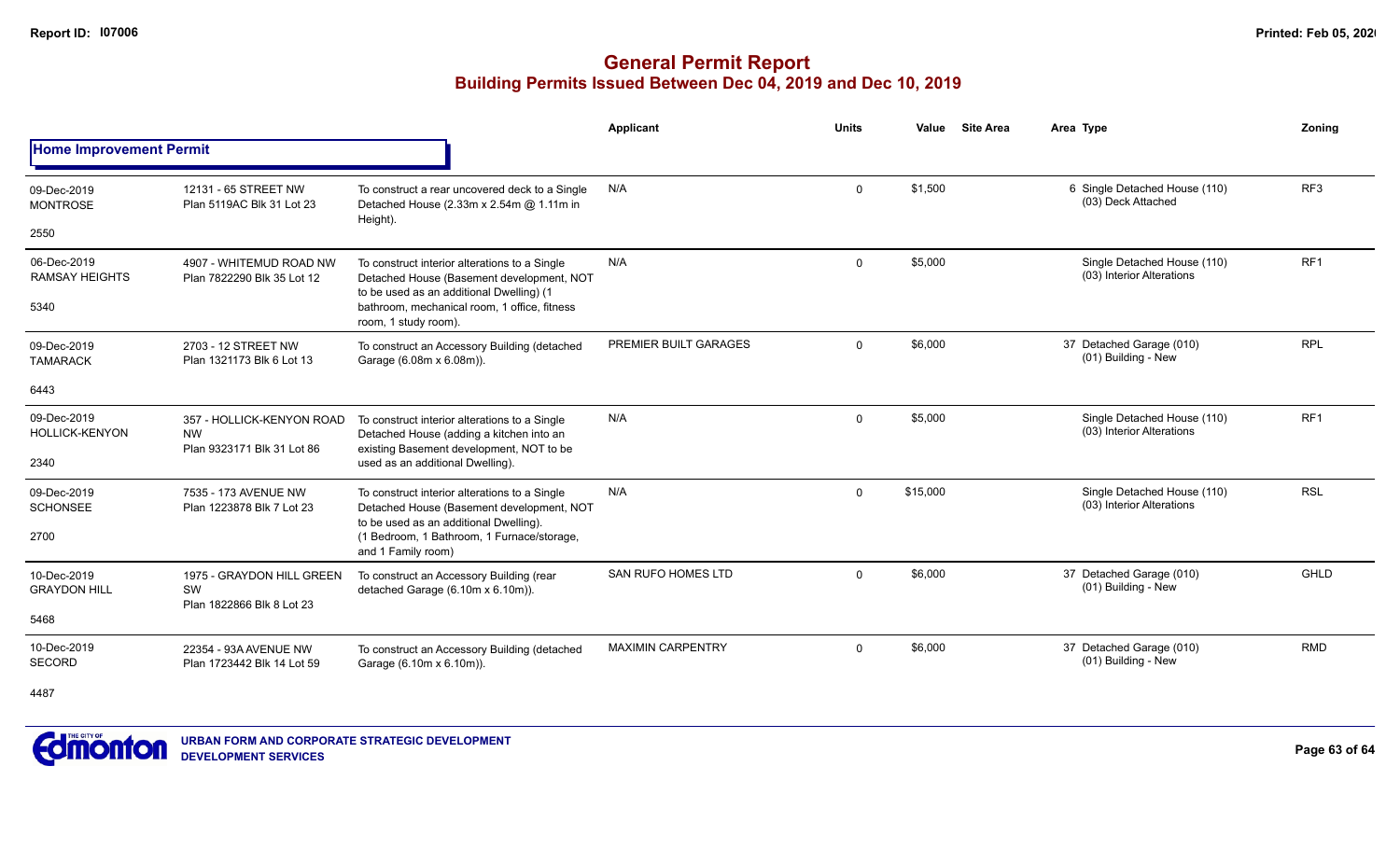# General Permit Report

## Building Permits Issued Between Dec 04, 2019 and Dec 10, 2019

Report ID: I07006

Printed: Feb 05, 2020

### Home Improvement Permit

| Date / Neighbourhood | Address / Legal | Description | Applicant | Units | Value | Site Area | Area | Type | Zoning |
|---|---|---|---|---|---|---|---|---|---|
| 09-Dec-2019<br>MONTROSE<br>2550 | 12131 - 65 STREET NW<br>Plan 5119AC Blk 31 Lot 23 | To construct a rear uncovered deck to a Single Detached House (2.33m x 2.54m @ 1.11m in Height). | N/A | 0 | $1,500 | | 6 | Single Detached House (110)<br>(03) Deck Attached | RF3 |
| 06-Dec-2019<br>RAMSAY HEIGHTS<br>5340 | 4907 - WHITEMUD ROAD NW<br>Plan 7822290 Blk 35 Lot 12 | To construct interior alterations to a Single Detached House (Basement development, NOT to be used as an additional Dwelling) (1 bathroom, mechanical room, 1 office, fitness room, 1 study room). | N/A | 0 | $5,000 | | | Single Detached House (110)<br>(03) Interior Alterations | RF1 |
| 09-Dec-2019<br>TAMARACK<br>6443 | 2703 - 12 STREET NW<br>Plan 1321173 Blk 6 Lot 13 | To construct an Accessory Building (detached Garage (6.08m x 6.08m)). | PREMIER BUILT GARAGES | 0 | $6,000 | | 37 | Detached Garage (010)<br>(01) Building - New | RPL |
| 09-Dec-2019<br>HOLLICK-KENYON<br>2340 | 357 - HOLLICK-KENYON ROAD NW<br>Plan 9323171 Blk 31 Lot 86 | To construct interior alterations to a Single Detached House (adding a kitchen into an existing Basement development, NOT to be used as an additional Dwelling). | N/A | 0 | $5,000 | | | Single Detached House (110)<br>(03) Interior Alterations | RF1 |
| 09-Dec-2019<br>SCHONSEE<br>2700 | 7535 - 173 AVENUE NW<br>Plan 1223878 Blk 7 Lot 23 | To construct interior alterations to a Single Detached House (Basement development, NOT to be used as an additional Dwelling). (1 Bedroom, 1 Bathroom, 1 Furnace/storage, and 1 Family room) | N/A | 0 | $15,000 | | | Single Detached House (110)<br>(03) Interior Alterations | RSL |
| 10-Dec-2019<br>GRAYDON HILL<br>5468 | 1975 - GRAYDON HILL GREEN SW<br>Plan 1822866 Blk 8 Lot 23 | To construct an Accessory Building (rear detached Garage (6.10m x 6.10m)). | SAN RUFO HOMES LTD | 0 | $6,000 | | 37 | Detached Garage (010)<br>(01) Building - New | GHLD |
| 10-Dec-2019<br>SECORD<br>4487 | 22354 - 93A AVENUE NW<br>Plan 1723442 Blk 14 Lot 59 | To construct an Accessory Building (detached Garage (6.10m x 6.10m)). | MAXIMIN CARPENTRY | 0 | $6,000 | | 37 | Detached Garage (010)<br>(01) Building - New | RMD |

URBAN FORM AND CORPORATE STRATEGIC DEVELOPMENT
DEVELOPMENT SERVICES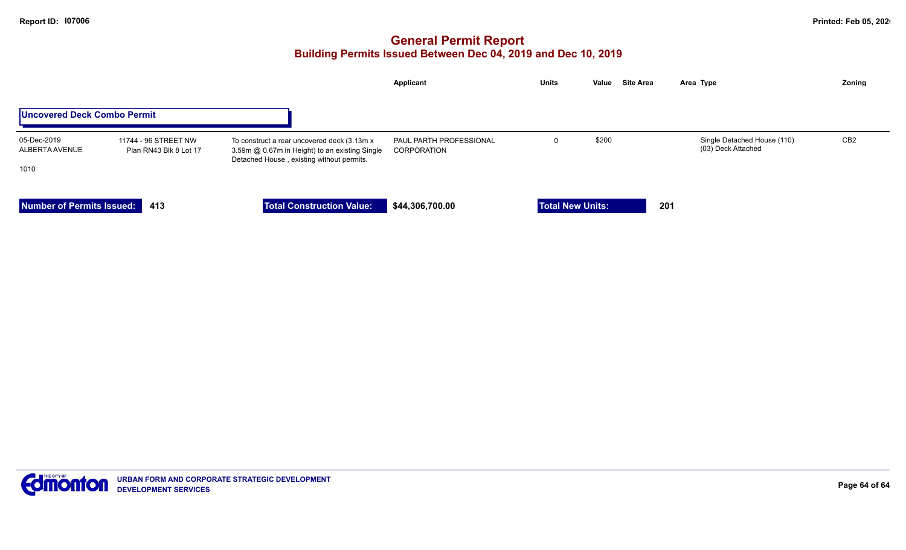# General Permit Report

## Building Permits Issued Between Dec 04, 2019 and Dec 10, 2019

### Uncovered Deck Combo Permit

| | | | Applicant | Units | Value | Site Area | Area Type | Zoning |
|---|---|---|---|---|---|---|---|---|
| 05-Dec-2019<br>ALBERTA AVENUE<br><br>1010 | 11744 - 96 STREET NW<br>Plan RN43 Blk 8 Lot 17 | To construct a rear uncovered deck (3.13m x 3.59m @ 0.67m in Height) to an existing Single Detached House , existing without permits. | PAUL PARTH PROFESSIONAL CORPORATION | 0 | $200 | | Single Detached House (110)<br>(03) Deck Attached | CB2 |

**Number of Permits Issued:** 413 **Total Construction Value:** $44,306,700.00 **Total New Units:** 201

URBAN FORM AND CORPORATE STRATEGIC DEVELOPMENT
DEVELOPMENT SERVICES